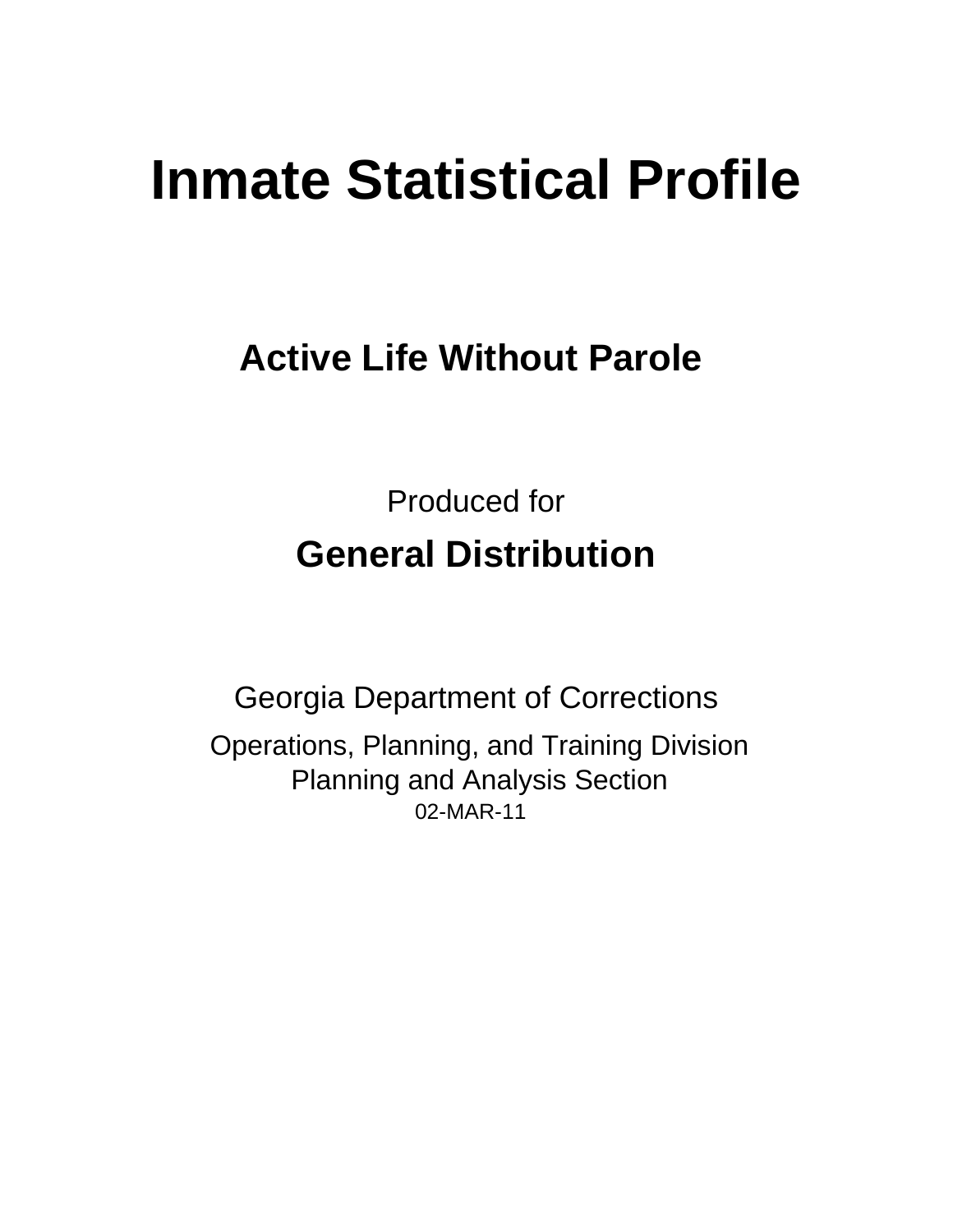# Inmate Statistical Profile

## Active Life Without Parole

Produced for

## General Distribution

Georgia Department of Corrections

Operations, Planning, and Training Division
Planning and Analysis Section
02-MAR-11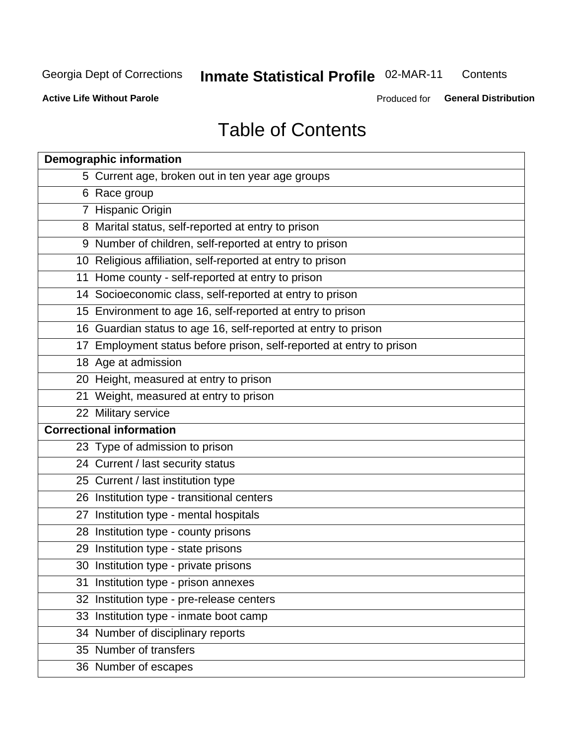# Table of Contents

| Demographic information | |
|---|---|
| 5 | Current age, broken out in ten year age groups |
| 6 | Race group |
| 7 | Hispanic Origin |
| 8 | Marital status, self-reported at entry to prison |
| 9 | Number of children, self-reported at entry to prison |
| 10 | Religious affiliation, self-reported at entry to prison |
| 11 | Home county - self-reported at entry to prison |
| 14 | Socioeconomic class, self-reported at entry to prison |
| 15 | Environment to age 16, self-reported at entry to prison |
| 16 | Guardian status to age 16, self-reported at entry to prison |
| 17 | Employment status before prison, self-reported at entry to prison |
| 18 | Age at admission |
| 20 | Height, measured at entry to prison |
| 21 | Weight, measured at entry to prison |
| 22 | Military service |
| **Correctional information** | |
| 23 | Type of admission to prison |
| 24 | Current / last security status |
| 25 | Current / last institution type |
| 26 | Institution type - transitional centers |
| 27 | Institution type - mental hospitals |
| 28 | Institution type - county prisons |
| 29 | Institution type - state prisons |
| 30 | Institution type - private prisons |
| 31 | Institution type - prison annexes |
| 32 | Institution type - pre-release centers |
| 33 | Institution type - inmate boot camp |
| 34 | Number of disciplinary reports |
| 35 | Number of transfers |
| 36 | Number of escapes |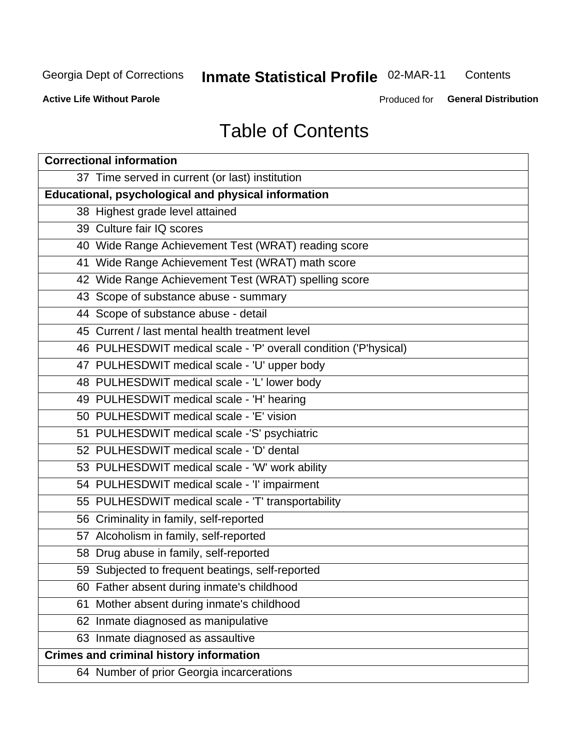# Table of Contents

| Correctional information |
|---|
| 37 Time served in current (or last) institution |
| **Educational, psychological and physical information** |
| 38 Highest grade level attained |
| 39 Culture fair IQ scores |
| 40 Wide Range Achievement Test (WRAT) reading score |
| 41 Wide Range Achievement Test (WRAT) math score |
| 42 Wide Range Achievement Test (WRAT) spelling score |
| 43 Scope of substance abuse - summary |
| 44 Scope of substance abuse - detail |
| 45 Current / last mental health treatment level |
| 46 PULHESDWIT medical scale - 'P' overall condition ('P'hysical) |
| 47 PULHESDWIT medical scale - 'U' upper body |
| 48 PULHESDWIT medical scale - 'L' lower body |
| 49 PULHESDWIT medical scale - 'H' hearing |
| 50 PULHESDWIT medical scale - 'E' vision |
| 51 PULHESDWIT medical scale -'S' psychiatric |
| 52 PULHESDWIT medical scale - 'D' dental |
| 53 PULHESDWIT medical scale - 'W' work ability |
| 54 PULHESDWIT medical scale - 'I' impairment |
| 55 PULHESDWIT medical scale - 'T' transportability |
| 56 Criminality in family, self-reported |
| 57 Alcoholism in family, self-reported |
| 58 Drug abuse in family, self-reported |
| 59 Subjected to frequent beatings, self-reported |
| 60 Father absent during inmate's childhood |
| 61 Mother absent during inmate's childhood |
| 62 Inmate diagnosed as manipulative |
| 63 Inmate diagnosed as assaultive |
| **Crimes and criminal history information** |
| 64 Number of prior Georgia incarcerations |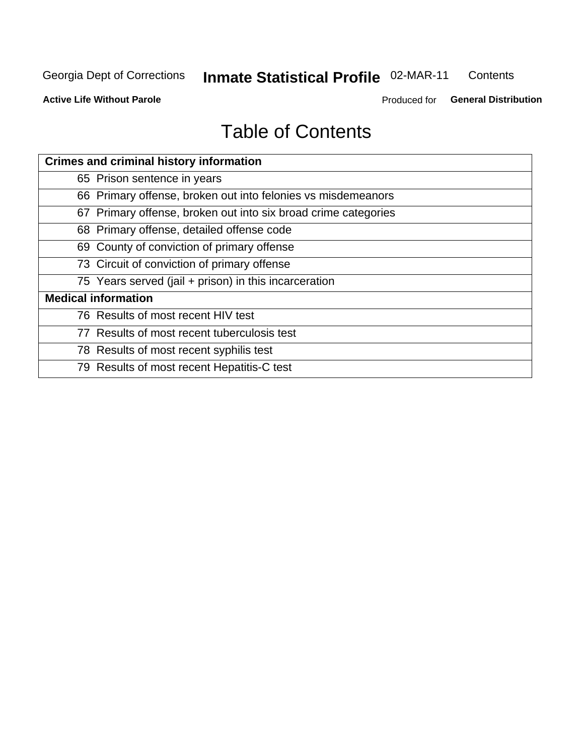# Table of Contents

| Crimes and criminal history information |
|---|
| 65 Prison sentence in years |
| 66 Primary offense, broken out into felonies vs misdemeanors |
| 67 Primary offense, broken out into six broad crime categories |
| 68 Primary offense, detailed offense code |
| 69 County of conviction of primary offense |
| 73 Circuit of conviction of primary offense |
| 75 Years served (jail + prison) in this incarceration |
| **Medical information** |
| 76 Results of most recent HIV test |
| 77 Results of most recent tuberculosis test |
| 78 Results of most recent syphilis test |
| 79 Results of most recent Hepatitis-C test |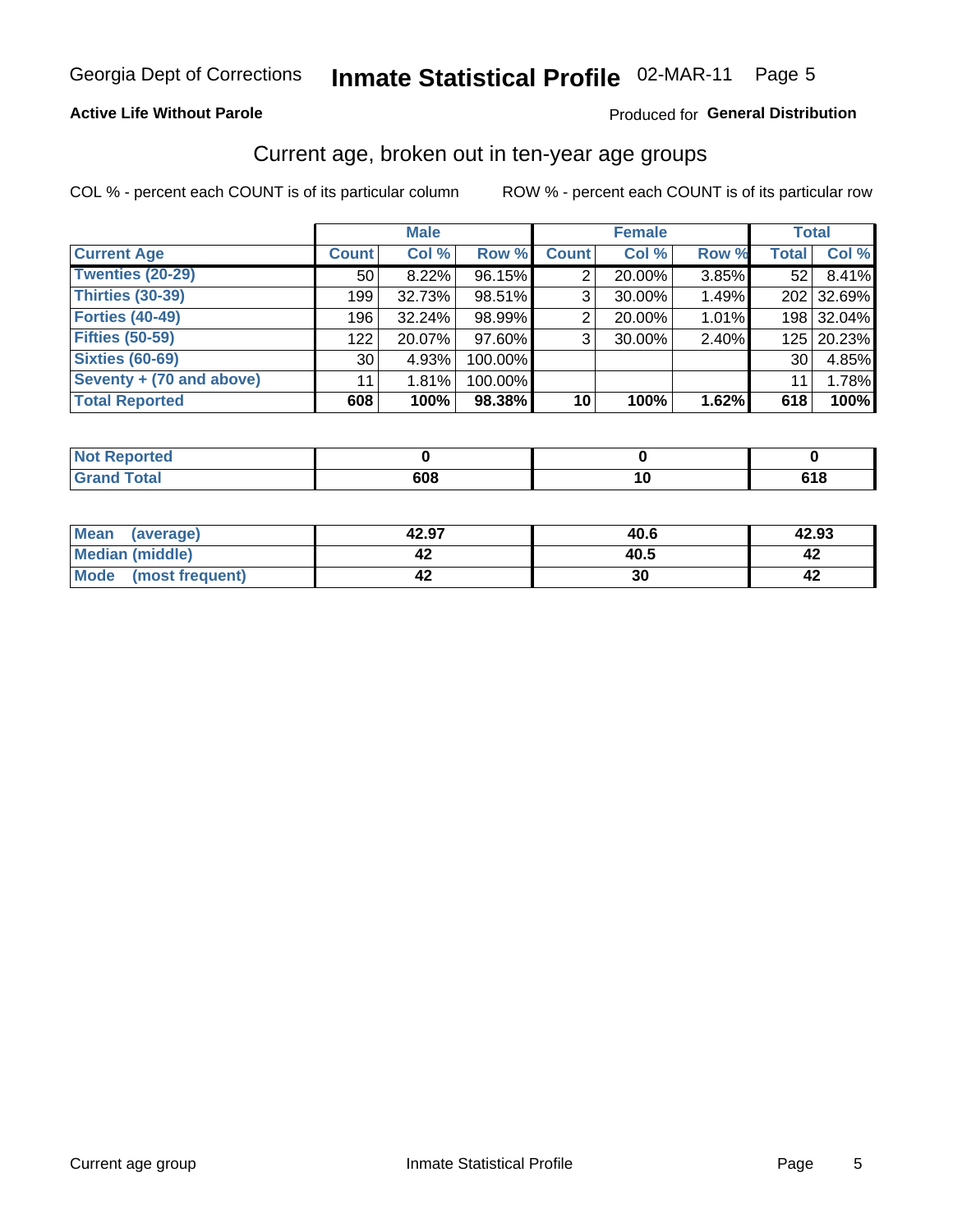Georgia Dept of Corrections **Inmate Statistical Profile** 02-MAR-11

**Active Life Without Parole**

Produced for **General Distribution**

## Current age, broken out in ten-year age groups

COL % - percent each COUNT is of its particular column ROW % - percent each COUNT is of its particular row

| | Male | | | Female | | | Total | |
|---|---|---|---|---|---|---|---|---|
| **Current Age** | **Count** | **Col %** | **Row %** | **Count** | **Col %** | **Row %** | **Total** | **Col %** |
| Twenties (20-29) | 50 | 8.22% | 96.15% | 2 | 20.00% | 3.85% | 52 | 8.41% |
| Thirties (30-39) | 199 | 32.73% | 98.51% | 3 | 30.00% | 1.49% | 202 | 32.69% |
| Forties (40-49) | 196 | 32.24% | 98.99% | 2 | 20.00% | 1.01% | 198 | 32.04% |
| Fifties (50-59) | 122 | 20.07% | 97.60% | 3 | 30.00% | 2.40% | 125 | 20.23% |
| Sixties (60-69) | 30 | 4.93% | 100.00% | | | | 30 | 4.85% |
| Seventy + (70 and above) | 11 | 1.81% | 100.00% | | | | 11 | 1.78% |
| **Total Reported** | **608** | **100%** | **98.38%** | **10** | **100%** | **1.62%** | **618** | **100%** |

| | Male | Female | Total |
|---|---|---|---|
| Not Reported | **0** | **0** | **0** |
| Grand Total | **608** | **10** | **618** |

| | Male | Female | Total |
|---|---|---|---|
| Mean (average) | **42.97** | **40.6** | **42.93** |
| Median (middle) | **42** | **40.5** | **42** |
| Mode (most frequent) | **42** | **30** | **42** |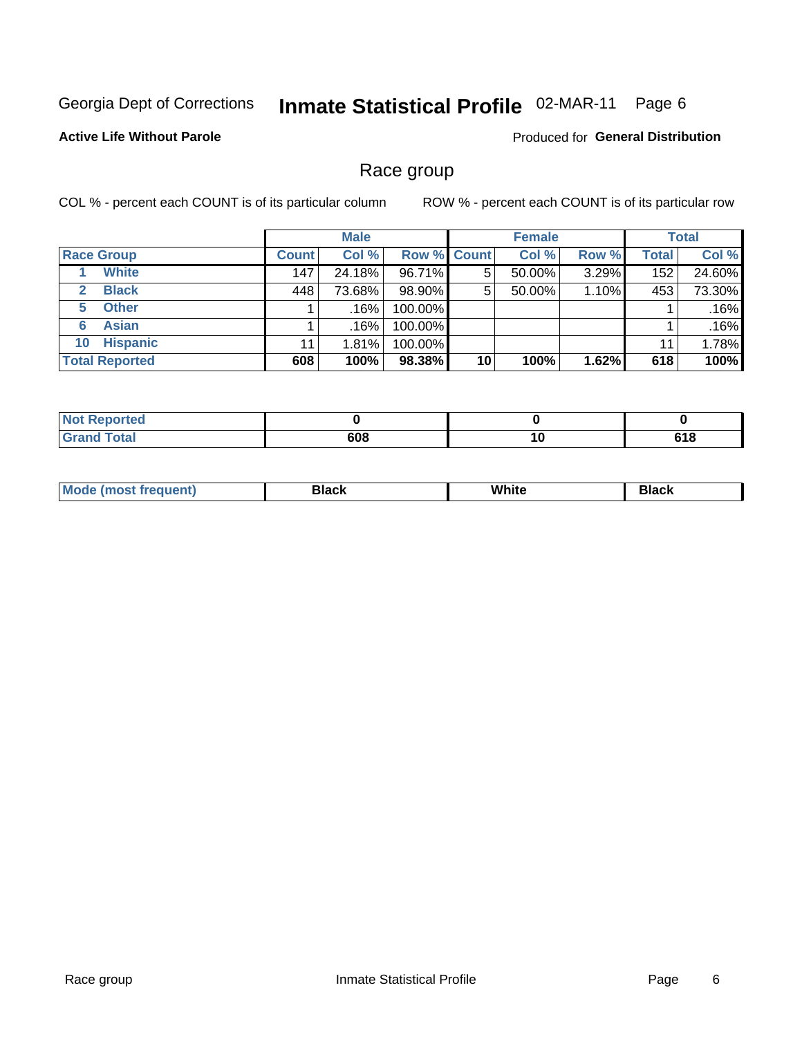Georgia Dept of Corrections **Inmate Statistical Profile** 02-MAR-11

**Active Life Without Parole**

Produced for **General Distribution**

## Race group

COL % - percent each COUNT is of its particular column ROW % - percent each COUNT is of its particular row

| | Male | | | Female | | | Total | |
|---|---|---|---|---|---|---|---|---|
| **Race Group** | **Count** | **Col %** | **Row %** | **Count** | **Col %** | **Row %** | **Total** | **Col %** |
| 1 **White** | 147 | 24.18% | 96.71% | 5 | 50.00% | 3.29% | 152 | 24.60% |
| 2 **Black** | 448 | 73.68% | 98.90% | 5 | 50.00% | 1.10% | 453 | 73.30% |
| 5 **Other** | 1 | .16% | 100.00% | | | | 1 | .16% |
| 6 **Asian** | 1 | .16% | 100.00% | | | | 1 | .16% |
| 10 **Hispanic** | 11 | 1.81% | 100.00% | | | | 11 | 1.78% |
| **Total Reported** | **608** | **100%** | **98.38%** | **10** | **100%** | **1.62%** | **618** | **100%** |

| | Male | Female | Total |
|---|---|---|---|
| **Not Reported** | **0** | **0** | **0** |
| **Grand Total** | **608** | **10** | **618** |

| | Male | Female | Total |
|---|---|---|---|
| **Mode (most frequent)** | **Black** | **White** | **Black** |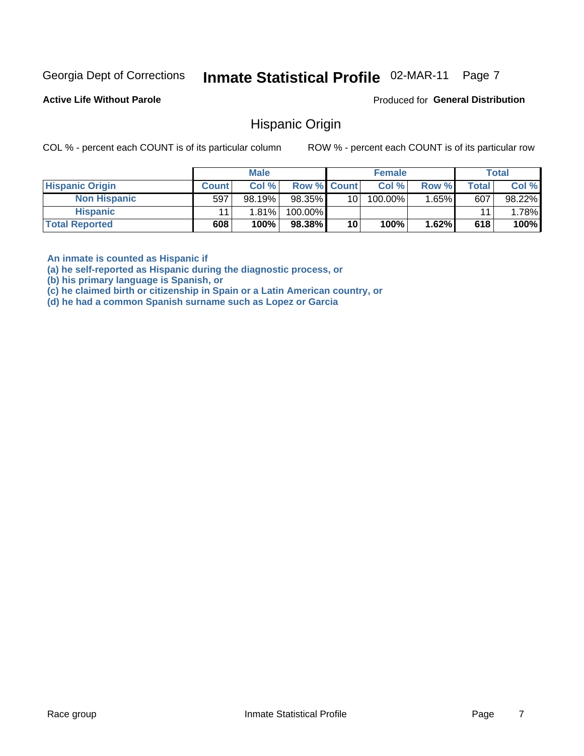Georgia Dept of Corrections **Inmate Statistical Profile** 02-MAR-11

**Active Life Without Parole**

Produced for **General Distribution**

## Hispanic Origin

COL % - percent each COUNT is of its particular column

ROW % - percent each COUNT is of its particular row

| | Male | | | Female | | | Total | |
|---|---|---|---|---|---|---|---|---|
| **Hispanic Origin** | **Count** | **Col %** | **Row %** | **Count** | **Col %** | **Row %** | **Total** | **Col %** |
| **Non Hispanic** | 597 | 98.19% | 98.35% | 10 | 100.00% | 1.65% | 607 | 98.22% |
| **Hispanic** | 11 | 1.81% | 100.00% | | | | 11 | 1.78% |
| **Total Reported** | **608** | **100%** | **98.38%** | **10** | **100%** | **1.62%** | **618** | **100%** |

**An inmate is counted as Hispanic if**
**(a) he self-reported as Hispanic during the diagnostic process, or**
**(b) his primary language is Spanish, or**
**(c) he claimed birth or citizenship in Spain or a Latin American country, or**
**(d) he had a common Spanish surname such as Lopez or Garcia**

Race group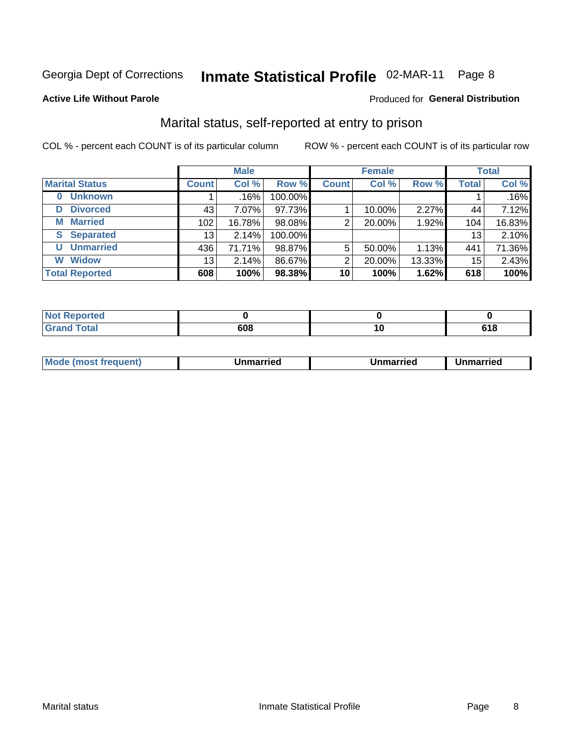Georgia Dept of Corrections **Inmate Statistical Profile** 02-MAR-11 Page 8

**Active Life Without Parole**

Produced for **General Distribution**

## Marital status, self-reported at entry to prison

COL % - percent each COUNT is of its particular column

ROW % - percent each COUNT is of its particular row

| | Male | | | Female | | | Total | |
|---|---|---|---|---|---|---|---|---|
| **Marital Status** | **Count** | **Col %** | **Row %** | **Count** | **Col %** | **Row %** | **Total** | **Col %** |
| **0 Unknown** | 1 | .16% | 100.00% | | | | 1 | .16% |
| **D Divorced** | 43 | 7.07% | 97.73% | 1 | 10.00% | 2.27% | 44 | 7.12% |
| **M Married** | 102 | 16.78% | 98.08% | 2 | 20.00% | 1.92% | 104 | 16.83% |
| **S Separated** | 13 | 2.14% | 100.00% | | | | 13 | 2.10% |
| **U Unmarried** | 436 | 71.71% | 98.87% | 5 | 50.00% | 1.13% | 441 | 71.36% |
| **W Widow** | 13 | 2.14% | 86.67% | 2 | 20.00% | 13.33% | 15 | 2.43% |
| **Total Reported** | **608** | **100%** | **98.38%** | **10** | **100%** | **1.62%** | **618** | **100%** |

| | Male | Female | Total |
|---|---|---|---|
| **Not Reported** | **0** | **0** | **0** |
| **Grand Total** | **608** | **10** | **618** |

| | Male | Female | Total |
|---|---|---|---|
| **Mode (most frequent)** | **Unmarried** | **Unmarried** | **Unmarried** |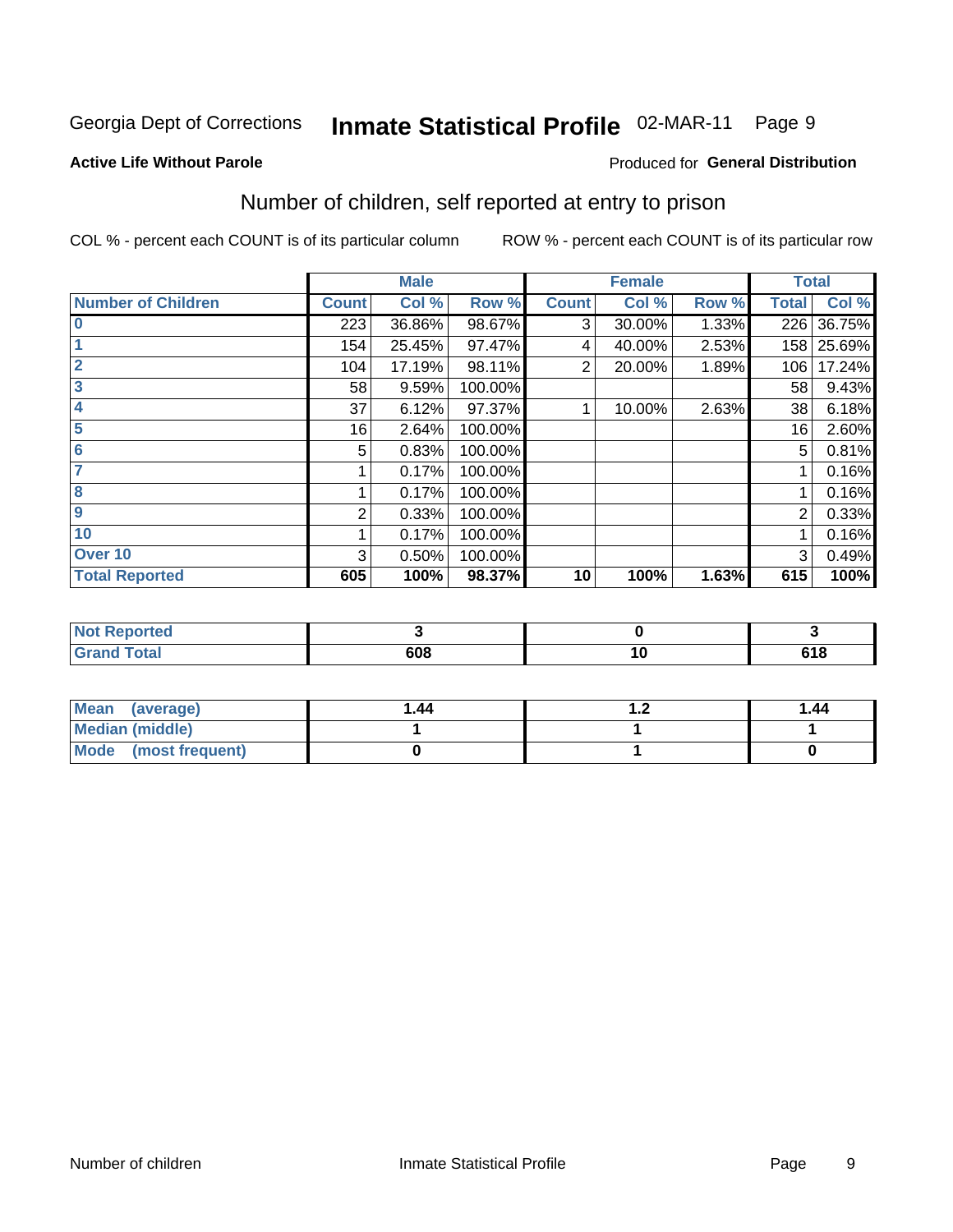Georgia Dept of Corrections **Inmate Statistical Profile** 02-MAR-11

**Active Life Without Parole**

Produced for **General Distribution**

## Number of children, self reported at entry to prison

COL % - percent each COUNT is of its particular column

ROW % - percent each COUNT is of its particular row

| | Male | | | Female | | | Total | |
|---|---|---|---|---|---|---|---|---|
| **Number of Children** | **Count** | **Col %** | **Row %** | **Count** | **Col %** | **Row %** | **Total** | **Col %** |
| **0** | 223 | 36.86% | 98.67% | 3 | 30.00% | 1.33% | 226 | 36.75% |
| **1** | 154 | 25.45% | 97.47% | 4 | 40.00% | 2.53% | 158 | 25.69% |
| **2** | 104 | 17.19% | 98.11% | 2 | 20.00% | 1.89% | 106 | 17.24% |
| **3** | 58 | 9.59% | 100.00% | | | | 58 | 9.43% |
| **4** | 37 | 6.12% | 97.37% | 1 | 10.00% | 2.63% | 38 | 6.18% |
| **5** | 16 | 2.64% | 100.00% | | | | 16 | 2.60% |
| **6** | 5 | 0.83% | 100.00% | | | | 5 | 0.81% |
| **7** | 1 | 0.17% | 100.00% | | | | 1 | 0.16% |
| **8** | 1 | 0.17% | 100.00% | | | | 1 | 0.16% |
| **9** | 2 | 0.33% | 100.00% | | | | 2 | 0.33% |
| **10** | 1 | 0.17% | 100.00% | | | | 1 | 0.16% |
| **Over 10** | 3 | 0.50% | 100.00% | | | | 3 | 0.49% |
| **Total Reported** | **605** | **100%** | **98.37%** | **10** | **100%** | **1.63%** | **615** | **100%** |

| | Male | Female | Total |
|---|---|---|---|
| **Not Reported** | **3** | **0** | **3** |
| **Grand Total** | **608** | **10** | **618** |

| | Male | Female | Total |
|---|---|---|---|
| **Mean (average)** | **1.44** | **1.2** | **1.44** |
| **Median (middle)** | **1** | **1** | **1** |
| **Mode (most frequent)** | **0** | **1** | **0** |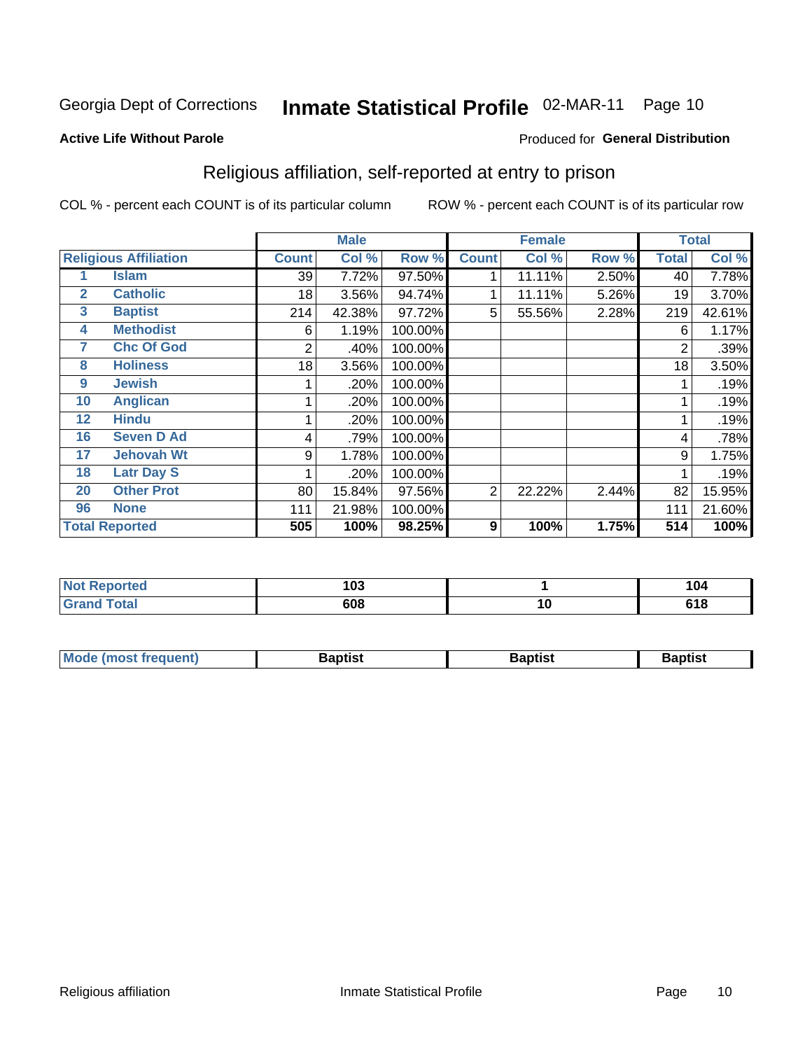Georgia Dept of Corrections **Inmate Statistical Profile** 02-MAR-11 Page 10

**Active Life Without Parole**

Produced for **General Distribution**

## Religious affiliation, self-reported at entry to prison

COL % - percent each COUNT is of its particular column

ROW % - percent each COUNT is of its particular row

| Religious Affiliation | | Male | | | Female | | | Total | |
|---|---|---|---|---|---|---|---|---|---|
| | | Count | Col % | Row % | Count | Col % | Row % | Total | Col % |
| 1 | Islam | 39 | 7.72% | 97.50% | 1 | 11.11% | 2.50% | 40 | 7.78% |
| 2 | Catholic | 18 | 3.56% | 94.74% | 1 | 11.11% | 5.26% | 19 | 3.70% |
| 3 | Baptist | 214 | 42.38% | 97.72% | 5 | 55.56% | 2.28% | 219 | 42.61% |
| 4 | Methodist | 6 | 1.19% | 100.00% | | | | 6 | 1.17% |
| 7 | Chc Of God | 2 | .40% | 100.00% | | | | 2 | .39% |
| 8 | Holiness | 18 | 3.56% | 100.00% | | | | 18 | 3.50% |
| 9 | Jewish | 1 | .20% | 100.00% | | | | 1 | .19% |
| 10 | Anglican | 1 | .20% | 100.00% | | | | 1 | .19% |
| 12 | Hindu | 1 | .20% | 100.00% | | | | 1 | .19% |
| 16 | Seven D Ad | 4 | .79% | 100.00% | | | | 4 | .78% |
| 17 | Jehovah Wt | 9 | 1.78% | 100.00% | | | | 9 | 1.75% |
| 18 | Latr Day S | 1 | .20% | 100.00% | | | | 1 | .19% |
| 20 | Other Prot | 80 | 15.84% | 97.56% | 2 | 22.22% | 2.44% | 82 | 15.95% |
| 96 | None | 111 | 21.98% | 100.00% | | | | 111 | 21.60% |
| **Total Reported** | | **505** | **100%** | **98.25%** | **9** | **100%** | **1.75%** | **514** | **100%** |

| | Male | Female | Total |
|---|---|---|---|
| Not Reported | 103 | 1 | 104 |
| Grand Total | 608 | 10 | 618 |

| | Male | Female | Total |
|---|---|---|---|
| Mode (most frequent) | Baptist | Baptist | Baptist |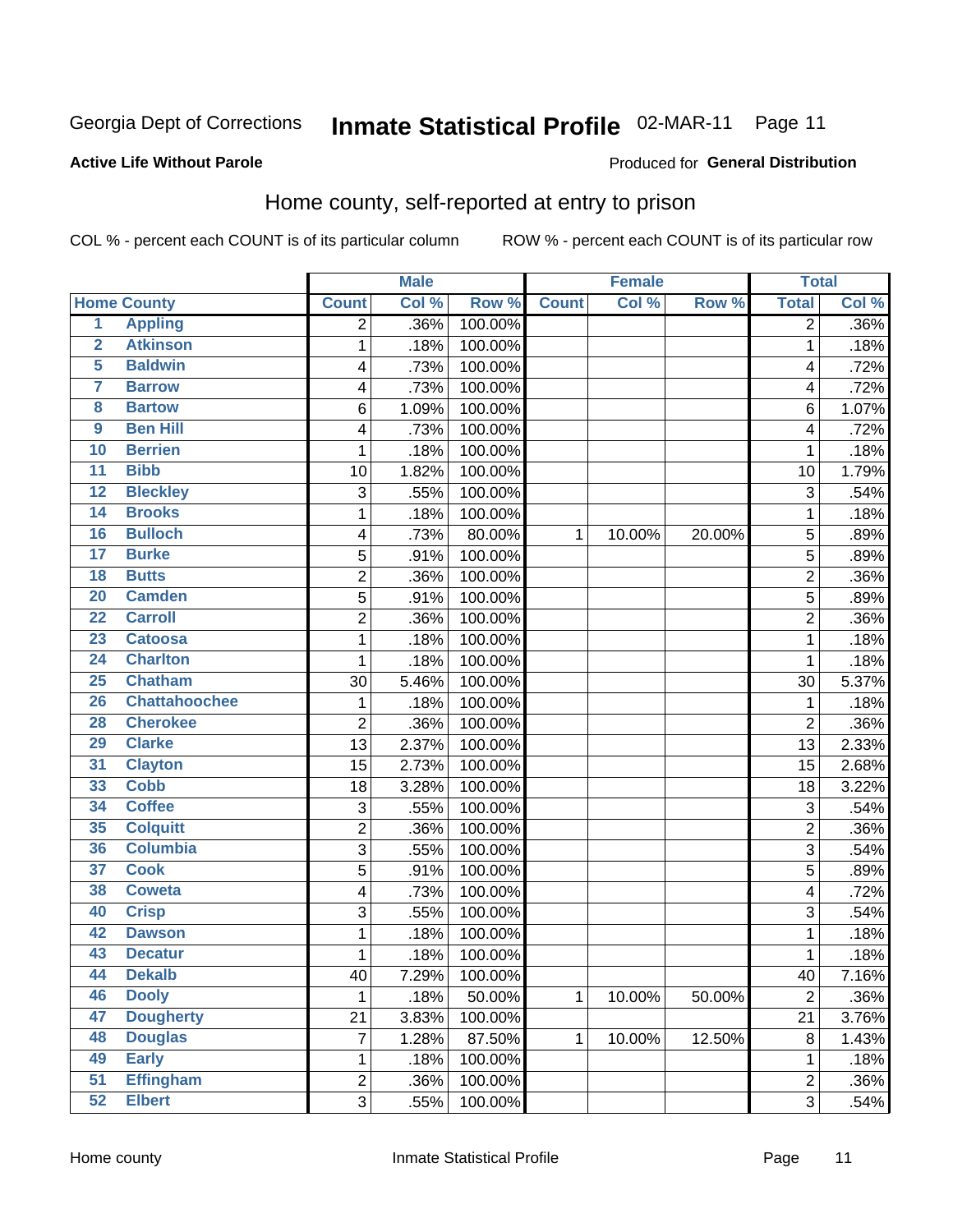Georgia Dept of Corrections **Inmate Statistical Profile** 02-MAR-11

**Active Life Without Parole**

Produced for **General Distribution**

## Home county, self-reported at entry to prison

COL % - percent each COUNT is of its particular column ROW % - percent each COUNT is of its particular row

| Home County | | Male | | | Female | | | Total | |
|---|---|---|---|---|---|---|---|---|---|
| | | Count | Col % | Row % | Count | Col % | Row % | Total | Col % |
| 1 | Appling | 2 | .36% | 100.00% | | | | 2 | .36% |
| 2 | Atkinson | 1 | .18% | 100.00% | | | | 1 | .18% |
| 5 | Baldwin | 4 | .73% | 100.00% | | | | 4 | .72% |
| 7 | Barrow | 4 | .73% | 100.00% | | | | 4 | .72% |
| 8 | Bartow | 6 | 1.09% | 100.00% | | | | 6 | 1.07% |
| 9 | Ben Hill | 4 | .73% | 100.00% | | | | 4 | .72% |
| 10 | Berrien | 1 | .18% | 100.00% | | | | 1 | .18% |
| 11 | Bibb | 10 | 1.82% | 100.00% | | | | 10 | 1.79% |
| 12 | Bleckley | 3 | .55% | 100.00% | | | | 3 | .54% |
| 14 | Brooks | 1 | .18% | 100.00% | | | | 1 | .18% |
| 16 | Bulloch | 4 | .73% | 80.00% | 1 | 10.00% | 20.00% | 5 | .89% |
| 17 | Burke | 5 | .91% | 100.00% | | | | 5 | .89% |
| 18 | Butts | 2 | .36% | 100.00% | | | | 2 | .36% |
| 20 | Camden | 5 | .91% | 100.00% | | | | 5 | .89% |
| 22 | Carroll | 2 | .36% | 100.00% | | | | 2 | .36% |
| 23 | Catoosa | 1 | .18% | 100.00% | | | | 1 | .18% |
| 24 | Charlton | 1 | .18% | 100.00% | | | | 1 | .18% |
| 25 | Chatham | 30 | 5.46% | 100.00% | | | | 30 | 5.37% |
| 26 | Chattahoochee | 1 | .18% | 100.00% | | | | 1 | .18% |
| 28 | Cherokee | 2 | .36% | 100.00% | | | | 2 | .36% |
| 29 | Clarke | 13 | 2.37% | 100.00% | | | | 13 | 2.33% |
| 31 | Clayton | 15 | 2.73% | 100.00% | | | | 15 | 2.68% |
| 33 | Cobb | 18 | 3.28% | 100.00% | | | | 18 | 3.22% |
| 34 | Coffee | 3 | .55% | 100.00% | | | | 3 | .54% |
| 35 | Colquitt | 2 | .36% | 100.00% | | | | 2 | .36% |
| 36 | Columbia | 3 | .55% | 100.00% | | | | 3 | .54% |
| 37 | Cook | 5 | .91% | 100.00% | | | | 5 | .89% |
| 38 | Coweta | 4 | .73% | 100.00% | | | | 4 | .72% |
| 40 | Crisp | 3 | .55% | 100.00% | | | | 3 | .54% |
| 42 | Dawson | 1 | .18% | 100.00% | | | | 1 | .18% |
| 43 | Decatur | 1 | .18% | 100.00% | | | | 1 | .18% |
| 44 | Dekalb | 40 | 7.29% | 100.00% | | | | 40 | 7.16% |
| 46 | Dooly | 1 | .18% | 50.00% | 1 | 10.00% | 50.00% | 2 | .36% |
| 47 | Dougherty | 21 | 3.83% | 100.00% | | | | 21 | 3.76% |
| 48 | Douglas | 7 | 1.28% | 87.50% | 1 | 10.00% | 12.50% | 8 | 1.43% |
| 49 | Early | 1 | .18% | 100.00% | | | | 1 | .18% |
| 51 | Effingham | 2 | .36% | 100.00% | | | | 2 | .36% |
| 52 | Elbert | 3 | .55% | 100.00% | | | | 3 | .54% |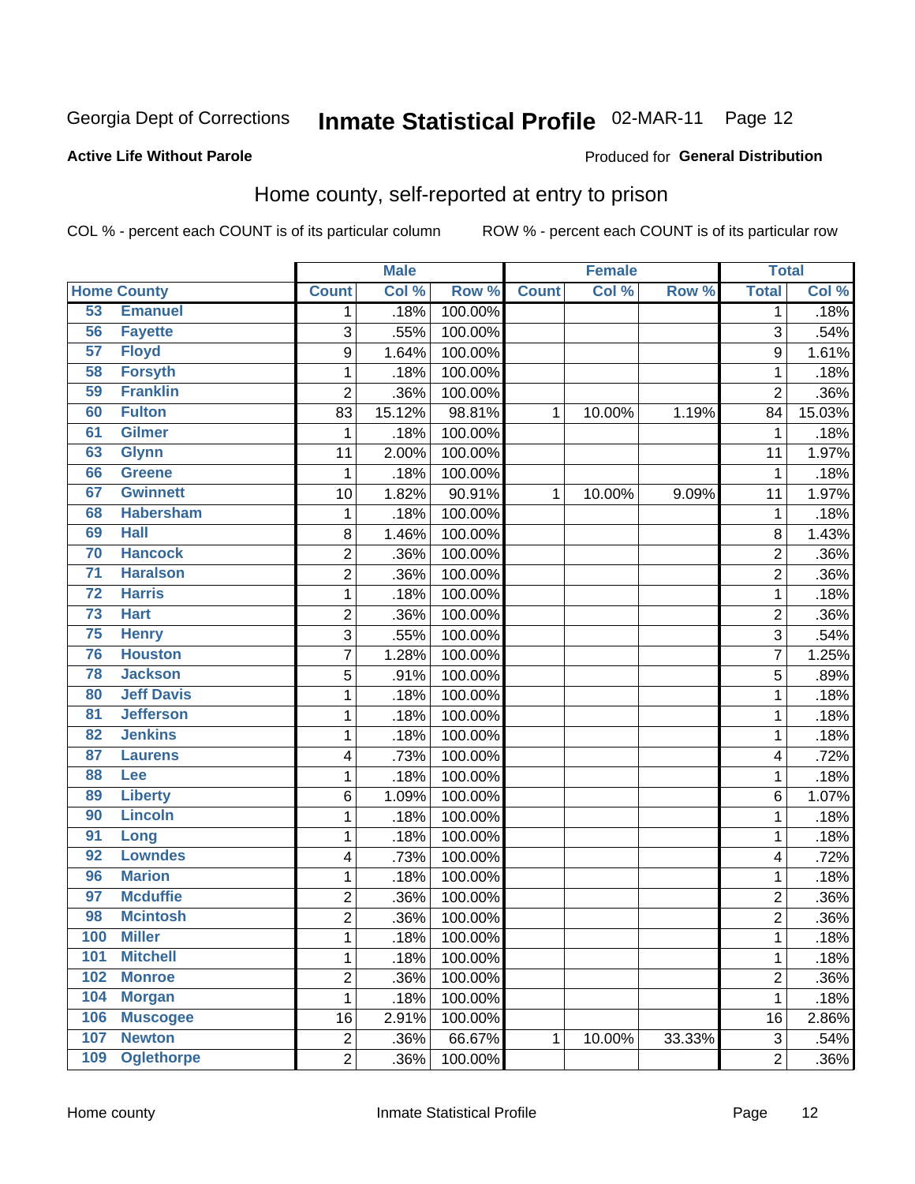Georgia Dept of Corrections **Inmate Statistical Profile** 02-MAR-11 Page 12

**Active Life Without Parole**

Produced for **General Distribution**

## Home county, self-reported at entry to prison

COL % - percent each COUNT is of its particular column ROW % - percent each COUNT is of its particular row

| Home County | | Male | | | Female | | | Total | |
|---|---|---|---|---|---|---|---|---|---|
| | | Count | Col % | Row % | Count | Col % | Row % | Total | Col % |
| 53 | Emanuel | 1 | .18% | 100.00% | | | | 1 | .18% |
| 56 | Fayette | 3 | .55% | 100.00% | | | | 3 | .54% |
| 57 | Floyd | 9 | 1.64% | 100.00% | | | | 9 | 1.61% |
| 58 | Forsyth | 1 | .18% | 100.00% | | | | 1 | .18% |
| 59 | Franklin | 2 | .36% | 100.00% | | | | 2 | .36% |
| 60 | Fulton | 83 | 15.12% | 98.81% | 1 | 10.00% | 1.19% | 84 | 15.03% |
| 61 | Gilmer | 1 | .18% | 100.00% | | | | 1 | .18% |
| 63 | Glynn | 11 | 2.00% | 100.00% | | | | 11 | 1.97% |
| 66 | Greene | 1 | .18% | 100.00% | | | | 1 | .18% |
| 67 | Gwinnett | 10 | 1.82% | 90.91% | 1 | 10.00% | 9.09% | 11 | 1.97% |
| 68 | Habersham | 1 | .18% | 100.00% | | | | 1 | .18% |
| 69 | Hall | 8 | 1.46% | 100.00% | | | | 8 | 1.43% |
| 70 | Hancock | 2 | .36% | 100.00% | | | | 2 | .36% |
| 71 | Haralson | 2 | .36% | 100.00% | | | | 2 | .36% |
| 72 | Harris | 1 | .18% | 100.00% | | | | 1 | .18% |
| 73 | Hart | 2 | .36% | 100.00% | | | | 2 | .36% |
| 75 | Henry | 3 | .55% | 100.00% | | | | 3 | .54% |
| 76 | Houston | 7 | 1.28% | 100.00% | | | | 7 | 1.25% |
| 78 | Jackson | 5 | .91% | 100.00% | | | | 5 | .89% |
| 80 | Jeff Davis | 1 | .18% | 100.00% | | | | 1 | .18% |
| 81 | Jefferson | 1 | .18% | 100.00% | | | | 1 | .18% |
| 82 | Jenkins | 1 | .18% | 100.00% | | | | 1 | .18% |
| 87 | Laurens | 4 | .73% | 100.00% | | | | 4 | .72% |
| 88 | Lee | 1 | .18% | 100.00% | | | | 1 | .18% |
| 89 | Liberty | 6 | 1.09% | 100.00% | | | | 6 | 1.07% |
| 90 | Lincoln | 1 | .18% | 100.00% | | | | 1 | .18% |
| 91 | Long | 1 | .18% | 100.00% | | | | 1 | .18% |
| 92 | Lowndes | 4 | .73% | 100.00% | | | | 4 | .72% |
| 96 | Marion | 1 | .18% | 100.00% | | | | 1 | .18% |
| 97 | Mcduffie | 2 | .36% | 100.00% | | | | 2 | .36% |
| 98 | Mcintosh | 2 | .36% | 100.00% | | | | 2 | .36% |
| 100 | Miller | 1 | .18% | 100.00% | | | | 1 | .18% |
| 101 | Mitchell | 1 | .18% | 100.00% | | | | 1 | .18% |
| 102 | Monroe | 2 | .36% | 100.00% | | | | 2 | .36% |
| 104 | Morgan | 1 | .18% | 100.00% | | | | 1 | .18% |
| 106 | Muscogee | 16 | 2.91% | 100.00% | | | | 16 | 2.86% |
| 107 | Newton | 2 | .36% | 66.67% | 1 | 10.00% | 33.33% | 3 | .54% |
| 109 | Oglethorpe | 2 | .36% | 100.00% | | | | 2 | .36% |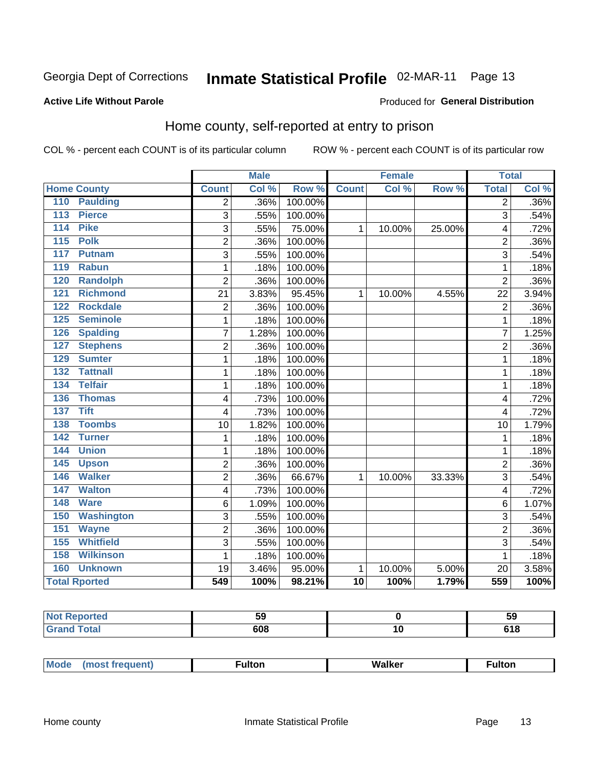Georgia Dept of Corrections **Inmate Statistical Profile** 02-MAR-11

**Active Life Without Parole**

Produced for **General Distribution**

## Home county, self-reported at entry to prison

COL % - percent each COUNT is of its particular column ROW % - percent each COUNT is of its particular row

| Home County | Male | | | Female | | | Total | |
|---|---|---|---|---|---|---|---|---|
| | Count | Col % | Row % | Count | Col % | Row % | Total | Col % |
| 110 Paulding | 2 | .36% | 100.00% | | | | 2 | .36% |
| 113 Pierce | 3 | .55% | 100.00% | | | | 3 | .54% |
| 114 Pike | 3 | .55% | 75.00% | 1 | 10.00% | 25.00% | 4 | .72% |
| 115 Polk | 2 | .36% | 100.00% | | | | 2 | .36% |
| 117 Putnam | 3 | .55% | 100.00% | | | | 3 | .54% |
| 119 Rabun | 1 | .18% | 100.00% | | | | 1 | .18% |
| 120 Randolph | 2 | .36% | 100.00% | | | | 2 | .36% |
| 121 Richmond | 21 | 3.83% | 95.45% | 1 | 10.00% | 4.55% | 22 | 3.94% |
| 122 Rockdale | 2 | .36% | 100.00% | | | | 2 | .36% |
| 125 Seminole | 1 | .18% | 100.00% | | | | 1 | .18% |
| 126 Spalding | 7 | 1.28% | 100.00% | | | | 7 | 1.25% |
| 127 Stephens | 2 | .36% | 100.00% | | | | 2 | .36% |
| 129 Sumter | 1 | .18% | 100.00% | | | | 1 | .18% |
| 132 Tattnall | 1 | .18% | 100.00% | | | | 1 | .18% |
| 134 Telfair | 1 | .18% | 100.00% | | | | 1 | .18% |
| 136 Thomas | 4 | .73% | 100.00% | | | | 4 | .72% |
| 137 Tift | 4 | .73% | 100.00% | | | | 4 | .72% |
| 138 Toombs | 10 | 1.82% | 100.00% | | | | 10 | 1.79% |
| 142 Turner | 1 | .18% | 100.00% | | | | 1 | .18% |
| 144 Union | 1 | .18% | 100.00% | | | | 1 | .18% |
| 145 Upson | 2 | .36% | 100.00% | | | | 2 | .36% |
| 146 Walker | 2 | .36% | 66.67% | 1 | 10.00% | 33.33% | 3 | .54% |
| 147 Walton | 4 | .73% | 100.00% | | | | 4 | .72% |
| 148 Ware | 6 | 1.09% | 100.00% | | | | 6 | 1.07% |
| 150 Washington | 3 | .55% | 100.00% | | | | 3 | .54% |
| 151 Wayne | 2 | .36% | 100.00% | | | | 2 | .36% |
| 155 Whitfield | 3 | .55% | 100.00% | | | | 3 | .54% |
| 158 Wilkinson | 1 | .18% | 100.00% | | | | 1 | .18% |
| 160 Unknown | 19 | 3.46% | 95.00% | 1 | 10.00% | 5.00% | 20 | 3.58% |
| **Total Rported** | **549** | **100%** | **98.21%** | **10** | **100%** | **1.79%** | **559** | **100%** |

| | Male | Female | Total |
|---|---|---|---|
| Not Reported | 59 | 0 | 59 |
| Grand Total | 608 | 10 | 618 |

| | Male | Female | Total |
|---|---|---|---|
| Mode (most frequent) | Fulton | Walker | Fulton |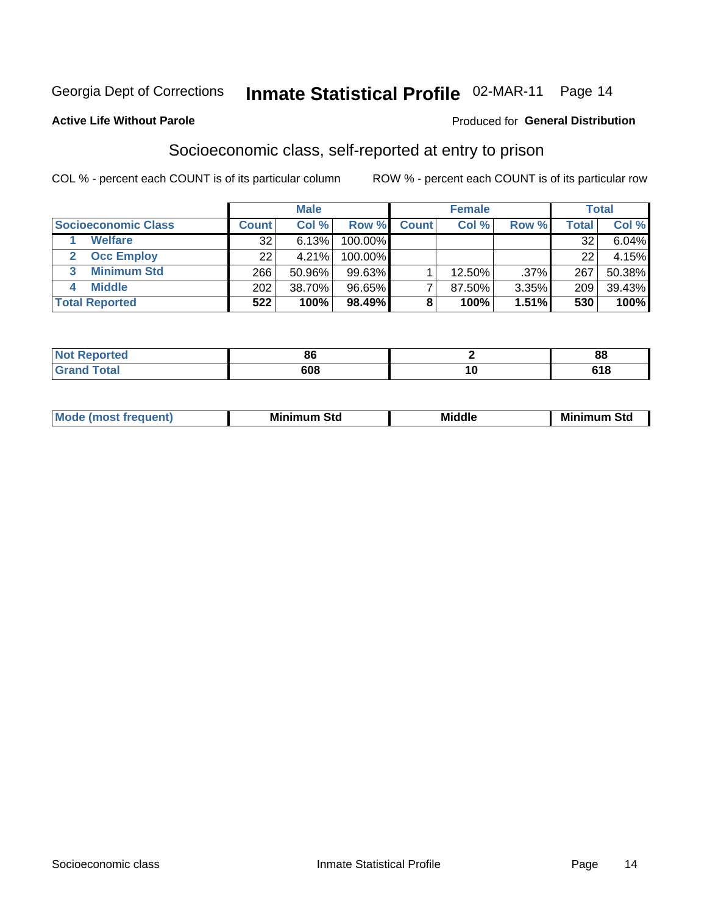Georgia Dept of Corrections **Inmate Statistical Profile** 02-MAR-11

**Active Life Without Parole**

Produced for **General Distribution**

## Socioeconomic class, self-reported at entry to prison

COL % - percent each COUNT is of its particular column

ROW % - percent each COUNT is of its particular row

| | | Male | | | Female | | | Total | |
|---|---|---|---|---|---|---|---|---|---|
| **Socioeconomic Class** | | **Count** | **Col %** | **Row %** | **Count** | **Col %** | **Row %** | **Total** | **Col %** |
| 1 | **Welfare** | 32 | 6.13% | 100.00% | | | | 32 | 6.04% |
| 2 | **Occ Employ** | 22 | 4.21% | 100.00% | | | | 22 | 4.15% |
| 3 | **Minimum Std** | 266 | 50.96% | 99.63% | 1 | 12.50% | .37% | 267 | 50.38% |
| 4 | **Middle** | 202 | 38.70% | 96.65% | 7 | 87.50% | 3.35% | 209 | 39.43% |
| **Total Reported** | | **522** | **100%** | **98.49%** | **8** | **100%** | **1.51%** | **530** | **100%** |

| | Male | Female | Total |
|---|---|---|---|
| **Not Reported** | **86** | **2** | **88** |
| **Grand Total** | **608** | **10** | **618** |

| | Male | Female | Total |
|---|---|---|---|
| **Mode (most frequent)** | **Minimum Std** | **Middle** | **Minimum Std** |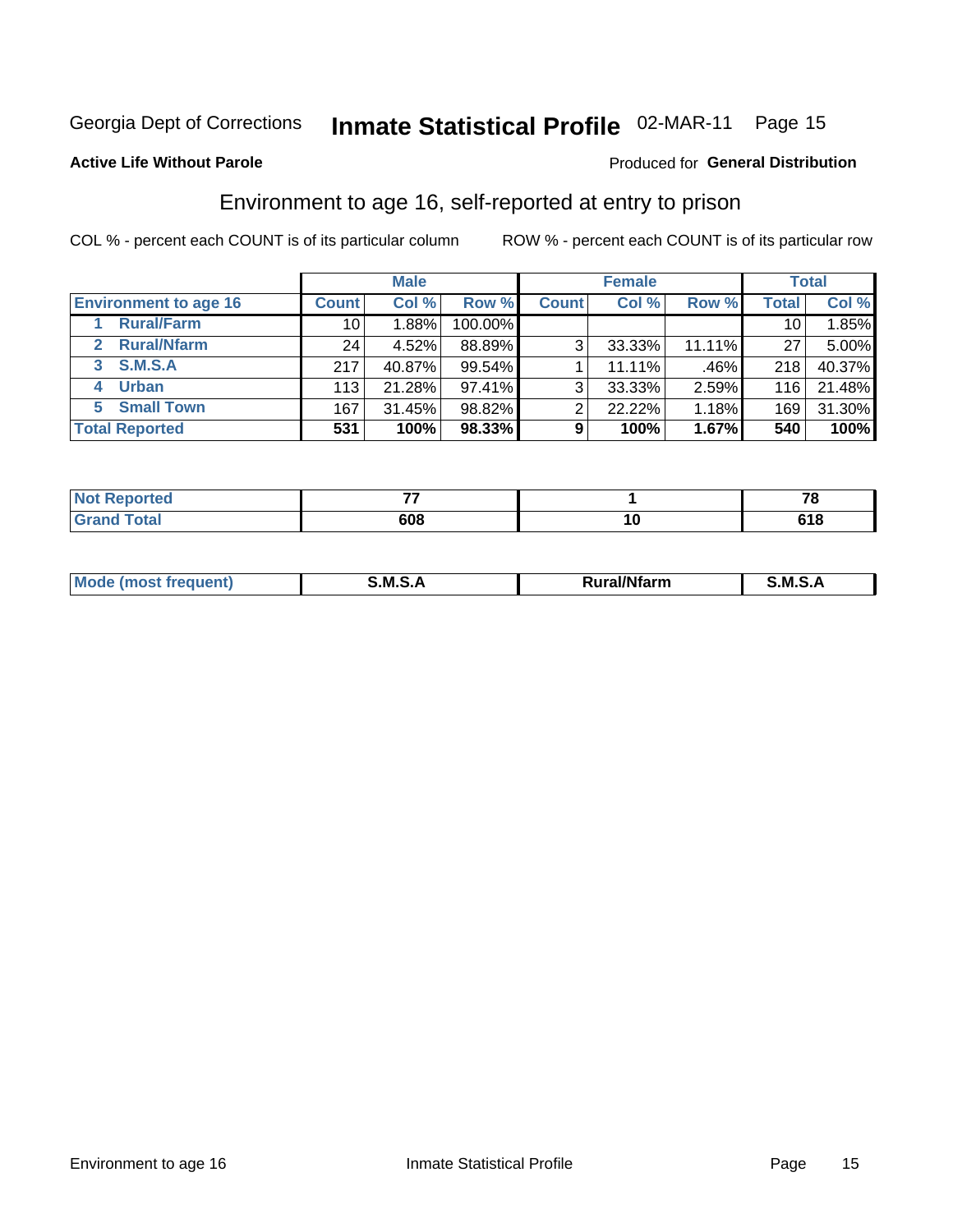Georgia Dept of Corrections **Inmate Statistical Profile** 02-MAR-11 Page 15

**Active Life Without Parole**

Produced for **General Distribution**

## Environment to age 16, self-reported at entry to prison

COL % - percent each COUNT is of its particular column ROW % - percent each COUNT is of its particular row

| | Male | | | Female | | | Total | |
|---|---|---|---|---|---|---|---|---|
| **Environment to age 16** | **Count** | **Col %** | **Row %** | **Count** | **Col %** | **Row %** | **Total** | **Col %** |
| 1 Rural/Farm | 10 | 1.88% | 100.00% | | | | 10 | 1.85% |
| 2 Rural/Nfarm | 24 | 4.52% | 88.89% | 3 | 33.33% | 11.11% | 27 | 5.00% |
| 3 S.M.S.A | 217 | 40.87% | 99.54% | 1 | 11.11% | .46% | 218 | 40.37% |
| 4 Urban | 113 | 21.28% | 97.41% | 3 | 33.33% | 2.59% | 116 | 21.48% |
| 5 Small Town | 167 | 31.45% | 98.82% | 2 | 22.22% | 1.18% | 169 | 31.30% |
| **Total Reported** | **531** | **100%** | **98.33%** | **9** | **100%** | **1.67%** | **540** | **100%** |

| | Male | Female | Total |
|---|---|---|---|
| **Not Reported** | **77** | **1** | **78** |
| **Grand Total** | **608** | **10** | **618** |

| | Male | Female | Total |
|---|---|---|---|
| **Mode (most frequent)** | **S.M.S.A** | **Rural/Nfarm** | **S.M.S.A** |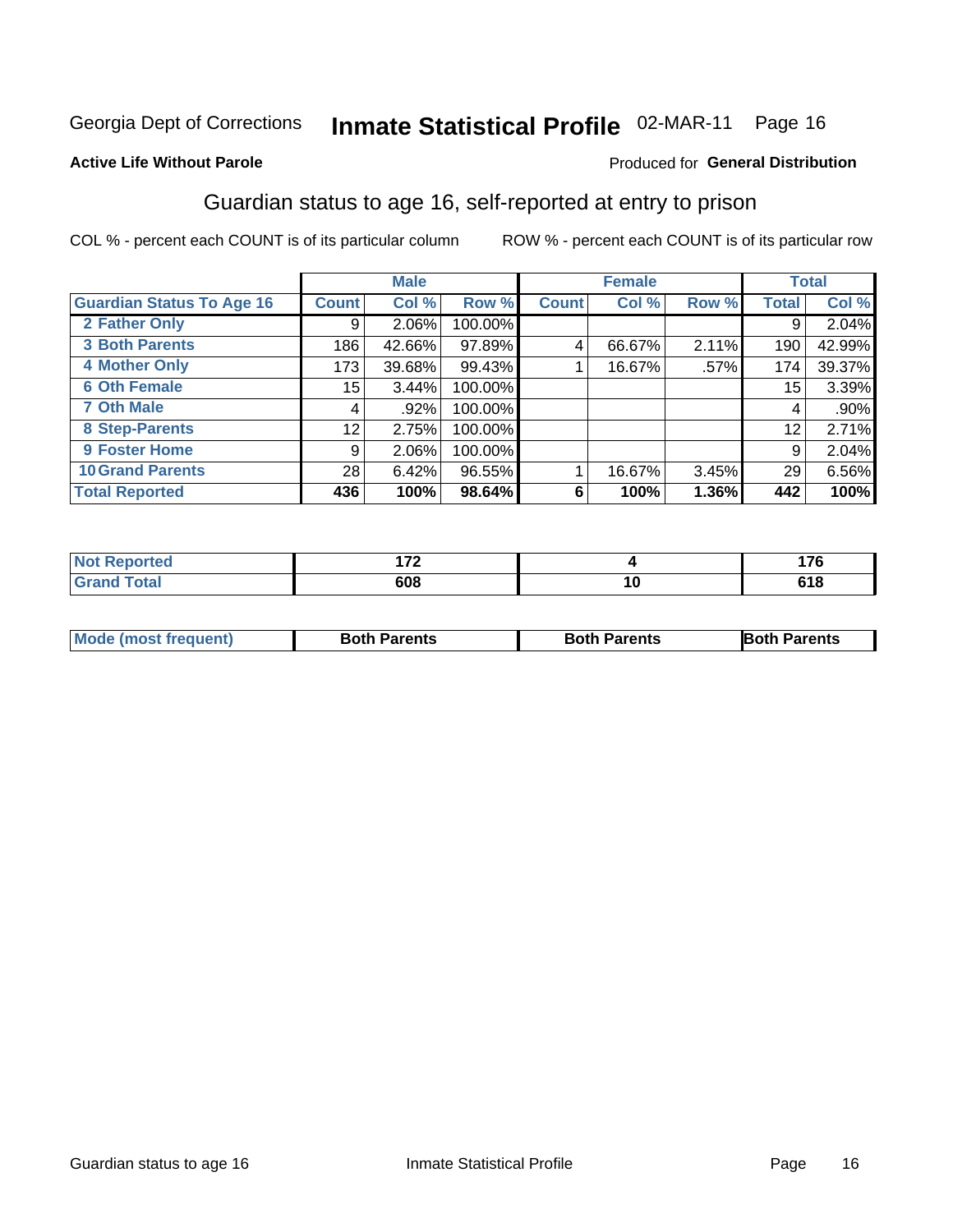Georgia Dept of Corrections **Inmate Statistical Profile** 02-MAR-11

**Active Life Without Parole**

Produced for **General Distribution**

## Guardian status to age 16, self-reported at entry to prison

COL % - percent each COUNT is of its particular column ROW % - percent each COUNT is of its particular row

| | Male | | | Female | | | Total | |
|---|---|---|---|---|---|---|---|---|
| **Guardian Status To Age 16** | **Count** | **Col %** | **Row %** | **Count** | **Col %** | **Row %** | **Total** | **Col %** |
| 2 Father Only | 9 | 2.06% | 100.00% | | | | 9 | 2.04% |
| 3 Both Parents | 186 | 42.66% | 97.89% | 4 | 66.67% | 2.11% | 190 | 42.99% |
| 4 Mother Only | 173 | 39.68% | 99.43% | 1 | 16.67% | .57% | 174 | 39.37% |
| 6 Oth Female | 15 | 3.44% | 100.00% | | | | 15 | 3.39% |
| 7 Oth Male | 4 | .92% | 100.00% | | | | 4 | .90% |
| 8 Step-Parents | 12 | 2.75% | 100.00% | | | | 12 | 2.71% |
| 9 Foster Home | 9 | 2.06% | 100.00% | | | | 9 | 2.04% |
| 10 Grand Parents | 28 | 6.42% | 96.55% | 1 | 16.67% | 3.45% | 29 | 6.56% |
| **Total Reported** | **436** | **100%** | **98.64%** | **6** | **100%** | **1.36%** | **442** | **100%** |

| | Male | Female | Total |
|---|---|---|---|
| Not Reported | 172 | 4 | 176 |
| Grand Total | 608 | 10 | 618 |

| | Male | Female | Total |
|---|---|---|---|
| Mode (most frequent) | Both Parents | Both Parents | Both Parents |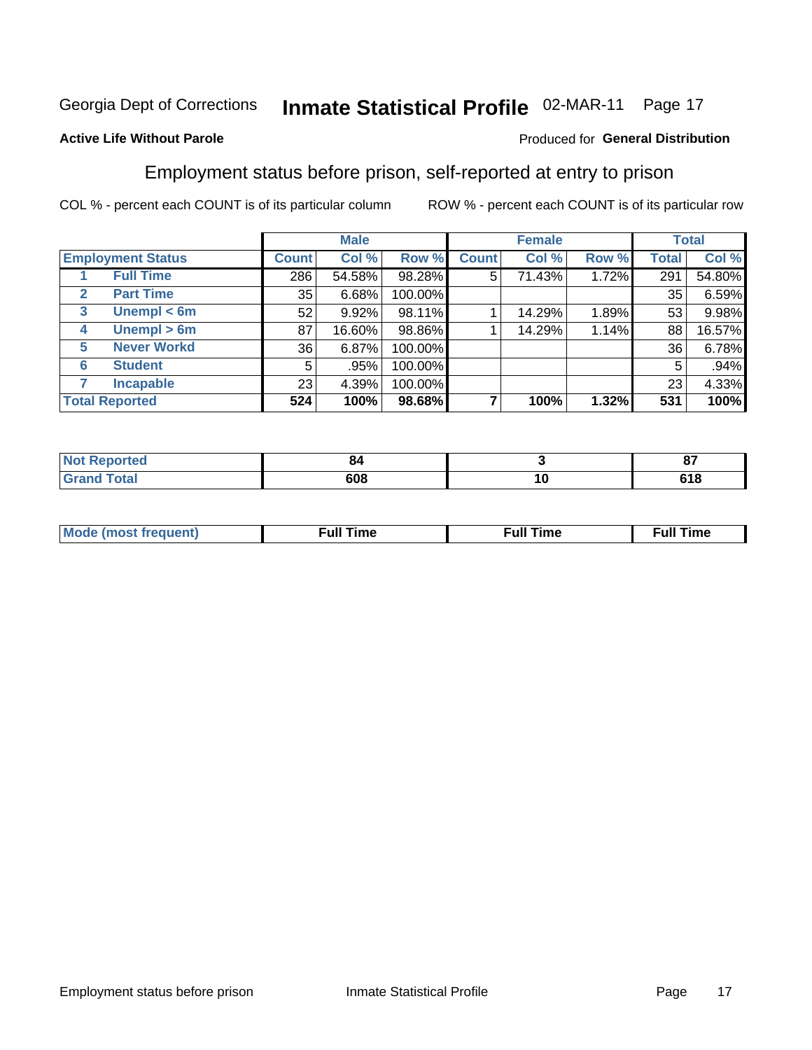Georgia Dept of Corrections **Inmate Statistical Profile** 02-MAR-11

**Active Life Without Parole**

Produced for **General Distribution**

## Employment status before prison, self-reported at entry to prison

COL % - percent each COUNT is of its particular column     ROW % - percent each COUNT is of its particular row

| Employment Status | | Male | | | Female | | | Total | |
|---|---|---|---|---|---|---|---|---|---|
| | | Count | Col % | Row % | Count | Col % | Row % | Total | Col % |
| 1 | Full Time | 286 | 54.58% | 98.28% | 5 | 71.43% | 1.72% | 291 | 54.80% |
| 2 | Part Time | 35 | 6.68% | 100.00% | | | | 35 | 6.59% |
| 3 | Unempl < 6m | 52 | 9.92% | 98.11% | 1 | 14.29% | 1.89% | 53 | 9.98% |
| 4 | Unempl > 6m | 87 | 16.60% | 98.86% | 1 | 14.29% | 1.14% | 88 | 16.57% |
| 5 | Never Workd | 36 | 6.87% | 100.00% | | | | 36 | 6.78% |
| 6 | Student | 5 | .95% | 100.00% | | | | 5 | .94% |
| 7 | Incapable | 23 | 4.39% | 100.00% | | | | 23 | 4.33% |
| **Total Reported** | | **524** | **100%** | **98.68%** | **7** | **100%** | **1.32%** | **531** | **100%** |

| | Male | Female | Total |
|---|---|---|---|
| Not Reported | 84 | 3 | 87 |
| Grand Total | 608 | 10 | 618 |

| | Male | Female | Total |
|---|---|---|---|
| Mode (most frequent) | Full Time | Full Time | Full Time |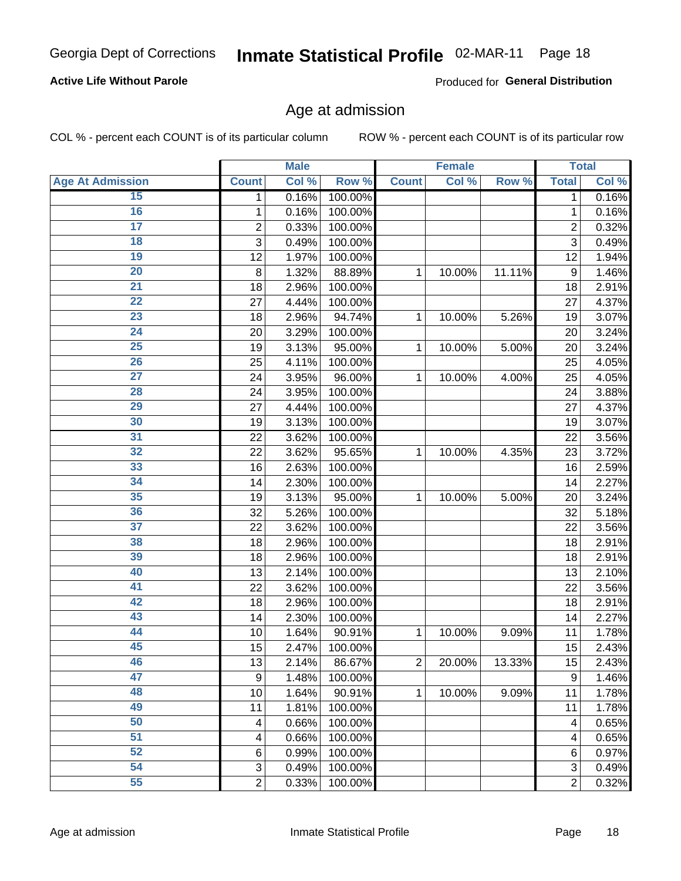Georgia Dept of Corrections **Inmate Statistical Profile** 02-MAR-11

**Active Life Without Parole**

Produced for **General Distribution**

## Age at admission

COL % - percent each COUNT is of its particular column     ROW % - percent each COUNT is of its particular row

| | Male | | | Female | | | Total | |
|---|---|---|---|---|---|---|---|---|
| **Age At Admission** | **Count** | **Col %** | **Row %** | **Count** | **Col %** | **Row %** | **Total** | **Col %** |
| 15 | 1 | 0.16% | 100.00% | | | | 1 | 0.16% |
| 16 | 1 | 0.16% | 100.00% | | | | 1 | 0.16% |
| 17 | 2 | 0.33% | 100.00% | | | | 2 | 0.32% |
| 18 | 3 | 0.49% | 100.00% | | | | 3 | 0.49% |
| 19 | 12 | 1.97% | 100.00% | | | | 12 | 1.94% |
| 20 | 8 | 1.32% | 88.89% | 1 | 10.00% | 11.11% | 9 | 1.46% |
| 21 | 18 | 2.96% | 100.00% | | | | 18 | 2.91% |
| 22 | 27 | 4.44% | 100.00% | | | | 27 | 4.37% |
| 23 | 18 | 2.96% | 94.74% | 1 | 10.00% | 5.26% | 19 | 3.07% |
| 24 | 20 | 3.29% | 100.00% | | | | 20 | 3.24% |
| 25 | 19 | 3.13% | 95.00% | 1 | 10.00% | 5.00% | 20 | 3.24% |
| 26 | 25 | 4.11% | 100.00% | | | | 25 | 4.05% |
| 27 | 24 | 3.95% | 96.00% | 1 | 10.00% | 4.00% | 25 | 4.05% |
| 28 | 24 | 3.95% | 100.00% | | | | 24 | 3.88% |
| 29 | 27 | 4.44% | 100.00% | | | | 27 | 4.37% |
| 30 | 19 | 3.13% | 100.00% | | | | 19 | 3.07% |
| 31 | 22 | 3.62% | 100.00% | | | | 22 | 3.56% |
| 32 | 22 | 3.62% | 95.65% | 1 | 10.00% | 4.35% | 23 | 3.72% |
| 33 | 16 | 2.63% | 100.00% | | | | 16 | 2.59% |
| 34 | 14 | 2.30% | 100.00% | | | | 14 | 2.27% |
| 35 | 19 | 3.13% | 95.00% | 1 | 10.00% | 5.00% | 20 | 3.24% |
| 36 | 32 | 5.26% | 100.00% | | | | 32 | 5.18% |
| 37 | 22 | 3.62% | 100.00% | | | | 22 | 3.56% |
| 38 | 18 | 2.96% | 100.00% | | | | 18 | 2.91% |
| 39 | 18 | 2.96% | 100.00% | | | | 18 | 2.91% |
| 40 | 13 | 2.14% | 100.00% | | | | 13 | 2.10% |
| 41 | 22 | 3.62% | 100.00% | | | | 22 | 3.56% |
| 42 | 18 | 2.96% | 100.00% | | | | 18 | 2.91% |
| 43 | 14 | 2.30% | 100.00% | | | | 14 | 2.27% |
| 44 | 10 | 1.64% | 90.91% | 1 | 10.00% | 9.09% | 11 | 1.78% |
| 45 | 15 | 2.47% | 100.00% | | | | 15 | 2.43% |
| 46 | 13 | 2.14% | 86.67% | 2 | 20.00% | 13.33% | 15 | 2.43% |
| 47 | 9 | 1.48% | 100.00% | | | | 9 | 1.46% |
| 48 | 10 | 1.64% | 90.91% | 1 | 10.00% | 9.09% | 11 | 1.78% |
| 49 | 11 | 1.81% | 100.00% | | | | 11 | 1.78% |
| 50 | 4 | 0.66% | 100.00% | | | | 4 | 0.65% |
| 51 | 4 | 0.66% | 100.00% | | | | 4 | 0.65% |
| 52 | 6 | 0.99% | 100.00% | | | | 6 | 0.97% |
| 54 | 3 | 0.49% | 100.00% | | | | 3 | 0.49% |
| 55 | 2 | 0.33% | 100.00% | | | | 2 | 0.32% |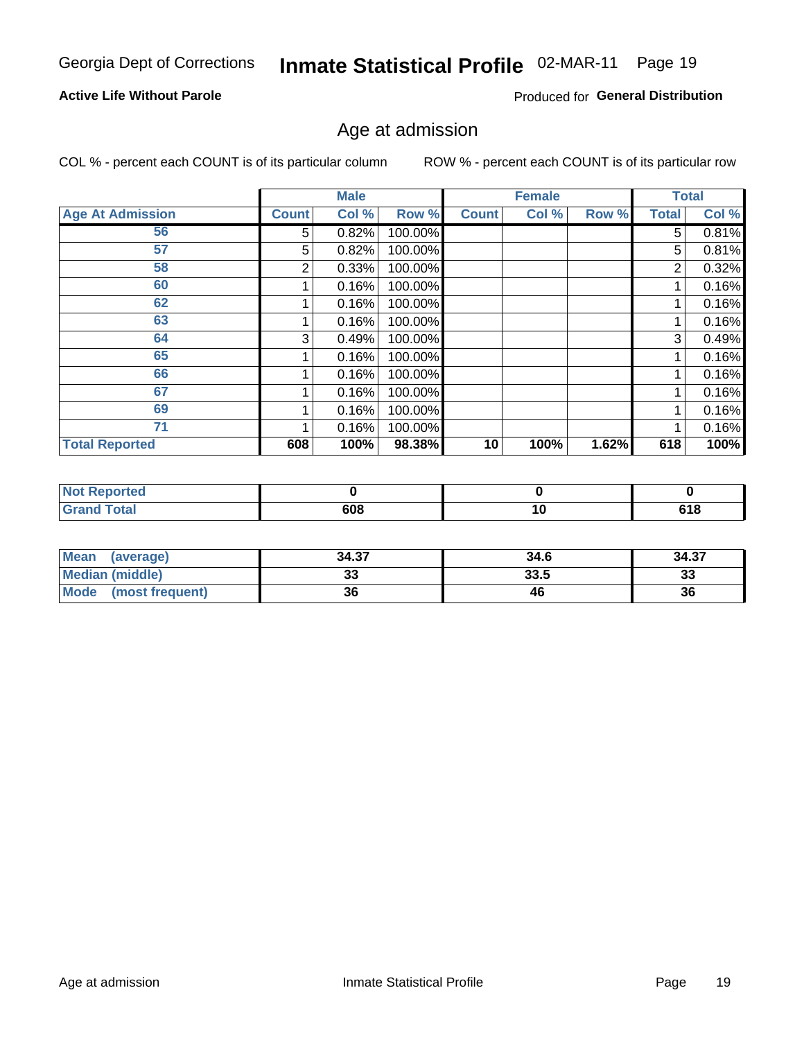Georgia Dept of Corrections **Inmate Statistical Profile** 02-MAR-11

**Active Life Without Parole**

Produced for **General Distribution**

## Age at admission

COL % - percent each COUNT is of its particular column

ROW % - percent each COUNT is of its particular row

| | Male | | | Female | | | Total | |
|---|---|---|---|---|---|---|---|---|
| **Age At Admission** | **Count** | **Col %** | **Row %** | **Count** | **Col %** | **Row %** | **Total** | **Col %** |
| 56 | 5 | 0.82% | 100.00% | | | | 5 | 0.81% |
| 57 | 5 | 0.82% | 100.00% | | | | 5 | 0.81% |
| 58 | 2 | 0.33% | 100.00% | | | | 2 | 0.32% |
| 60 | 1 | 0.16% | 100.00% | | | | 1 | 0.16% |
| 62 | 1 | 0.16% | 100.00% | | | | 1 | 0.16% |
| 63 | 1 | 0.16% | 100.00% | | | | 1 | 0.16% |
| 64 | 3 | 0.49% | 100.00% | | | | 3 | 0.49% |
| 65 | 1 | 0.16% | 100.00% | | | | 1 | 0.16% |
| 66 | 1 | 0.16% | 100.00% | | | | 1 | 0.16% |
| 67 | 1 | 0.16% | 100.00% | | | | 1 | 0.16% |
| 69 | 1 | 0.16% | 100.00% | | | | 1 | 0.16% |
| 71 | 1 | 0.16% | 100.00% | | | | 1 | 0.16% |
| **Total Reported** | **608** | **100%** | **98.38%** | **10** | **100%** | **1.62%** | **618** | **100%** |

| | Male | Female | Total |
|---|---|---|---|
| **Not Reported** | **0** | **0** | **0** |
| **Grand Total** | **608** | **10** | **618** |

| | Male | Female | Total |
|---|---|---|---|
| **Mean (average)** | **34.37** | **34.6** | **34.37** |
| **Median (middle)** | **33** | **33.5** | **33** |
| **Mode (most frequent)** | **36** | **46** | **36** |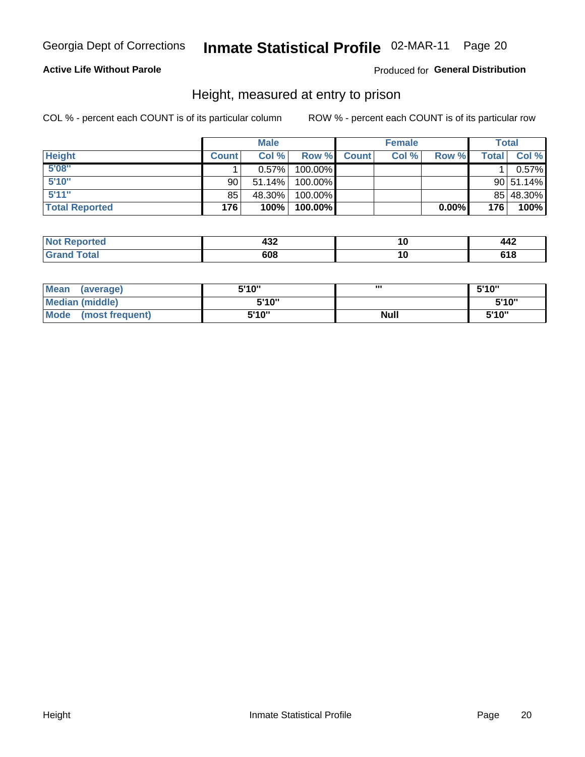Georgia Dept of Corrections **Inmate Statistical Profile** 02-MAR-11

**Active Life Without Parole**

Produced for **General Distribution**

## Height, measured at entry to prison

COL % - percent each COUNT is of its particular column

ROW % - percent each COUNT is of its particular row

| | Male | | | Female | | | Total | |
|---|---|---|---|---|---|---|---|---|
| **Height** | **Count** | **Col %** | **Row %** | **Count** | **Col %** | **Row %** | **Total** | **Col %** |
| **5'08"** | 1 | 0.57% | 100.00% | | | | 1 | 0.57% |
| **5'10"** | 90 | 51.14% | 100.00% | | | | 90 | 51.14% |
| **5'11"** | 85 | 48.30% | 100.00% | | | | 85 | 48.30% |
| **Total Reported** | **176** | **100%** | **100.00%** | | | **0.00%** | **176** | **100%** |

| | Male | Female | Total |
|---|---|---|---|
| **Not Reported** | **432** | **10** | **442** |
| **Grand Total** | **608** | **10** | **618** |

| | Male | Female | Total |
|---|---|---|---|
| **Mean (average)** | **5'10"** | **'''** | **5'10"** |
| **Median (middle)** | **5'10"** | | **5'10"** |
| **Mode (most frequent)** | **5'10"** | **Null** | **5'10"** |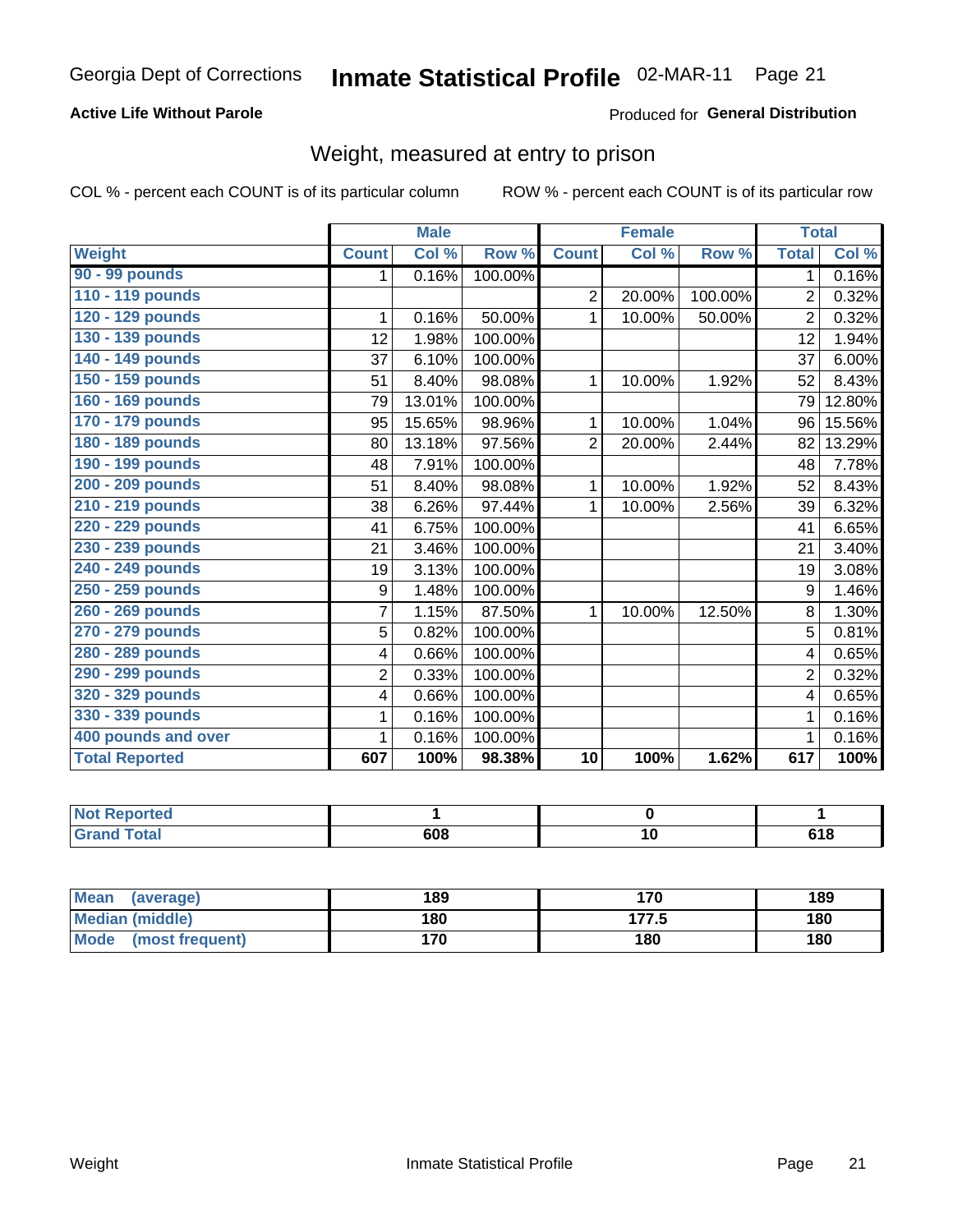Georgia Dept of Corrections **Inmate Statistical Profile** 02-MAR-11

**Active Life Without Parole**

Produced for **General Distribution**

## Weight, measured at entry to prison

COL % - percent each COUNT is of its particular column

ROW % - percent each COUNT is of its particular row

| | Male | | | Female | | | Total | |
|---|---|---|---|---|---|---|---|---|
| **Weight** | **Count** | **Col %** | **Row %** | **Count** | **Col %** | **Row %** | **Total** | **Col %** |
| **90 - 99 pounds** | 1 | 0.16% | 100.00% | | | | 1 | 0.16% |
| **110 - 119 pounds** | | | | 2 | 20.00% | 100.00% | 2 | 0.32% |
| **120 - 129 pounds** | 1 | 0.16% | 50.00% | 1 | 10.00% | 50.00% | 2 | 0.32% |
| **130 - 139 pounds** | 12 | 1.98% | 100.00% | | | | 12 | 1.94% |
| **140 - 149 pounds** | 37 | 6.10% | 100.00% | | | | 37 | 6.00% |
| **150 - 159 pounds** | 51 | 8.40% | 98.08% | 1 | 10.00% | 1.92% | 52 | 8.43% |
| **160 - 169 pounds** | 79 | 13.01% | 100.00% | | | | 79 | 12.80% |
| **170 - 179 pounds** | 95 | 15.65% | 98.96% | 1 | 10.00% | 1.04% | 96 | 15.56% |
| **180 - 189 pounds** | 80 | 13.18% | 97.56% | 2 | 20.00% | 2.44% | 82 | 13.29% |
| **190 - 199 pounds** | 48 | 7.91% | 100.00% | | | | 48 | 7.78% |
| **200 - 209 pounds** | 51 | 8.40% | 98.08% | 1 | 10.00% | 1.92% | 52 | 8.43% |
| **210 - 219 pounds** | 38 | 6.26% | 97.44% | 1 | 10.00% | 2.56% | 39 | 6.32% |
| **220 - 229 pounds** | 41 | 6.75% | 100.00% | | | | 41 | 6.65% |
| **230 - 239 pounds** | 21 | 3.46% | 100.00% | | | | 21 | 3.40% |
| **240 - 249 pounds** | 19 | 3.13% | 100.00% | | | | 19 | 3.08% |
| **250 - 259 pounds** | 9 | 1.48% | 100.00% | | | | 9 | 1.46% |
| **260 - 269 pounds** | 7 | 1.15% | 87.50% | 1 | 10.00% | 12.50% | 8 | 1.30% |
| **270 - 279 pounds** | 5 | 0.82% | 100.00% | | | | 5 | 0.81% |
| **280 - 289 pounds** | 4 | 0.66% | 100.00% | | | | 4 | 0.65% |
| **290 - 299 pounds** | 2 | 0.33% | 100.00% | | | | 2 | 0.32% |
| **320 - 329 pounds** | 4 | 0.66% | 100.00% | | | | 4 | 0.65% |
| **330 - 339 pounds** | 1 | 0.16% | 100.00% | | | | 1 | 0.16% |
| **400 pounds and over** | 1 | 0.16% | 100.00% | | | | 1 | 0.16% |
| **Total Reported** | **607** | **100%** | **98.38%** | **10** | **100%** | **1.62%** | **617** | **100%** |

| | Male | Female | Total |
|---|---|---|---|
| **Not Reported** | **1** | **0** | **1** |
| **Grand Total** | **608** | **10** | **618** |

| | Male | Female | Total |
|---|---|---|---|
| **Mean (average)** | **189** | **170** | **189** |
| **Median (middle)** | **180** | **177.5** | **180** |
| **Mode (most frequent)** | **170** | **180** | **180** |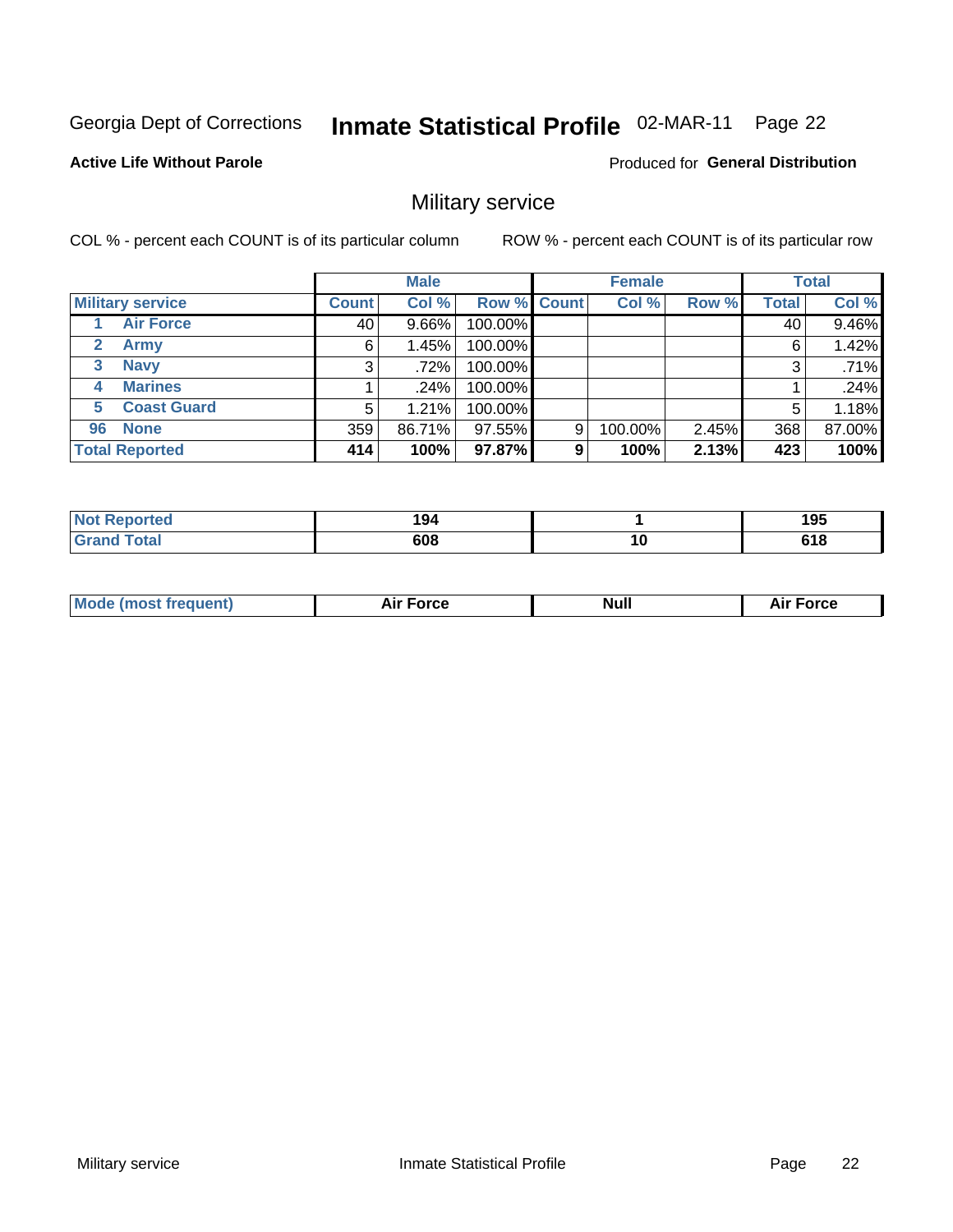Georgia Dept of Corrections **Inmate Statistical Profile** 02-MAR-11

**Active Life Without Parole**

Produced for **General Distribution**

## Military service

COL % - percent each COUNT is of its particular column ROW % - percent each COUNT is of its particular row

| | Male | | | Female | | | Total | |
|---|---|---|---|---|---|---|---|---|
| **Military service** | **Count** | **Col %** | **Row %** | **Count** | **Col %** | **Row %** | **Total** | **Col %** |
| 1 **Air Force** | 40 | 9.66% | 100.00% | | | | 40 | 9.46% |
| 2 **Army** | 6 | 1.45% | 100.00% | | | | 6 | 1.42% |
| 3 **Navy** | 3 | .72% | 100.00% | | | | 3 | .71% |
| 4 **Marines** | 1 | .24% | 100.00% | | | | 1 | .24% |
| 5 **Coast Guard** | 5 | 1.21% | 100.00% | | | | 5 | 1.18% |
| 96 **None** | 359 | 86.71% | 97.55% | 9 | 100.00% | 2.45% | 368 | 87.00% |
| **Total Reported** | **414** | **100%** | **97.87%** | **9** | **100%** | **2.13%** | **423** | **100%** |

| | Male | Female | Total |
|---|---|---|---|
| **Not Reported** | **194** | **1** | **195** |
| **Grand Total** | **608** | **10** | **618** |

| | Male | Female | Total |
|---|---|---|---|
| **Mode (most frequent)** | **Air Force** | **Null** | **Air Force** |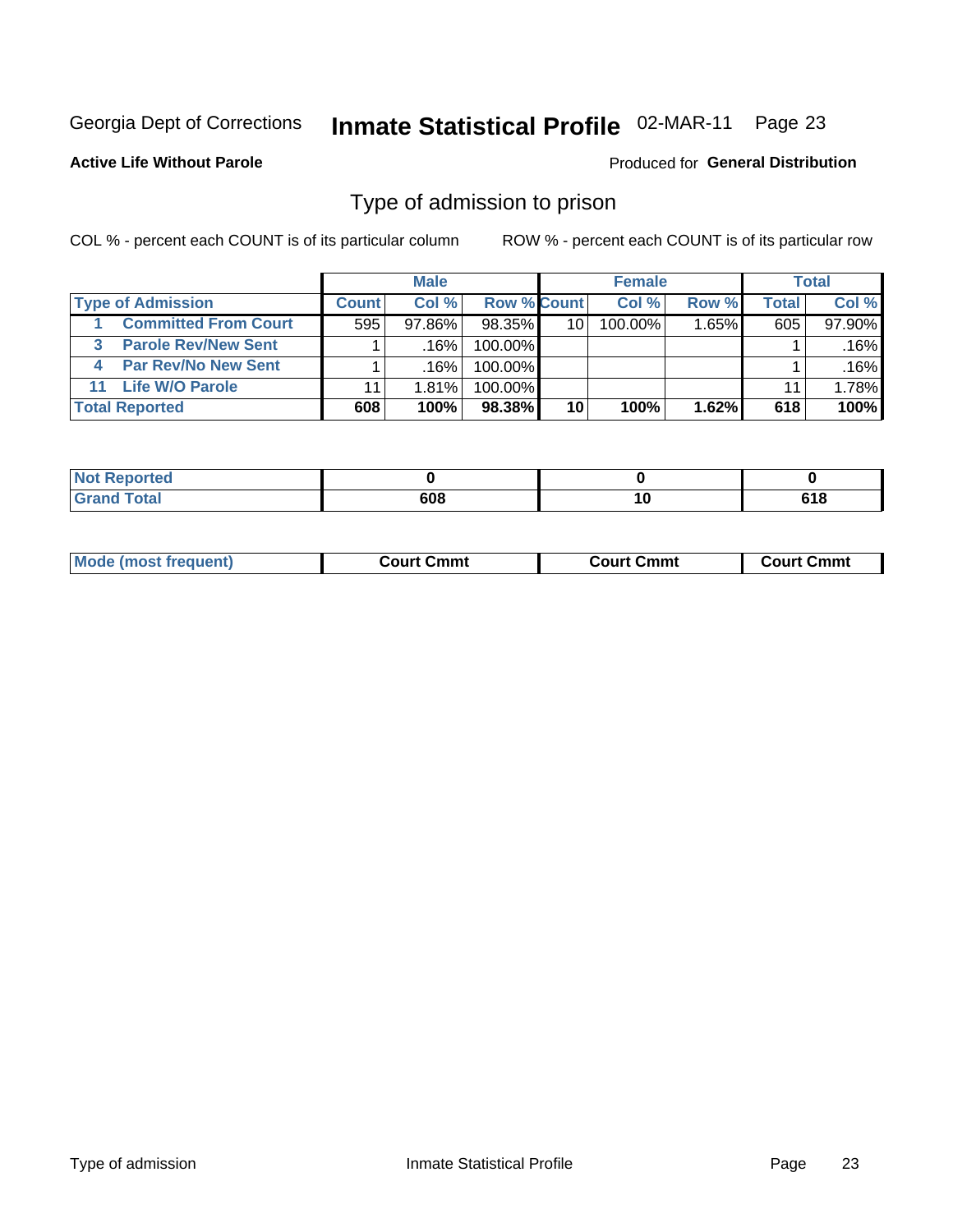Georgia Dept of Corrections **Inmate Statistical Profile** 02-MAR-11

**Active Life Without Parole**

Produced for **General Distribution**

## Type of admission to prison

COL % - percent each COUNT is of its particular column

ROW % - percent each COUNT is of its particular row

| | Male | | | Female | | | Total | |
|---|---|---|---|---|---|---|---|---|
| **Type of Admission** | **Count** | **Col %** | **Row %** | **Count** | **Col %** | **Row %** | **Total** | **Col %** |
| **1 Committed From Court** | 595 | 97.86% | 98.35% | 10 | 100.00% | 1.65% | 605 | 97.90% |
| **3 Parole Rev/New Sent** | 1 | .16% | 100.00% | | | | 1 | .16% |
| **4 Par Rev/No New Sent** | 1 | .16% | 100.00% | | | | 1 | .16% |
| **11 Life W/O Parole** | 11 | 1.81% | 100.00% | | | | 11 | 1.78% |
| **Total Reported** | **608** | **100%** | **98.38%** | **10** | **100%** | **1.62%** | **618** | **100%** |

| | Male | Female | Total |
|---|---|---|---|
| **Not Reported** | **0** | **0** | **0** |
| **Grand Total** | **608** | **10** | **618** |

| | Male | Female | Total |
|---|---|---|---|
| **Mode (most frequent)** | **Court Cmmt** | **Court Cmmt** | **Court Cmmt** |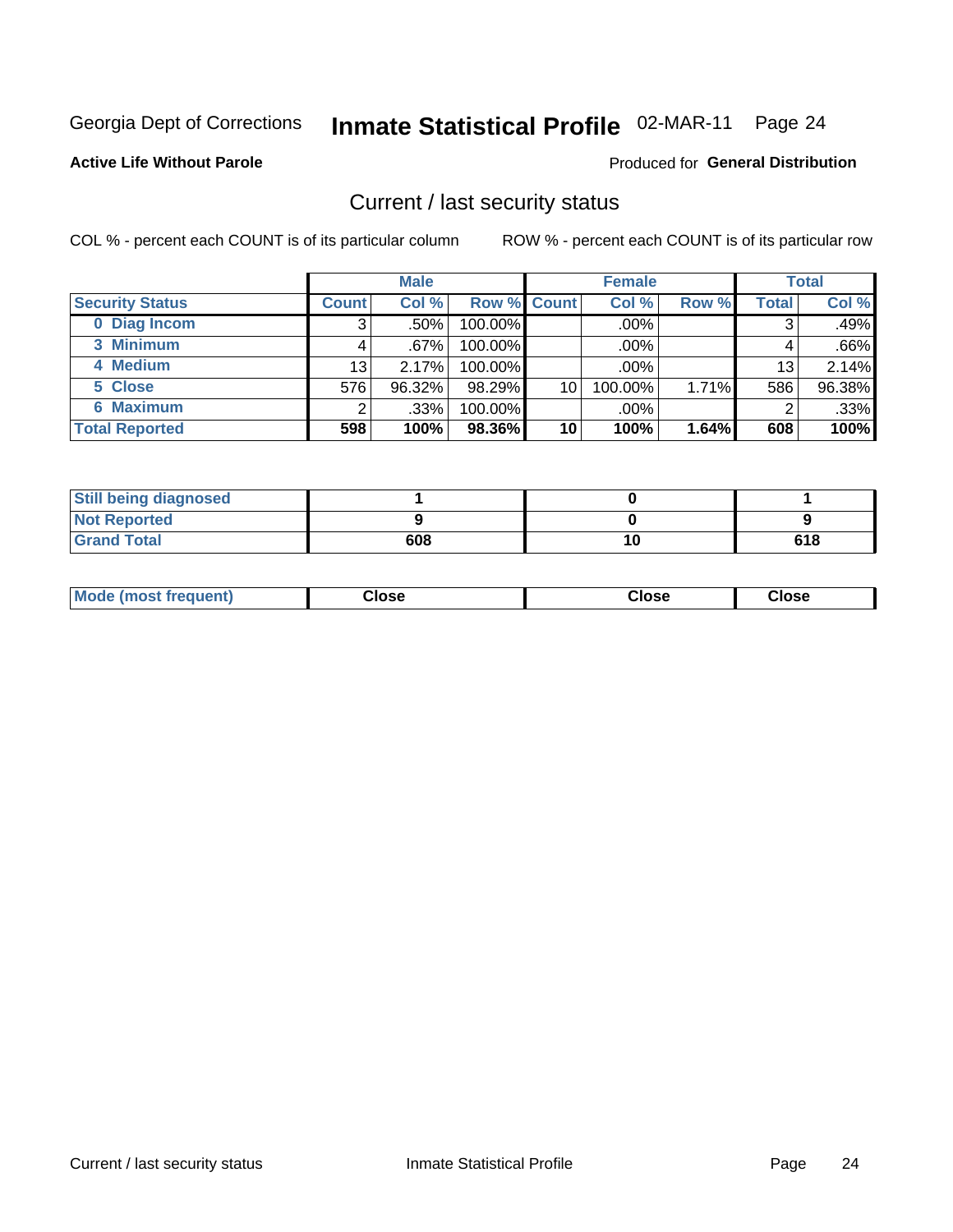Georgia Dept of Corrections **Inmate Statistical Profile** 02-MAR-11 Page 24

**Active Life Without Parole**

Produced for **General Distribution**

## Current / last security status

COL % - percent each COUNT is of its particular column

ROW % - percent each COUNT is of its particular row

| | Male | | | Female | | | Total | |
|---|---|---|---|---|---|---|---|---|
| **Security Status** | **Count** | **Col %** | **Row %** | **Count** | **Col %** | **Row %** | **Total** | **Col %** |
| **0 Diag Incom** | 3 | .50% | 100.00% | | .00% | | 3 | .49% |
| **3 Minimum** | 4 | .67% | 100.00% | | .00% | | 4 | .66% |
| **4 Medium** | 13 | 2.17% | 100.00% | | .00% | | 13 | 2.14% |
| **5 Close** | 576 | 96.32% | 98.29% | 10 | 100.00% | 1.71% | 586 | 96.38% |
| **6 Maximum** | 2 | .33% | 100.00% | | .00% | | 2 | .33% |
| **Total Reported** | **598** | **100%** | **98.36%** | **10** | **100%** | **1.64%** | **608** | **100%** |

| | Male | Female | Total |
|---|---|---|---|
| **Still being diagnosed** | **1** | **0** | **1** |
| **Not Reported** | **9** | **0** | **9** |
| **Grand Total** | **608** | **10** | **618** |

| | Male | Female | Total |
|---|---|---|---|
| **Mode (most frequent)** | **Close** | **Close** | **Close** |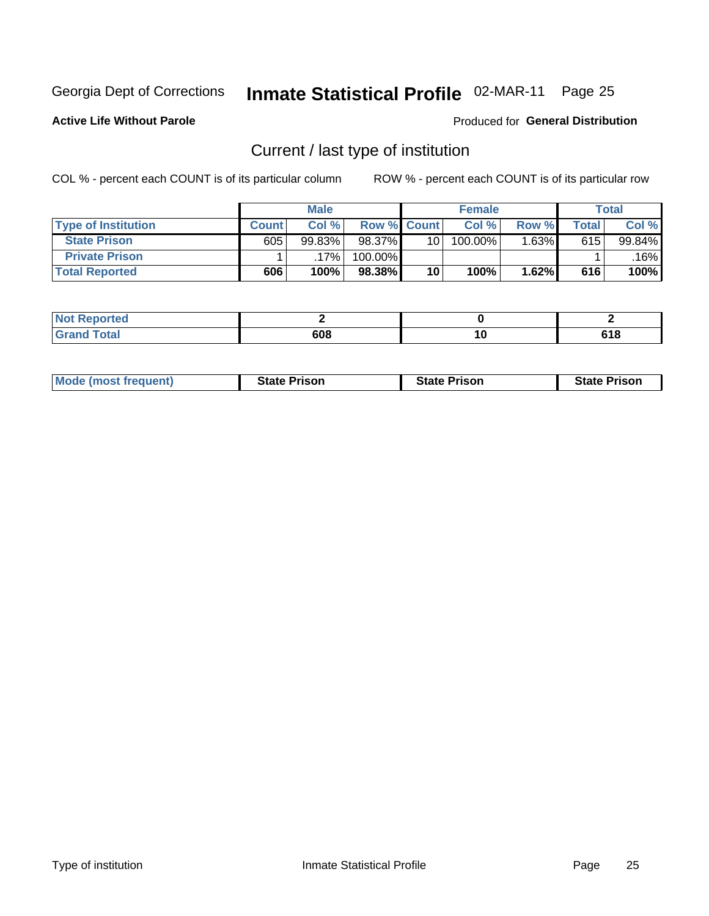Georgia Dept of Corrections **Inmate Statistical Profile** 02-MAR-11

**Active Life Without Parole**

Produced for **General Distribution**

## Current / last type of institution

COL % - percent each COUNT is of its particular column

ROW % - percent each COUNT is of its particular row

| | Male | | | Female | | | Total | |
|---|---|---|---|---|---|---|---|---|
| **Type of Institution** | **Count** | **Col %** | **Row %** | **Count** | **Col %** | **Row %** | **Total** | **Col %** |
| **State Prison** | 605 | 99.83% | 98.37% | 10 | 100.00% | 1.63% | 615 | 99.84% |
| **Private Prison** | 1 | .17% | 100.00% | | | | 1 | .16% |
| **Total Reported** | **606** | **100%** | **98.38%** | **10** | **100%** | **1.62%** | **616** | **100%** |

| | Male | Female | Total |
|---|---|---|---|
| **Not Reported** | **2** | **0** | **2** |
| **Grand Total** | **608** | **10** | **618** |

| | Male | Female | Total |
|---|---|---|---|
| **Mode (most frequent)** | **State Prison** | **State Prison** | **State Prison** |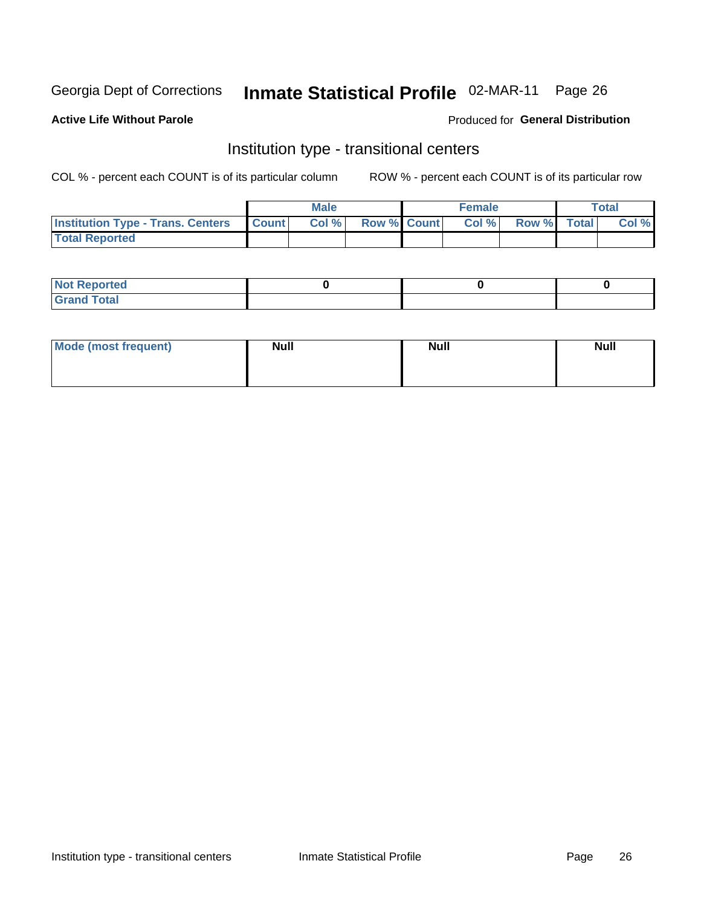# Georgia Dept of Corrections — Inmate Statistical Profile 02-MAR-11

**Active Life Without Parole**

Produced for **General Distribution**

## Institution type - transitional centers

COL % - percent each COUNT is of its particular column

ROW % - percent each COUNT is of its particular row

| | Male | | | Female | | | Total | |
|---|---|---|---|---|---|---|---|---|
| **Institution Type - Trans. Centers** | **Count** | **Col %** | **Row %** | **Count** | **Col %** | **Row %** | **Total** | **Col %** |
| **Total Reported** | | | | | | | | |

| | Male | Female | Total |
|---|---|---|---|
| **Not Reported** | 0 | 0 | 0 |
| **Grand Total** | | | |

| | Male | Female | Total |
|---|---|---|---|
| **Mode (most frequent)** | Null | Null | Null |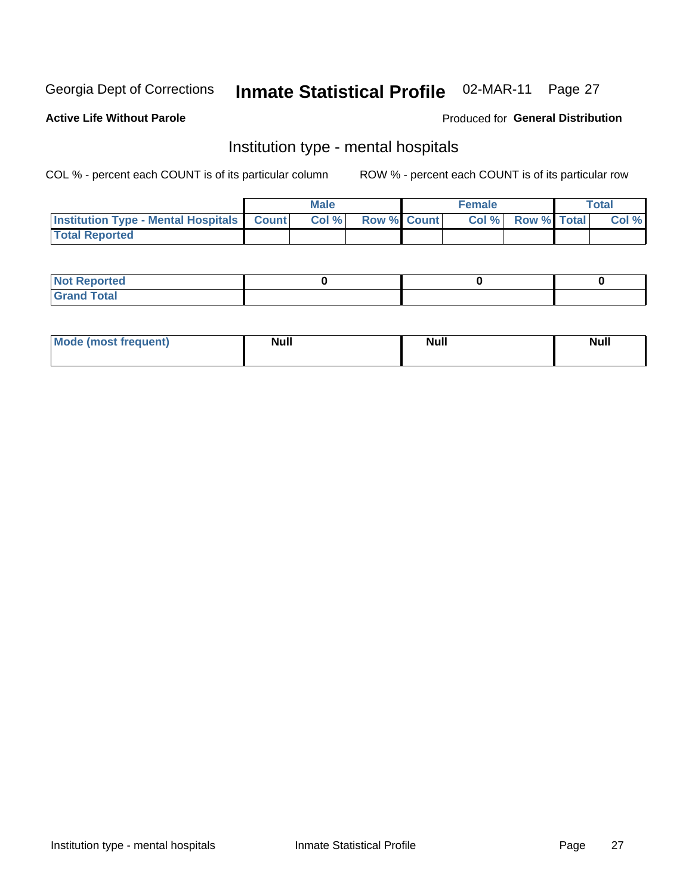Georgia Dept of Corrections **Inmate Statistical Profile** 02-MAR-11

**Active Life Without Parole**

Produced for **General Distribution**

## Institution type - mental hospitals

COL % - percent each COUNT is of its particular column

ROW % - percent each COUNT is of its particular row

| | Male | | | Female | | | Total | |
|---|---|---|---|---|---|---|---|---|
| **Institution Type - Mental Hospitals** | **Count** | **Col %** | **Row %** | **Count** | **Col %** | **Row %** | **Total** | **Col %** |
| **Total Reported** | | | | | | | | |
| **Not Reported** | 0 | | | 0 | | | 0 | |
| **Grand Total** | | | | | | | | |

| | Male | Female | Total |
|---|---|---|---|
| **Mode (most frequent)** | **Null** | **Null** | **Null** |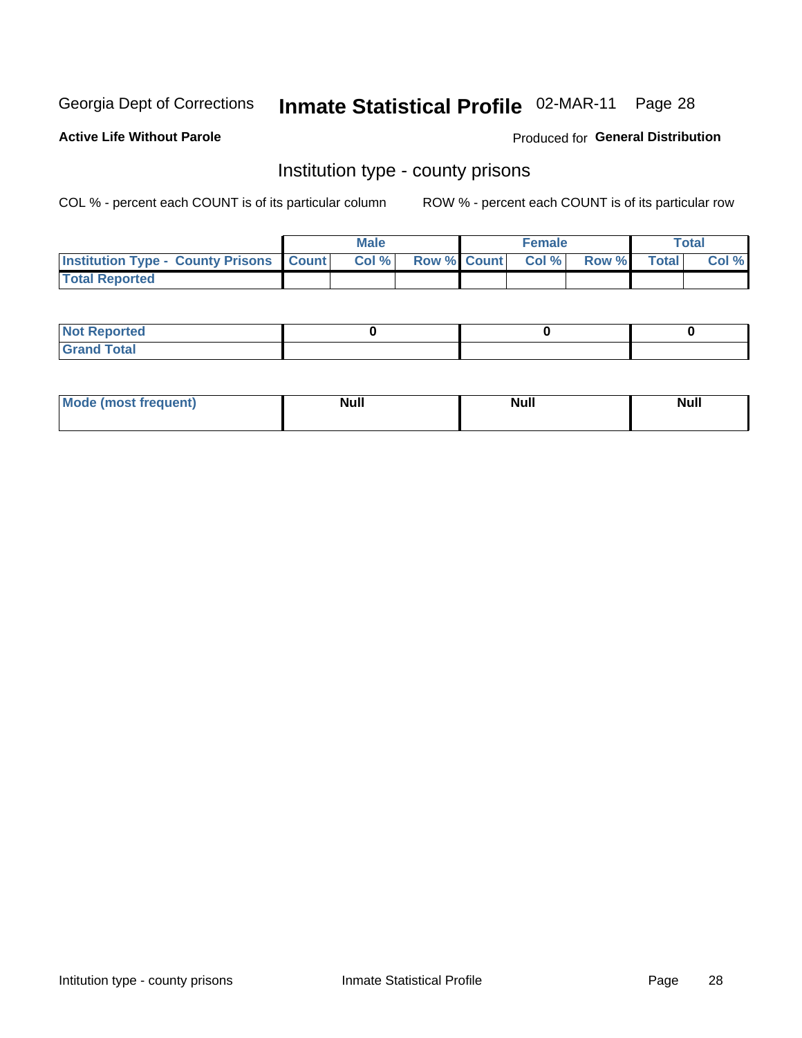Georgia Dept of Corrections **Inmate Statistical Profile** 02-MAR-11

**Active Life Without Parole**

Produced for **General Distribution**

## Institution type - county prisons

COL % - percent each COUNT is of its particular column

ROW % - percent each COUNT is of its particular row

| | Male | | | Female | | | Total | |
|---|---|---|---|---|---|---|---|---|
| **Institution Type - County Prisons** | **Count** | **Col %** | **Row %** | **Count** | **Col %** | **Row %** | **Total** | **Col %** |
| **Total Reported** | | | | | | | | |

| | Male | Female | Total |
|---|---|---|---|
| **Not Reported** | **0** | **0** | **0** |
| **Grand Total** | | | |

| | Male | Female | Total |
|---|---|---|---|
| **Mode (most frequent)** | **Null** | **Null** | **Null** |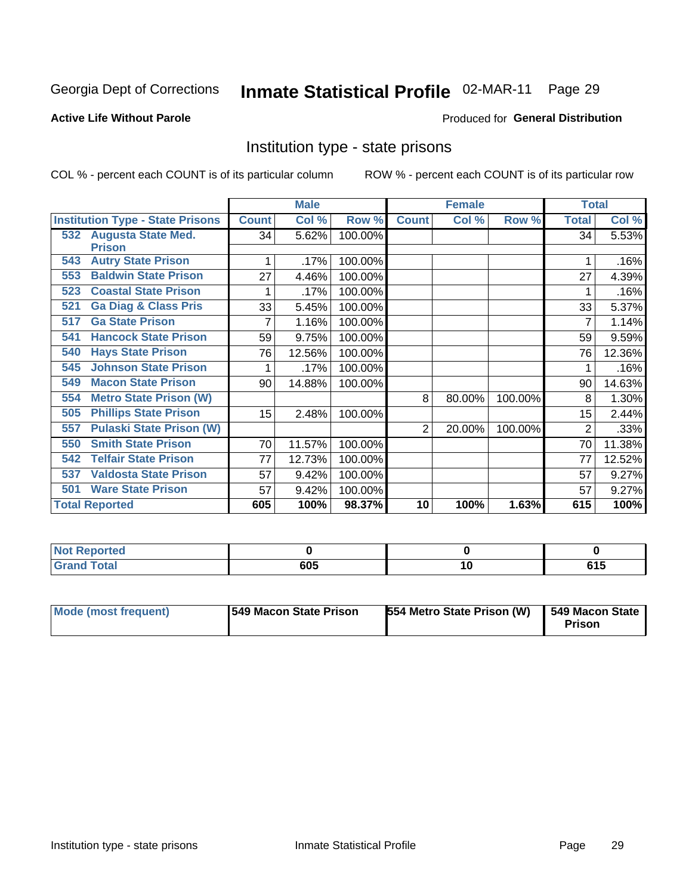Georgia Dept of Corrections **Inmate Statistical Profile** 02-MAR-11

**Active Life Without Parole**

Produced for **General Distribution**

## Institution type - state prisons

COL % - percent each COUNT is of its particular column ROW % - percent each COUNT is of its particular row

| | Male | | | Female | | | Total | |
|---|---|---|---|---|---|---|---|---|
| **Institution Type - State Prisons** | **Count** | **Col %** | **Row %** | **Count** | **Col %** | **Row %** | **Total** | **Col %** |
| 532 Augusta State Med. Prison | 34 | 5.62% | 100.00% | | | | 34 | 5.53% |
| 543 Autry State Prison | 1 | .17% | 100.00% | | | | 1 | .16% |
| 553 Baldwin State Prison | 27 | 4.46% | 100.00% | | | | 27 | 4.39% |
| 523 Coastal State Prison | 1 | .17% | 100.00% | | | | 1 | .16% |
| 521 Ga Diag & Class Pris | 33 | 5.45% | 100.00% | | | | 33 | 5.37% |
| 517 Ga State Prison | 7 | 1.16% | 100.00% | | | | 7 | 1.14% |
| 541 Hancock State Prison | 59 | 9.75% | 100.00% | | | | 59 | 9.59% |
| 540 Hays State Prison | 76 | 12.56% | 100.00% | | | | 76 | 12.36% |
| 545 Johnson State Prison | 1 | .17% | 100.00% | | | | 1 | .16% |
| 549 Macon State Prison | 90 | 14.88% | 100.00% | | | | 90 | 14.63% |
| 554 Metro State Prison (W) | | | | 8 | 80.00% | 100.00% | 8 | 1.30% |
| 505 Phillips State Prison | 15 | 2.48% | 100.00% | | | | 15 | 2.44% |
| 557 Pulaski State Prison (W) | | | | 2 | 20.00% | 100.00% | 2 | .33% |
| 550 Smith State Prison | 70 | 11.57% | 100.00% | | | | 70 | 11.38% |
| 542 Telfair State Prison | 77 | 12.73% | 100.00% | | | | 77 | 12.52% |
| 537 Valdosta State Prison | 57 | 9.42% | 100.00% | | | | 57 | 9.27% |
| 501 Ware State Prison | 57 | 9.42% | 100.00% | | | | 57 | 9.27% |
| **Total Reported** | **605** | **100%** | **98.37%** | **10** | **100%** | **1.63%** | **615** | **100%** |

| | Male | Female | Total |
|---|---|---|---|
| **Not Reported** | **0** | **0** | **0** |
| **Grand Total** | **605** | **10** | **615** |

| | Male | Female | Total |
|---|---|---|---|
| **Mode (most frequent)** | **549 Macon State Prison** | **554 Metro State Prison (W)** | **549 Macon State Prison** |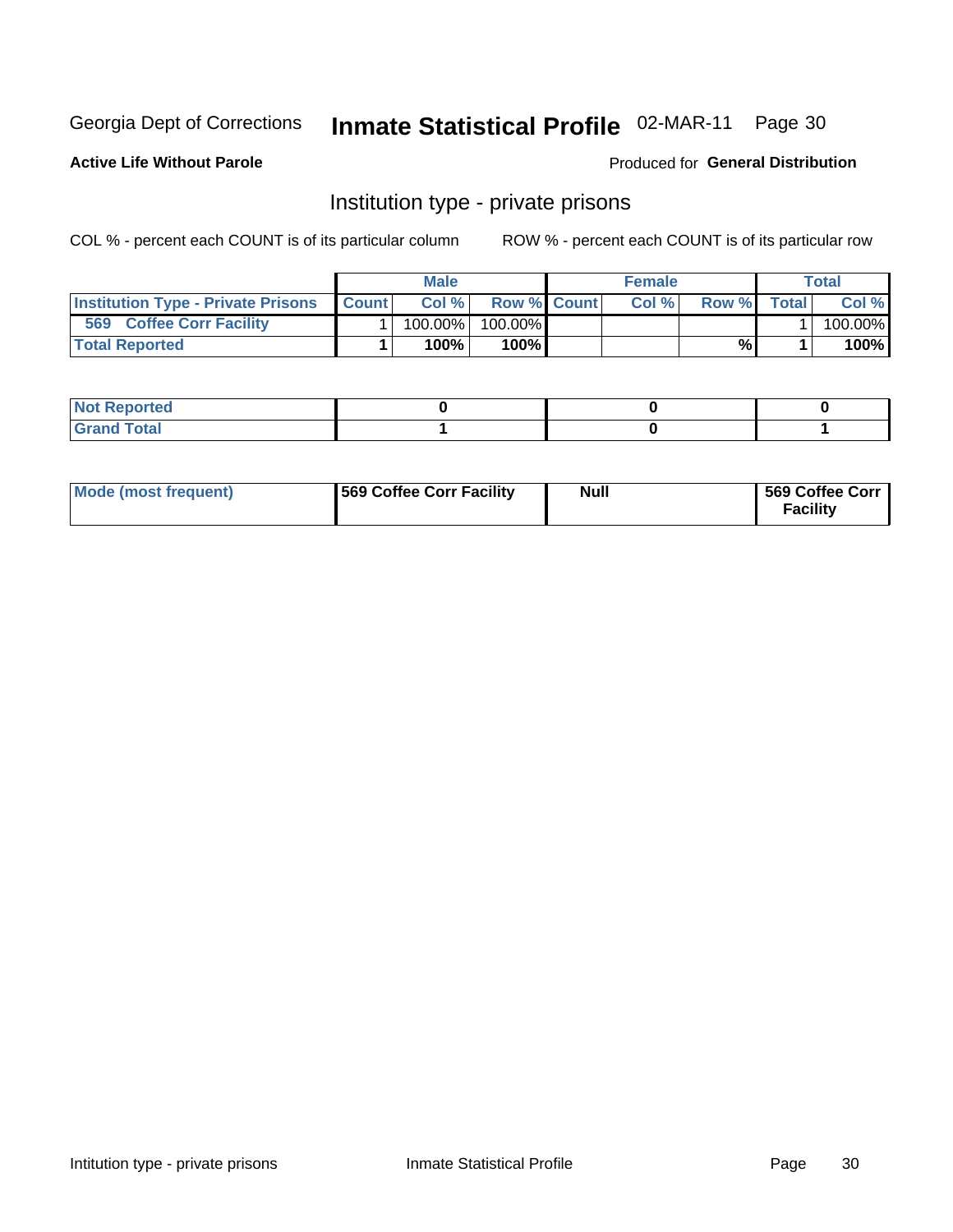Georgia Dept of Corrections **Inmate Statistical Profile** 02-MAR-11 Page 30

**Active Life Without Parole**

Produced for **General Distribution**

## Institution type - private prisons

COL % - percent each COUNT is of its particular column ROW % - percent each COUNT is of its particular row

| | Male | | | Female | | | Total | |
|---|---|---|---|---|---|---|---|---|
| **Institution Type - Private Prisons** | **Count** | **Col %** | **Row %** | **Count** | **Col %** | **Row %** | **Total** | **Col %** |
| **569 Coffee Corr Facility** | 1 | 100.00% | 100.00% | | | | 1 | 100.00% |
| **Total Reported** | **1** | **100%** | **100%** | | | **%** | **1** | **100%** |

| | Male | Female | Total |
|---|---|---|---|
| **Not Reported** | **0** | **0** | **0** |
| **Grand Total** | **1** | **0** | **1** |

| | Male | Female | Total |
|---|---|---|---|
| **Mode (most frequent)** | **569 Coffee Corr Facility** | **Null** | **569 Coffee Corr Facility** |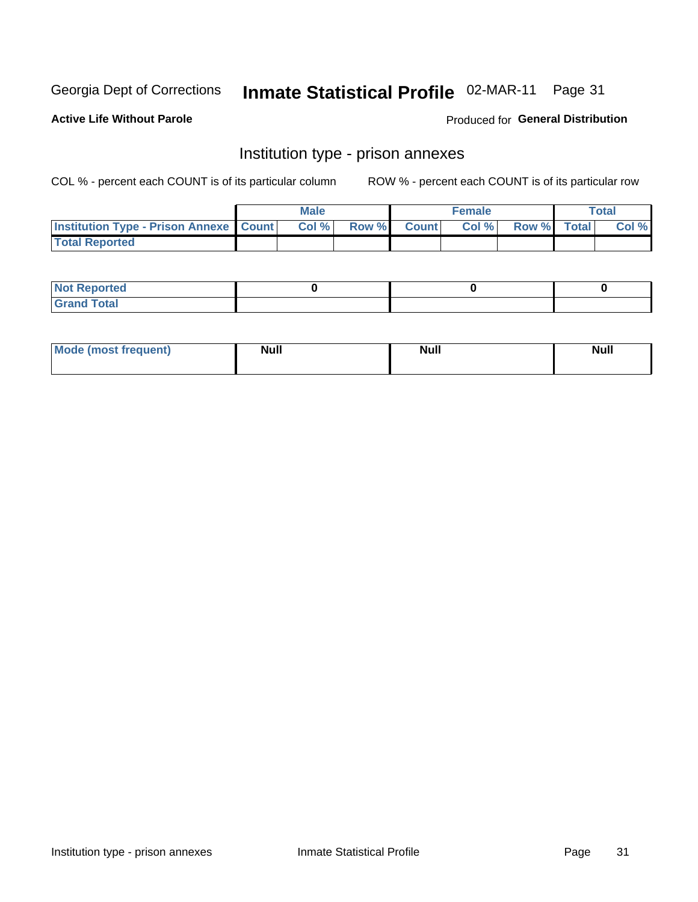Georgia Dept of Corrections **Inmate Statistical Profile** 02-MAR-11

**Active Life Without Parole**

Produced for **General Distribution**

## Institution type - prison annexes

COL % - percent each COUNT is of its particular column ROW % - percent each COUNT is of its particular row

| | Male | | | Female | | | Total | |
|---|---|---|---|---|---|---|---|---|
| **Institution Type - Prison Annexe** | **Count** | **Col %** | **Row %** | **Count** | **Col %** | **Row %** | **Total** | **Col %** |
| **Total Reported** | | | | | | | | |

| | Male | Female | Total |
|---|---|---|---|
| **Not Reported** | **0** | **0** | **0** |
| **Grand Total** | | | |

| | Male | Female | Total |
|---|---|---|---|
| **Mode (most frequent)** | **Null** | **Null** | **Null** |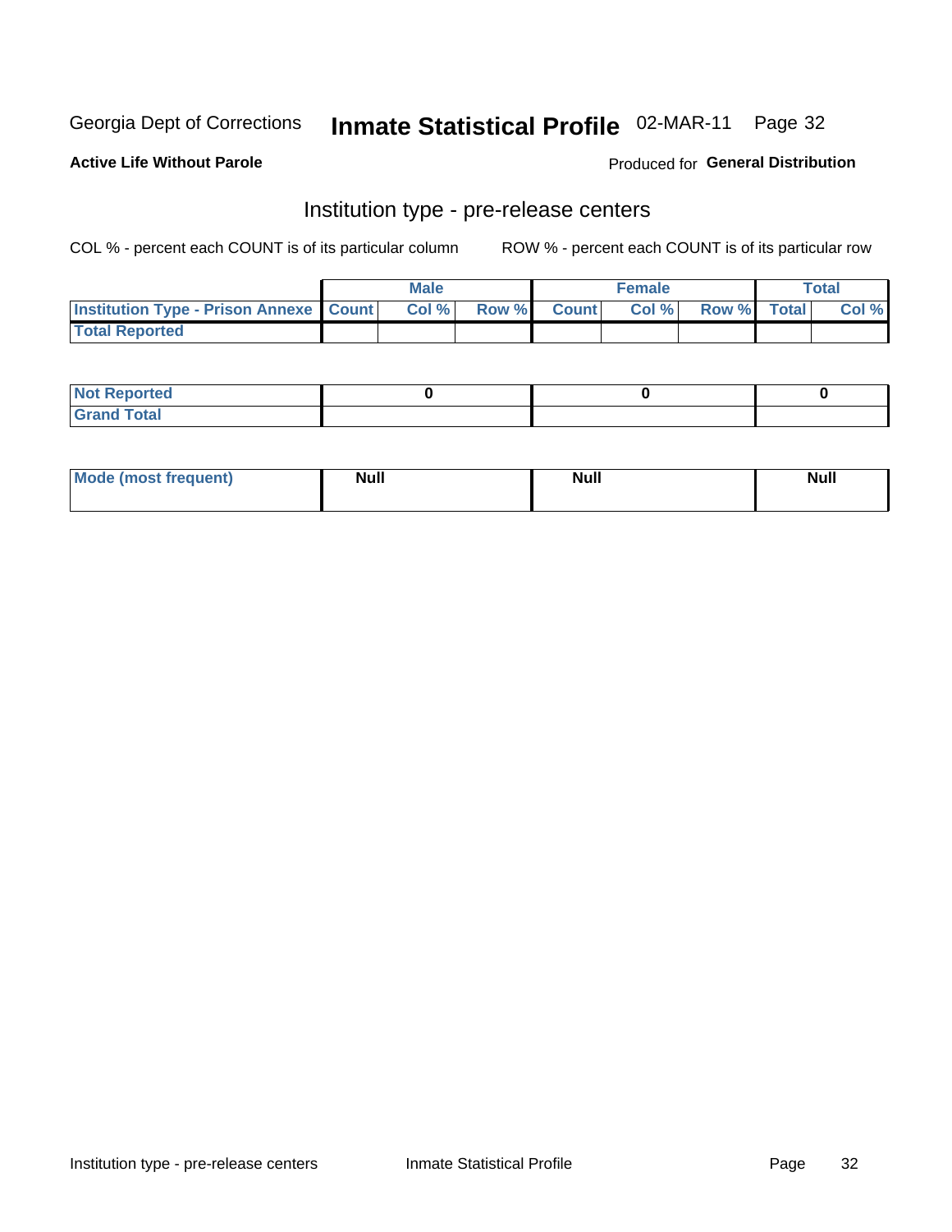Georgia Dept of Corrections **Inmate Statistical Profile** 02-MAR-11

**Active Life Without Parole** Produced for **General Distribution**

## Institution type - pre-release centers

COL % - percent each COUNT is of its particular column ROW % - percent each COUNT is of its particular row

| | Male | | | Female | | | Total | |
|---|---|---|---|---|---|---|---|---|
| **Institution Type - Prison Annexe** | **Count** | **Col %** | **Row %** | **Count** | **Col %** | **Row %** | **Total** | **Col %** |
| **Total Reported** | | | | | | | | |

| | Male | Female | Total |
|---|---|---|---|
| **Not Reported** | 0 | 0 | 0 |
| **Grand Total** | | | |

| | Male | Female | Total |
|---|---|---|---|
| **Mode (most frequent)** | Null | Null | Null |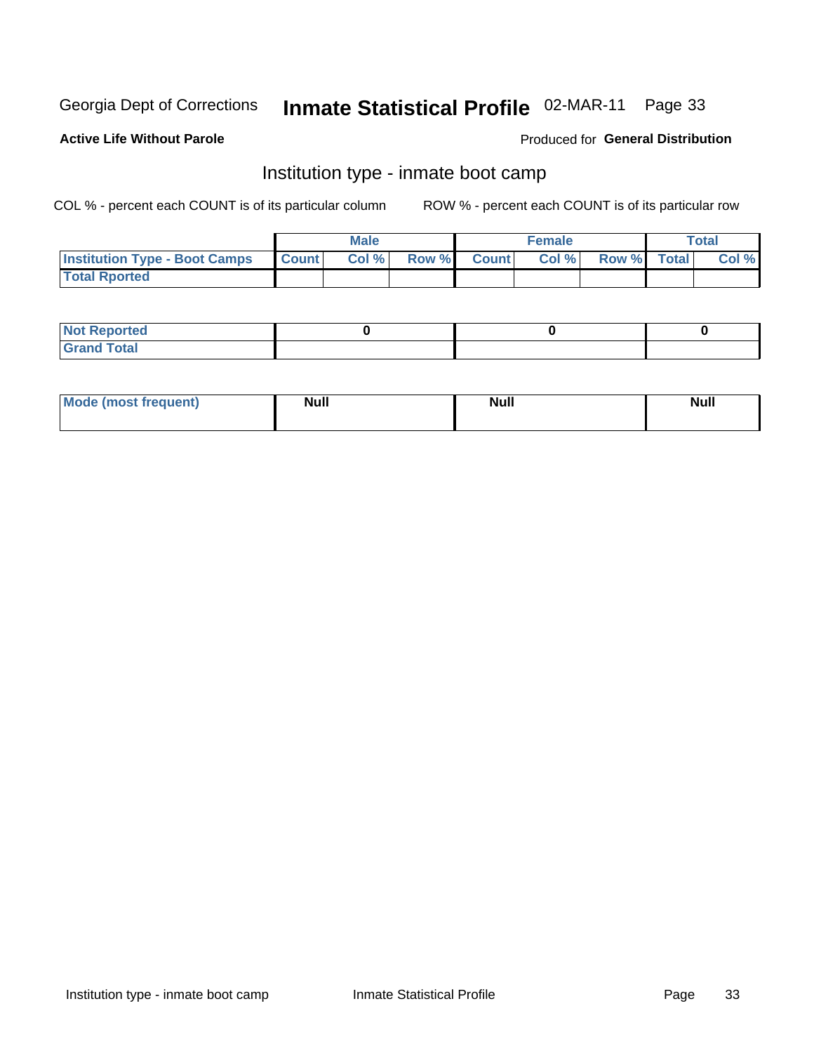Georgia Dept of Corrections **Inmate Statistical Profile** 02-MAR-11

**Active Life Without Parole**

Produced for **General Distribution**

## Institution type - inmate boot camp

COL % - percent each COUNT is of its particular column

ROW % - percent each COUNT is of its particular row

| | Male | | | Female | | | Total | |
|---|---|---|---|---|---|---|---|---|
| **Institution Type - Boot Camps** | **Count** | **Col %** | **Row %** | **Count** | **Col %** | **Row %** | **Total** | **Col %** |
| **Total Rported** | | | | | | | | |

| | Male | Female | Total |
|---|---|---|---|
| **Not Reported** | 0 | 0 | 0 |
| **Grand Total** | | | |

| | Male | Female | Total |
|---|---|---|---|
| **Mode (most frequent)** | Null | Null | Null |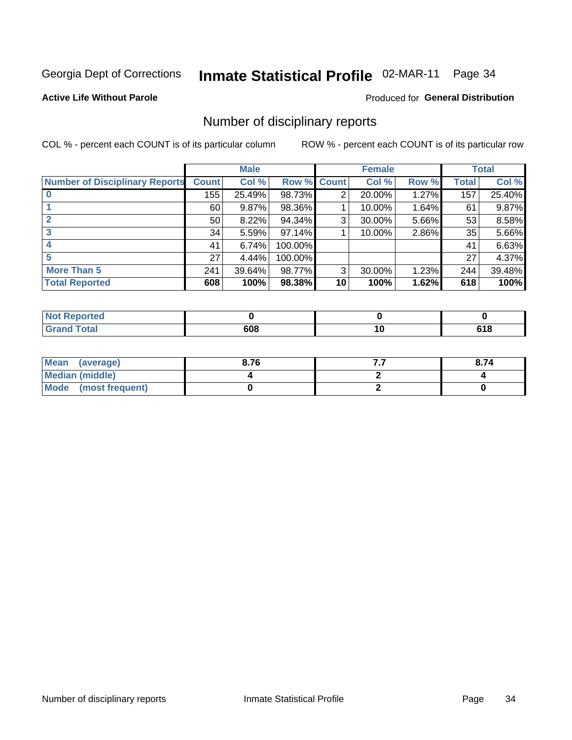Georgia Dept of Corrections **Inmate Statistical Profile** 02-MAR-11 Page 34

**Active Life Without Parole**

Produced for **General Distribution**

## Number of disciplinary reports

COL % - percent each COUNT is of its particular column

ROW % - percent each COUNT is of its particular row

| | Male | | | Female | | | Total | |
|---|---|---|---|---|---|---|---|---|
| **Number of Disciplinary Reports** | **Count** | **Col %** | **Row %** | **Count** | **Col %** | **Row %** | **Total** | **Col %** |
| **0** | 155 | 25.49% | 98.73% | 2 | 20.00% | 1.27% | 157 | 25.40% |
| **1** | 60 | 9.87% | 98.36% | 1 | 10.00% | 1.64% | 61 | 9.87% |
| **2** | 50 | 8.22% | 94.34% | 3 | 30.00% | 5.66% | 53 | 8.58% |
| **3** | 34 | 5.59% | 97.14% | 1 | 10.00% | 2.86% | 35 | 5.66% |
| **4** | 41 | 6.74% | 100.00% | | | | 41 | 6.63% |
| **5** | 27 | 4.44% | 100.00% | | | | 27 | 4.37% |
| **More Than 5** | 241 | 39.64% | 98.77% | 3 | 30.00% | 1.23% | 244 | 39.48% |
| **Total Reported** | **608** | **100%** | **98.38%** | **10** | **100%** | **1.62%** | **618** | **100%** |

| | Male | Female | Total |
|---|---|---|---|
| **Not Reported** | **0** | **0** | **0** |
| **Grand Total** | **608** | **10** | **618** |

| | Male | Female | Total |
|---|---|---|---|
| **Mean (average)** | **8.76** | **7.7** | **8.74** |
| **Median (middle)** | **4** | **2** | **4** |
| **Mode (most frequent)** | **0** | **2** | **0** |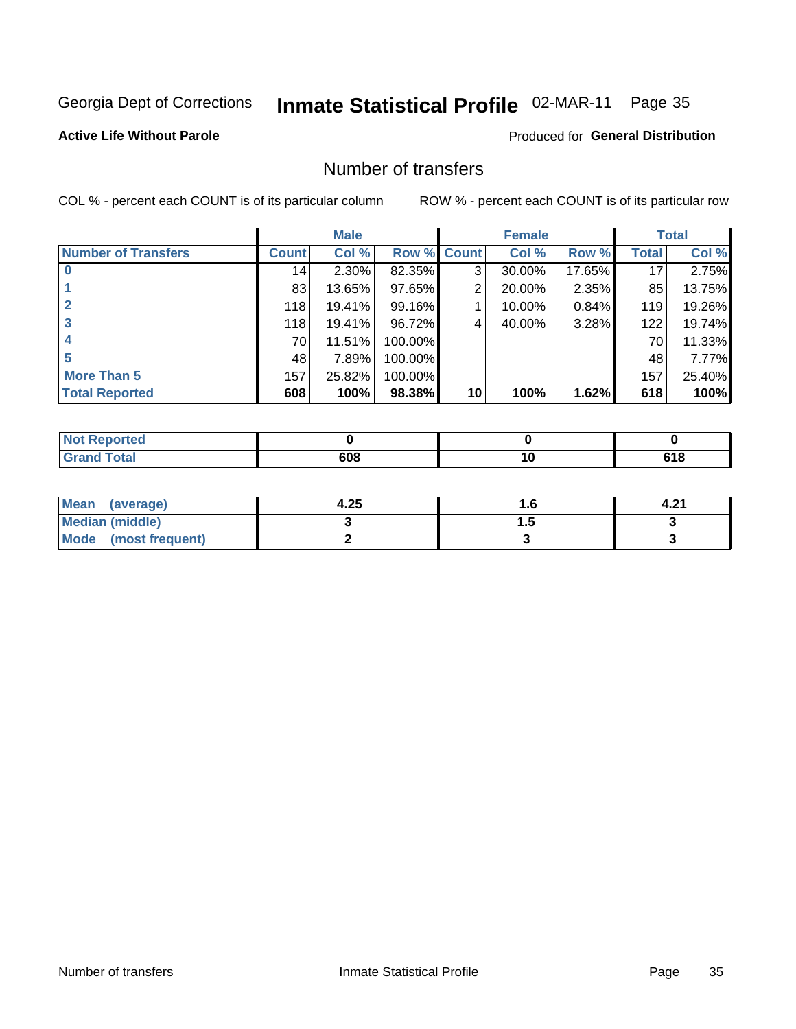Georgia Dept of Corrections **Inmate Statistical Profile** 02-MAR-11 Page 35

**Active Life Without Parole**

Produced for **General Distribution**

## Number of transfers

COL % - percent each COUNT is of its particular column

ROW % - percent each COUNT is of its particular row

| | Male | | | Female | | | Total | |
|---|---|---|---|---|---|---|---|---|
| **Number of Transfers** | **Count** | **Col %** | **Row %** | **Count** | **Col %** | **Row %** | **Total** | **Col %** |
| **0** | 14 | 2.30% | 82.35% | 3 | 30.00% | 17.65% | 17 | 2.75% |
| **1** | 83 | 13.65% | 97.65% | 2 | 20.00% | 2.35% | 85 | 13.75% |
| **2** | 118 | 19.41% | 99.16% | 1 | 10.00% | 0.84% | 119 | 19.26% |
| **3** | 118 | 19.41% | 96.72% | 4 | 40.00% | 3.28% | 122 | 19.74% |
| **4** | 70 | 11.51% | 100.00% | | | | 70 | 11.33% |
| **5** | 48 | 7.89% | 100.00% | | | | 48 | 7.77% |
| **More Than 5** | 157 | 25.82% | 100.00% | | | | 157 | 25.40% |
| **Total Reported** | **608** | **100%** | **98.38%** | **10** | **100%** | **1.62%** | **618** | **100%** |

| | Male | Female | Total |
|---|---|---|---|
| **Not Reported** | **0** | **0** | **0** |
| **Grand Total** | **608** | **10** | **618** |

| | Male | Female | Total |
|---|---|---|---|
| **Mean (average)** | **4.25** | **1.6** | **4.21** |
| **Median (middle)** | **3** | **1.5** | **3** |
| **Mode (most frequent)** | **2** | **3** | **3** |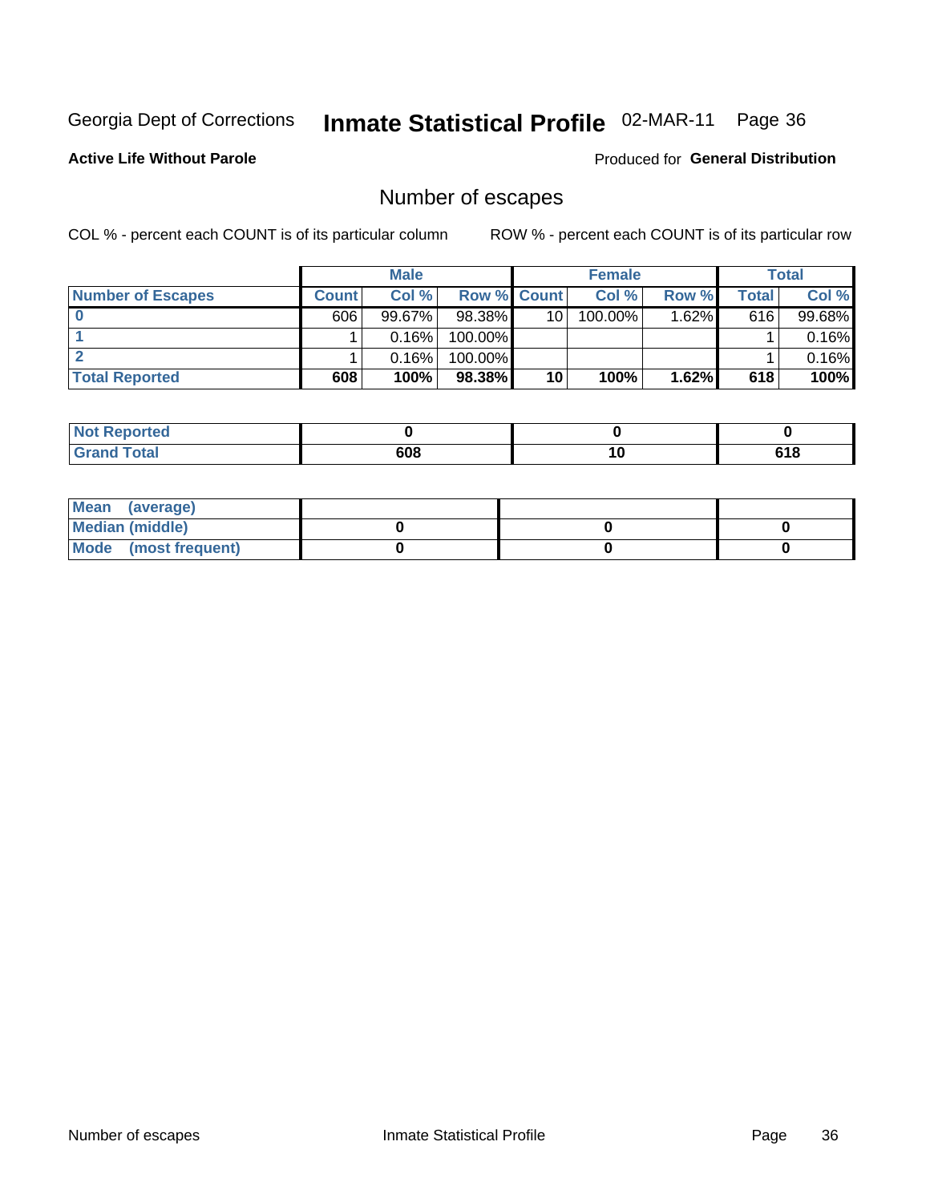Georgia Dept of Corrections **Inmate Statistical Profile** 02-MAR-11

**Active Life Without Parole**

Produced for **General Distribution**

## Number of escapes

COL % - percent each COUNT is of its particular column ROW % - percent each COUNT is of its particular row

| | Male | | | Female | | | Total | |
|---|---|---|---|---|---|---|---|---|
| **Number of Escapes** | **Count** | **Col %** | **Row %** | **Count** | **Col %** | **Row %** | **Total** | **Col %** |
| **0** | 606 | 99.67% | 98.38% | 10 | 100.00% | 1.62% | 616 | 99.68% |
| **1** | 1 | 0.16% | 100.00% | | | | 1 | 0.16% |
| **2** | 1 | 0.16% | 100.00% | | | | 1 | 0.16% |
| **Total Reported** | **608** | **100%** | **98.38%** | **10** | **100%** | **1.62%** | **618** | **100%** |

| | Male | Female | Total |
|---|---|---|---|
| **Not Reported** | **0** | **0** | **0** |
| **Grand Total** | **608** | **10** | **618** |

| | Male | Female | Total |
|---|---|---|---|
| **Mean (average)** | | | |
| **Median (middle)** | **0** | **0** | **0** |
| **Mode (most frequent)** | **0** | **0** | **0** |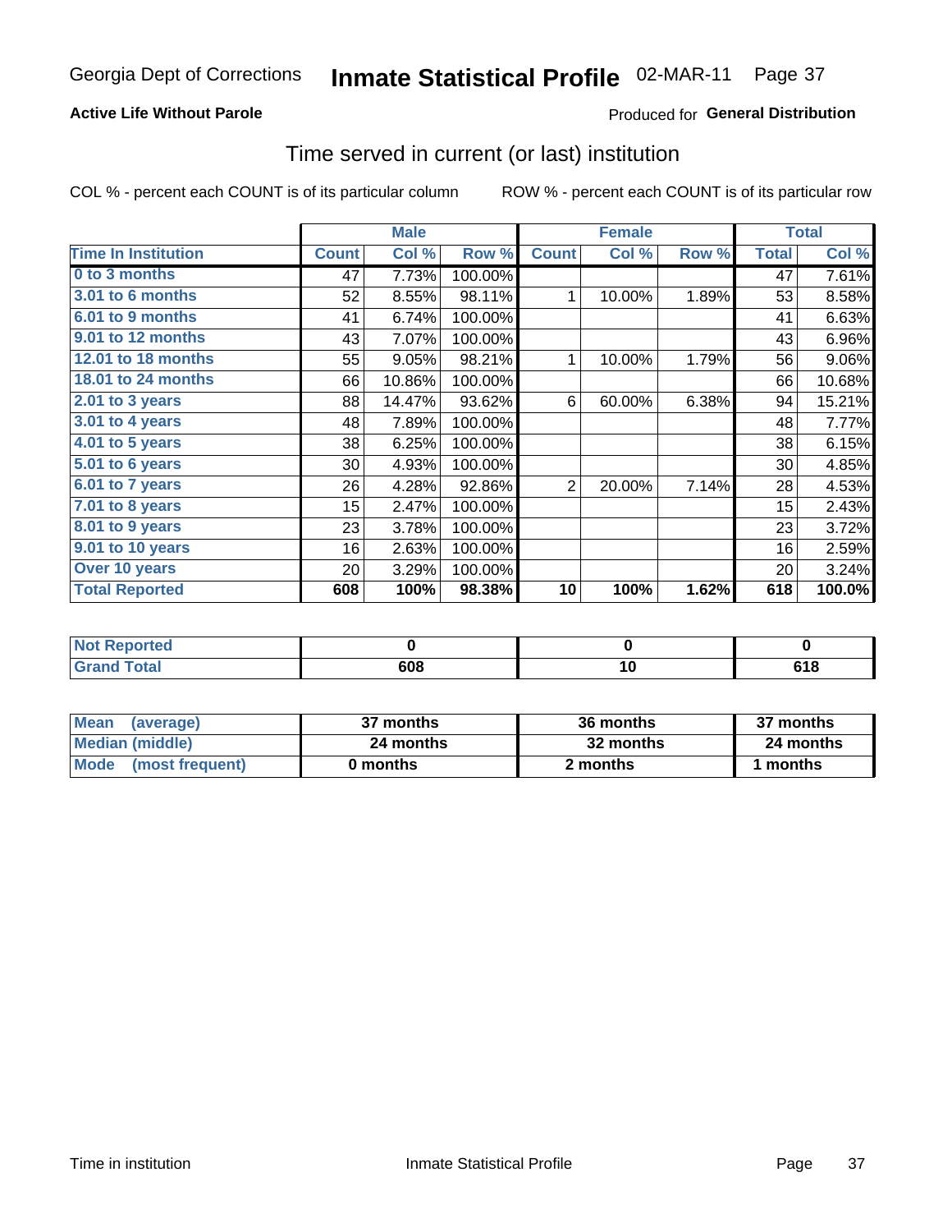# Georgia Dept of Corrections — Inmate Statistical Profile — 02-MAR-11

**Active Life Without Parole**

Produced for **General Distribution**

## Time served in current (or last) institution

COL % - percent each COUNT is of its particular column

ROW % - percent each COUNT is of its particular row

| | Male | | | Female | | | Total | |
|---|---|---|---|---|---|---|---|---|
| **Time In Institution** | **Count** | **Col %** | **Row %** | **Count** | **Col %** | **Row %** | **Total** | **Col %** |
| **0 to 3 months** | 47 | 7.73% | 100.00% | | | | 47 | 7.61% |
| **3.01 to 6 months** | 52 | 8.55% | 98.11% | 1 | 10.00% | 1.89% | 53 | 8.58% |
| **6.01 to 9 months** | 41 | 6.74% | 100.00% | | | | 41 | 6.63% |
| **9.01 to 12 months** | 43 | 7.07% | 100.00% | | | | 43 | 6.96% |
| **12.01 to 18 months** | 55 | 9.05% | 98.21% | 1 | 10.00% | 1.79% | 56 | 9.06% |
| **18.01 to 24 months** | 66 | 10.86% | 100.00% | | | | 66 | 10.68% |
| **2.01 to 3 years** | 88 | 14.47% | 93.62% | 6 | 60.00% | 6.38% | 94 | 15.21% |
| **3.01 to 4 years** | 48 | 7.89% | 100.00% | | | | 48 | 7.77% |
| **4.01 to 5 years** | 38 | 6.25% | 100.00% | | | | 38 | 6.15% |
| **5.01 to 6 years** | 30 | 4.93% | 100.00% | | | | 30 | 4.85% |
| **6.01 to 7 years** | 26 | 4.28% | 92.86% | 2 | 20.00% | 7.14% | 28 | 4.53% |
| **7.01 to 8 years** | 15 | 2.47% | 100.00% | | | | 15 | 2.43% |
| **8.01 to 9 years** | 23 | 3.78% | 100.00% | | | | 23 | 3.72% |
| **9.01 to 10 years** | 16 | 2.63% | 100.00% | | | | 16 | 2.59% |
| **Over 10 years** | 20 | 3.29% | 100.00% | | | | 20 | 3.24% |
| **Total Reported** | **608** | **100%** | **98.38%** | **10** | **100%** | **1.62%** | **618** | **100.0%** |

| | Male | Female | Total |
|---|---|---|---|
| **Not Reported** | **0** | **0** | **0** |
| **Grand Total** | **608** | **10** | **618** |

| | Male | Female | Total |
|---|---|---|---|
| **Mean (average)** | **37 months** | **36 months** | **37 months** |
| **Median (middle)** | **24 months** | **32 months** | **24 months** |
| **Mode (most frequent)** | **0 months** | **2 months** | **1 months** |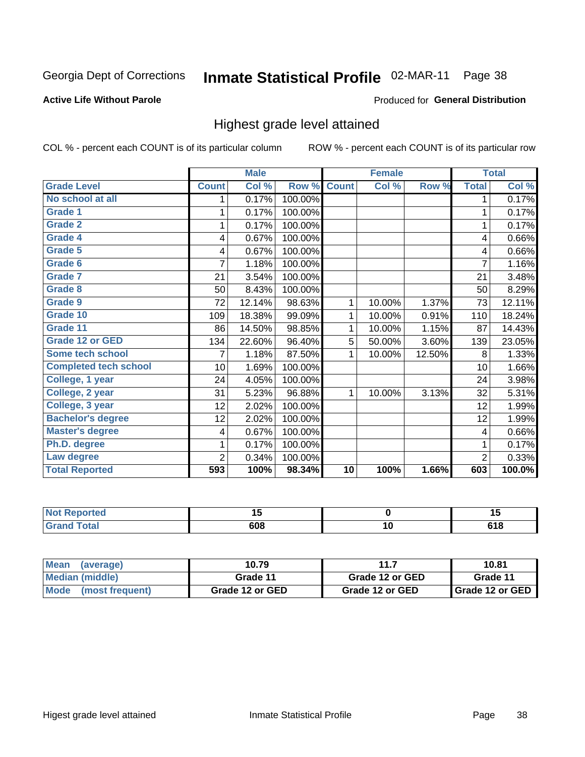Georgia Dept of Corrections **Inmate Statistical Profile** 02-MAR-11

**Active Life Without Parole**

Produced for **General Distribution**

## Highest grade level attained

COL % - percent each COUNT is of its particular column ROW % - percent each COUNT is of its particular row

| | Male | | | Female | | | Total | |
|---|---|---|---|---|---|---|---|---|
| Grade Level | Count | Col % | Row % | Count | Col % | Row % | Total | Col % |
| No school at all | 1 | 0.17% | 100.00% | | | | 1 | 0.17% |
| Grade 1 | 1 | 0.17% | 100.00% | | | | 1 | 0.17% |
| Grade 2 | 1 | 0.17% | 100.00% | | | | 1 | 0.17% |
| Grade 4 | 4 | 0.67% | 100.00% | | | | 4 | 0.66% |
| Grade 5 | 4 | 0.67% | 100.00% | | | | 4 | 0.66% |
| Grade 6 | 7 | 1.18% | 100.00% | | | | 7 | 1.16% |
| Grade 7 | 21 | 3.54% | 100.00% | | | | 21 | 3.48% |
| Grade 8 | 50 | 8.43% | 100.00% | | | | 50 | 8.29% |
| Grade 9 | 72 | 12.14% | 98.63% | 1 | 10.00% | 1.37% | 73 | 12.11% |
| Grade 10 | 109 | 18.38% | 99.09% | 1 | 10.00% | 0.91% | 110 | 18.24% |
| Grade 11 | 86 | 14.50% | 98.85% | 1 | 10.00% | 1.15% | 87 | 14.43% |
| Grade 12 or GED | 134 | 22.60% | 96.40% | 5 | 50.00% | 3.60% | 139 | 23.05% |
| Some tech school | 7 | 1.18% | 87.50% | 1 | 10.00% | 12.50% | 8 | 1.33% |
| Completed tech school | 10 | 1.69% | 100.00% | | | | 10 | 1.66% |
| College, 1 year | 24 | 4.05% | 100.00% | | | | 24 | 3.98% |
| College, 2 year | 31 | 5.23% | 96.88% | 1 | 10.00% | 3.13% | 32 | 5.31% |
| College, 3 year | 12 | 2.02% | 100.00% | | | | 12 | 1.99% |
| Bachelor's degree | 12 | 2.02% | 100.00% | | | | 12 | 1.99% |
| Master's degree | 4 | 0.67% | 100.00% | | | | 4 | 0.66% |
| Ph.D. degree | 1 | 0.17% | 100.00% | | | | 1 | 0.17% |
| Law degree | 2 | 0.34% | 100.00% | | | | 2 | 0.33% |
| **Total Reported** | **593** | **100%** | **98.34%** | **10** | **100%** | **1.66%** | **603** | **100.0%** |

| | Male | Female | Total |
|---|---|---|---|
| Not Reported | 15 | 0 | 15 |
| Grand Total | 608 | 10 | 618 |

| | Male | Female | Total |
|---|---|---|---|
| Mean (average) | 10.79 | 11.7 | 10.81 |
| Median (middle) | Grade 11 | Grade 12 or GED | Grade 11 |
| Mode (most frequent) | Grade 12 or GED | Grade 12 or GED | Grade 12 or GED |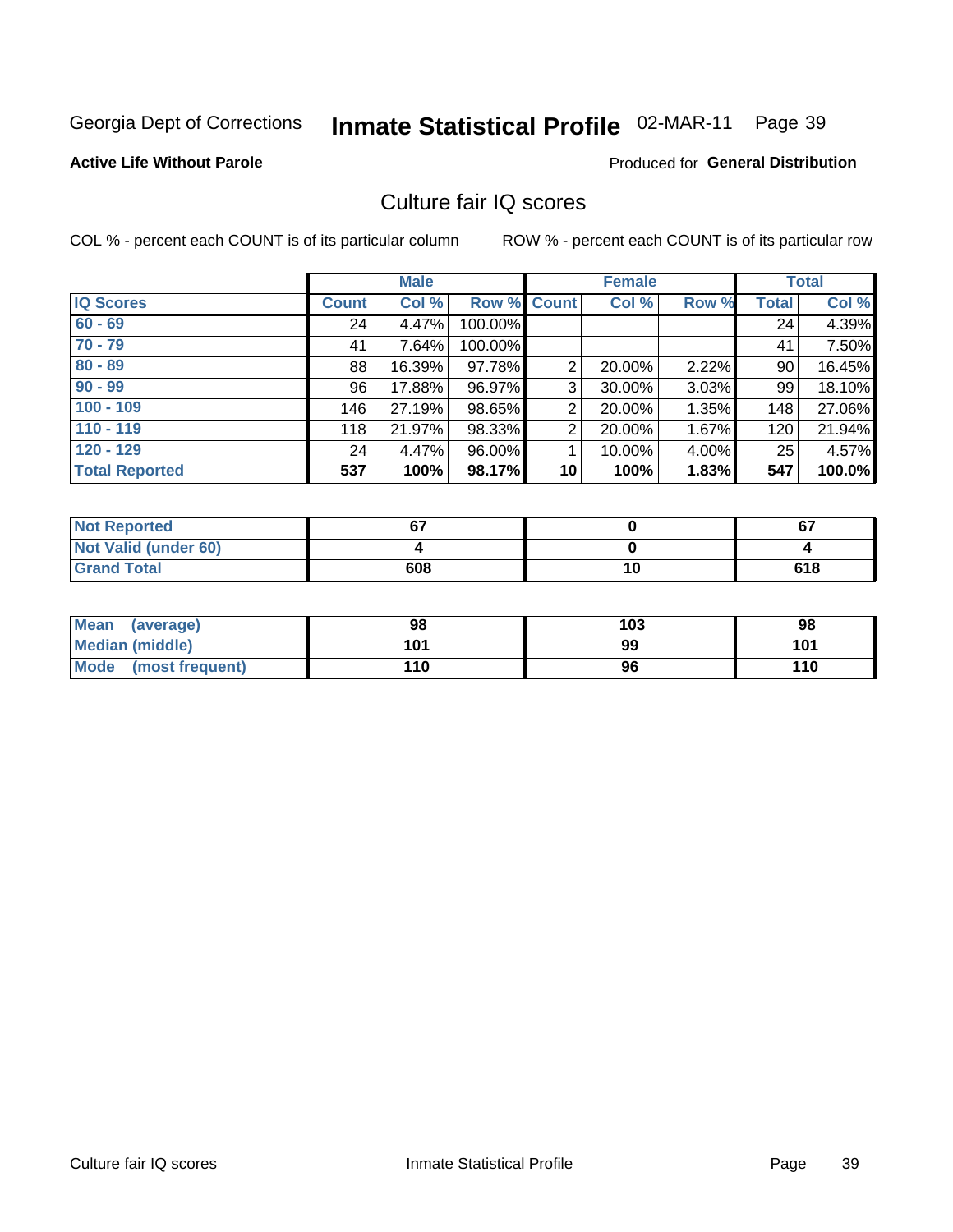Georgia Dept of Corrections **Inmate Statistical Profile** 02-MAR-11 Page 39

**Active Life Without Parole**

Produced for **General Distribution**

## Culture fair IQ scores

COL % - percent each COUNT is of its particular column ROW % - percent each COUNT is of its particular row

| | Male | | | Female | | | Total | |
|---|---|---|---|---|---|---|---|---|
| **IQ Scores** | **Count** | **Col %** | **Row %** | **Count** | **Col %** | **Row %** | **Total** | **Col %** |
| 60 - 69 | 24 | 4.47% | 100.00% | | | | 24 | 4.39% |
| 70 - 79 | 41 | 7.64% | 100.00% | | | | 41 | 7.50% |
| 80 - 89 | 88 | 16.39% | 97.78% | 2 | 20.00% | 2.22% | 90 | 16.45% |
| 90 - 99 | 96 | 17.88% | 96.97% | 3 | 30.00% | 3.03% | 99 | 18.10% |
| 100 - 109 | 146 | 27.19% | 98.65% | 2 | 20.00% | 1.35% | 148 | 27.06% |
| 110 - 119 | 118 | 21.97% | 98.33% | 2 | 20.00% | 1.67% | 120 | 21.94% |
| 120 - 129 | 24 | 4.47% | 96.00% | 1 | 10.00% | 4.00% | 25 | 4.57% |
| **Total Reported** | **537** | **100%** | **98.17%** | **10** | **100%** | **1.83%** | **547** | **100.0%** |

| | Male | Female | Total |
|---|---|---|---|
| Not Reported | **67** | **0** | **67** |
| Not Valid (under 60) | **4** | **0** | **4** |
| Grand Total | **608** | **10** | **618** |

| | Male | Female | Total |
|---|---|---|---|
| Mean (average) | **98** | **103** | **98** |
| Median (middle) | **101** | **99** | **101** |
| Mode (most frequent) | **110** | **96** | **110** |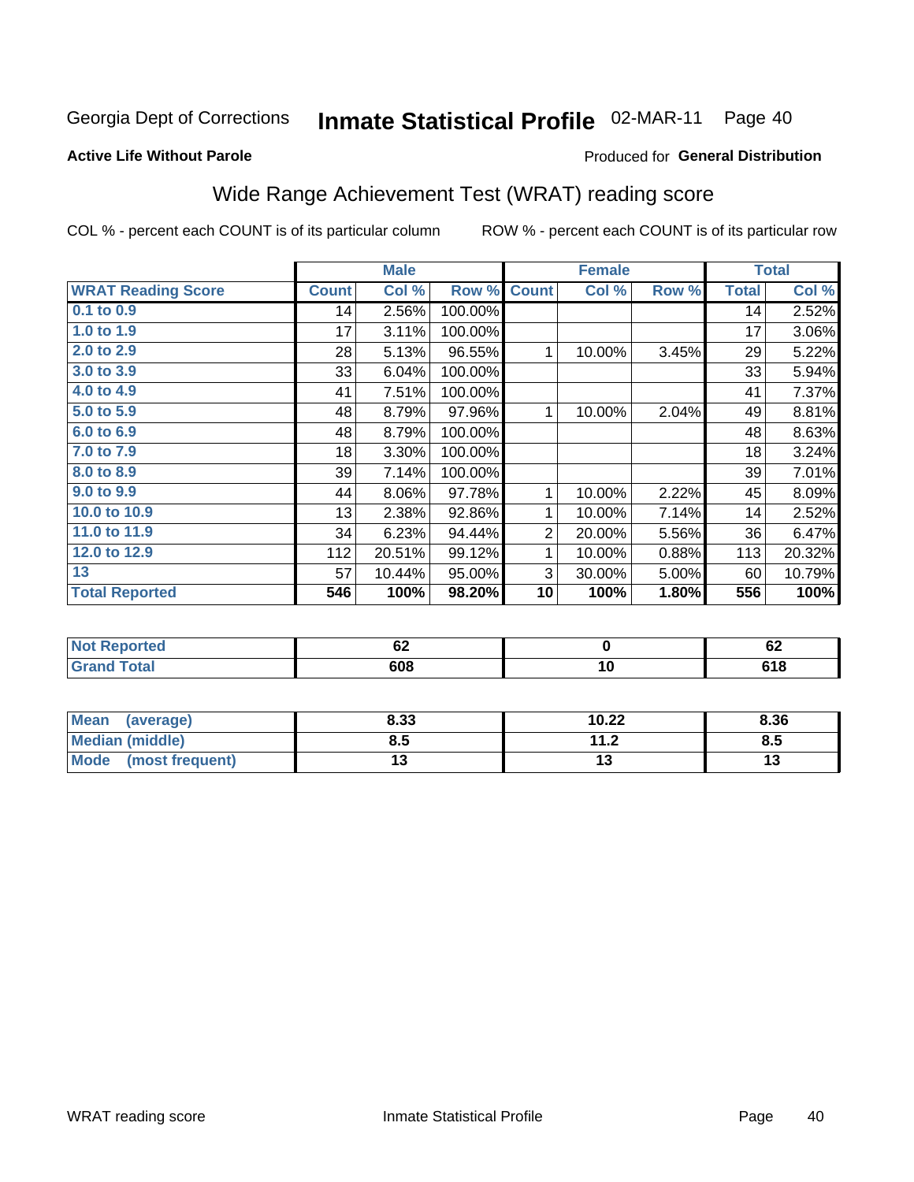Georgia Dept of Corrections **Inmate Statistical Profile** 02-MAR-11 Page 40

**Active Life Without Parole**

Produced for **General Distribution**

## Wide Range Achievement Test (WRAT) reading score

COL % - percent each COUNT is of its particular column ROW % - percent each COUNT is of its particular row

| | Male | | | Female | | | Total | |
|---|---|---|---|---|---|---|---|---|
| **WRAT Reading Score** | **Count** | **Col %** | **Row %** | **Count** | **Col %** | **Row %** | **Total** | **Col %** |
| 0.1 to 0.9 | 14 | 2.56% | 100.00% | | | | 14 | 2.52% |
| 1.0 to 1.9 | 17 | 3.11% | 100.00% | | | | 17 | 3.06% |
| 2.0 to 2.9 | 28 | 5.13% | 96.55% | 1 | 10.00% | 3.45% | 29 | 5.22% |
| 3.0 to 3.9 | 33 | 6.04% | 100.00% | | | | 33 | 5.94% |
| 4.0 to 4.9 | 41 | 7.51% | 100.00% | | | | 41 | 7.37% |
| 5.0 to 5.9 | 48 | 8.79% | 97.96% | 1 | 10.00% | 2.04% | 49 | 8.81% |
| 6.0 to 6.9 | 48 | 8.79% | 100.00% | | | | 48 | 8.63% |
| 7.0 to 7.9 | 18 | 3.30% | 100.00% | | | | 18 | 3.24% |
| 8.0 to 8.9 | 39 | 7.14% | 100.00% | | | | 39 | 7.01% |
| 9.0 to 9.9 | 44 | 8.06% | 97.78% | 1 | 10.00% | 2.22% | 45 | 8.09% |
| 10.0 to 10.9 | 13 | 2.38% | 92.86% | 1 | 10.00% | 7.14% | 14 | 2.52% |
| 11.0 to 11.9 | 34 | 6.23% | 94.44% | 2 | 20.00% | 5.56% | 36 | 6.47% |
| 12.0 to 12.9 | 112 | 20.51% | 99.12% | 1 | 10.00% | 0.88% | 113 | 20.32% |
| 13 | 57 | 10.44% | 95.00% | 3 | 30.00% | 5.00% | 60 | 10.79% |
| **Total Reported** | **546** | **100%** | **98.20%** | **10** | **100%** | **1.80%** | **556** | **100%** |

| | Male | Female | Total |
|---|---|---|---|
| **Not Reported** | **62** | **0** | **62** |
| **Grand Total** | **608** | **10** | **618** |

| | Male | Female | Total |
|---|---|---|---|
| **Mean (average)** | **8.33** | **10.22** | **8.36** |
| **Median (middle)** | **8.5** | **11.2** | **8.5** |
| **Mode (most frequent)** | **13** | **13** | **13** |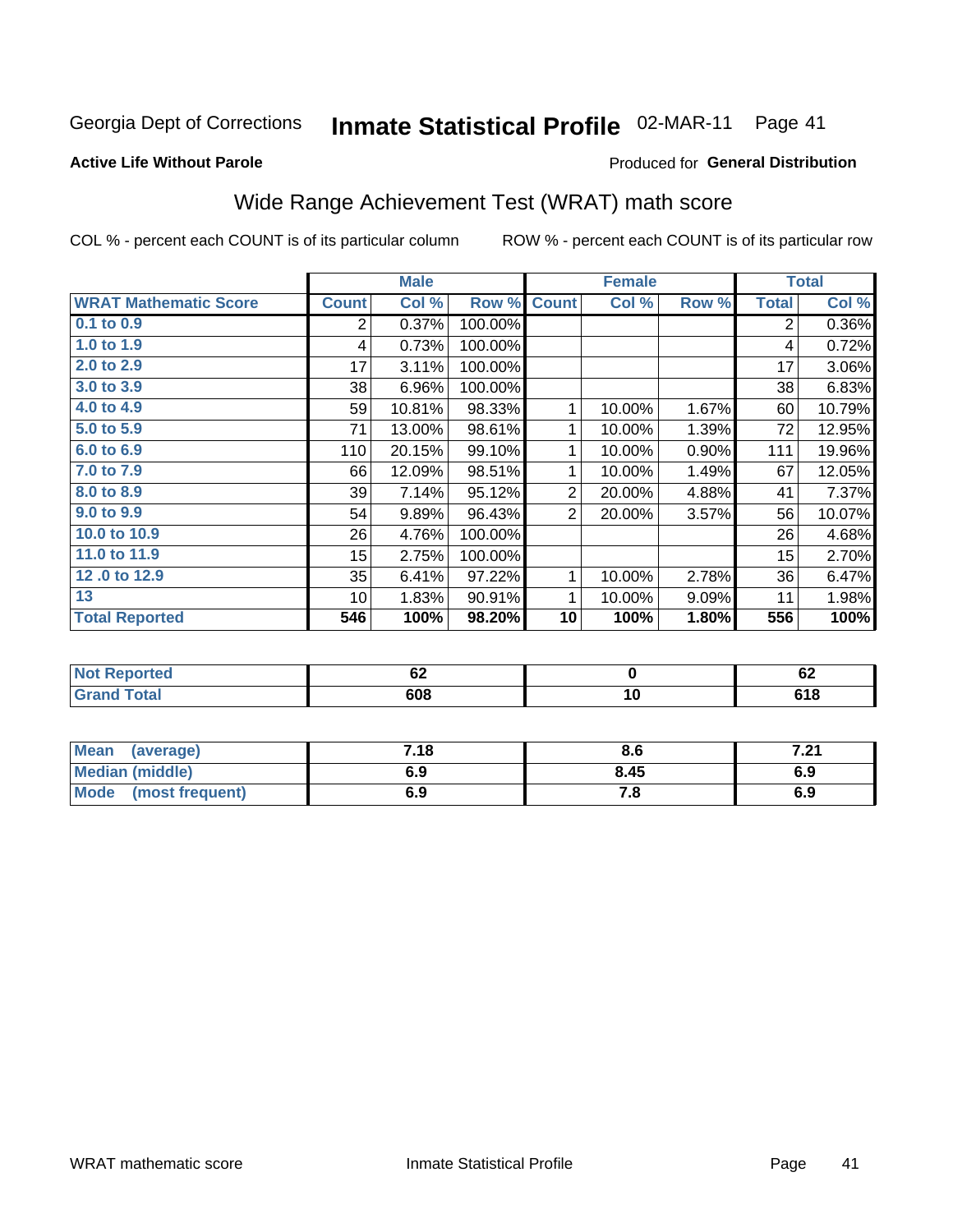Georgia Dept of Corrections **Inmate Statistical Profile** 02-MAR-11 Page 41

**Active Life Without Parole**

Produced for **General Distribution**

## Wide Range Achievement Test (WRAT) math score

COL % - percent each COUNT is of its particular column

ROW % - percent each COUNT is of its particular row

| | Male | | | Female | | | Total | |
|---|---|---|---|---|---|---|---|---|
| **WRAT Mathematic Score** | **Count** | **Col %** | **Row %** | **Count** | **Col %** | **Row %** | **Total** | **Col %** |
| 0.1 to 0.9 | 2 | 0.37% | 100.00% | | | | 2 | 0.36% |
| 1.0 to 1.9 | 4 | 0.73% | 100.00% | | | | 4 | 0.72% |
| 2.0 to 2.9 | 17 | 3.11% | 100.00% | | | | 17 | 3.06% |
| 3.0 to 3.9 | 38 | 6.96% | 100.00% | | | | 38 | 6.83% |
| 4.0 to 4.9 | 59 | 10.81% | 98.33% | 1 | 10.00% | 1.67% | 60 | 10.79% |
| 5.0 to 5.9 | 71 | 13.00% | 98.61% | 1 | 10.00% | 1.39% | 72 | 12.95% |
| 6.0 to 6.9 | 110 | 20.15% | 99.10% | 1 | 10.00% | 0.90% | 111 | 19.96% |
| 7.0 to 7.9 | 66 | 12.09% | 98.51% | 1 | 10.00% | 1.49% | 67 | 12.05% |
| 8.0 to 8.9 | 39 | 7.14% | 95.12% | 2 | 20.00% | 4.88% | 41 | 7.37% |
| 9.0 to 9.9 | 54 | 9.89% | 96.43% | 2 | 20.00% | 3.57% | 56 | 10.07% |
| 10.0 to 10.9 | 26 | 4.76% | 100.00% | | | | 26 | 4.68% |
| 11.0 to 11.9 | 15 | 2.75% | 100.00% | | | | 15 | 2.70% |
| 12 .0 to 12.9 | 35 | 6.41% | 97.22% | 1 | 10.00% | 2.78% | 36 | 6.47% |
| 13 | 10 | 1.83% | 90.91% | 1 | 10.00% | 9.09% | 11 | 1.98% |
| **Total Reported** | **546** | **100%** | **98.20%** | **10** | **100%** | **1.80%** | **556** | **100%** |

| | Male | Female | Total |
|---|---|---|---|
| **Not Reported** | **62** | **0** | **62** |
| **Grand Total** | **608** | **10** | **618** |

| | Male | Female | Total |
|---|---|---|---|
| **Mean (average)** | **7.18** | **8.6** | **7.21** |
| **Median (middle)** | **6.9** | **8.45** | **6.9** |
| **Mode (most frequent)** | **6.9** | **7.8** | **6.9** |

WRAT mathematic score Inmate Statistical Profile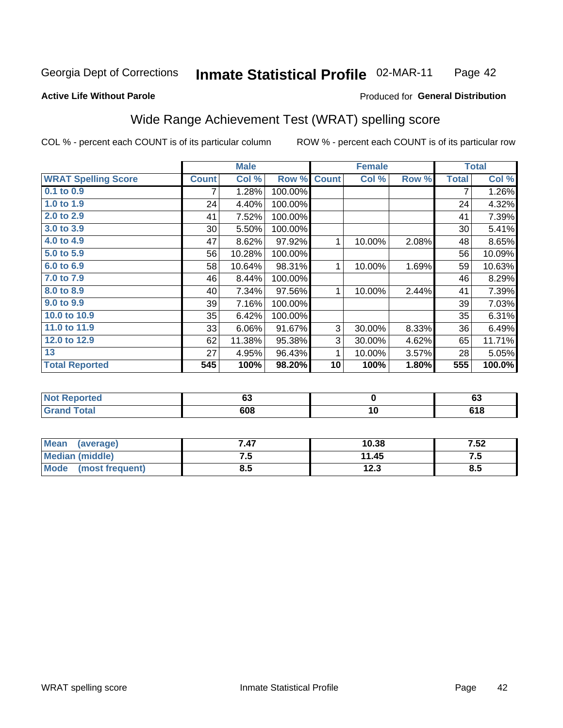Georgia Dept of Corrections **Inmate Statistical Profile** 02-MAR-11 Page 42

**Active Life Without Parole**

Produced for **General Distribution**

## Wide Range Achievement Test (WRAT) spelling score

COL % - percent each COUNT is of its particular column ROW % - percent each COUNT is of its particular row

| | Male | | | Female | | | Total | |
|---|---|---|---|---|---|---|---|---|
| **WRAT Spelling Score** | **Count** | **Col %** | **Row %** | **Count** | **Col %** | **Row %** | **Total** | **Col %** |
| 0.1 to 0.9 | 7 | 1.28% | 100.00% | | | | 7 | 1.26% |
| 1.0 to 1.9 | 24 | 4.40% | 100.00% | | | | 24 | 4.32% |
| 2.0 to 2.9 | 41 | 7.52% | 100.00% | | | | 41 | 7.39% |
| 3.0 to 3.9 | 30 | 5.50% | 100.00% | | | | 30 | 5.41% |
| 4.0 to 4.9 | 47 | 8.62% | 97.92% | 1 | 10.00% | 2.08% | 48 | 8.65% |
| 5.0 to 5.9 | 56 | 10.28% | 100.00% | | | | 56 | 10.09% |
| 6.0 to 6.9 | 58 | 10.64% | 98.31% | 1 | 10.00% | 1.69% | 59 | 10.63% |
| 7.0 to 7.9 | 46 | 8.44% | 100.00% | | | | 46 | 8.29% |
| 8.0 to 8.9 | 40 | 7.34% | 97.56% | 1 | 10.00% | 2.44% | 41 | 7.39% |
| 9.0 to 9.9 | 39 | 7.16% | 100.00% | | | | 39 | 7.03% |
| 10.0 to 10.9 | 35 | 6.42% | 100.00% | | | | 35 | 6.31% |
| 11.0 to 11.9 | 33 | 6.06% | 91.67% | 3 | 30.00% | 8.33% | 36 | 6.49% |
| 12.0 to 12.9 | 62 | 11.38% | 95.38% | 3 | 30.00% | 4.62% | 65 | 11.71% |
| 13 | 27 | 4.95% | 96.43% | 1 | 10.00% | 3.57% | 28 | 5.05% |
| **Total Reported** | **545** | **100%** | **98.20%** | **10** | **100%** | **1.80%** | **555** | **100.0%** |

| | Male | Female | Total |
|---|---|---|---|
| Not Reported | 63 | 0 | 63 |
| Grand Total | 608 | 10 | 618 |

| | Male | Female | Total |
|---|---|---|---|
| Mean (average) | 7.47 | 10.38 | 7.52 |
| Median (middle) | 7.5 | 11.45 | 7.5 |
| Mode (most frequent) | 8.5 | 12.3 | 8.5 |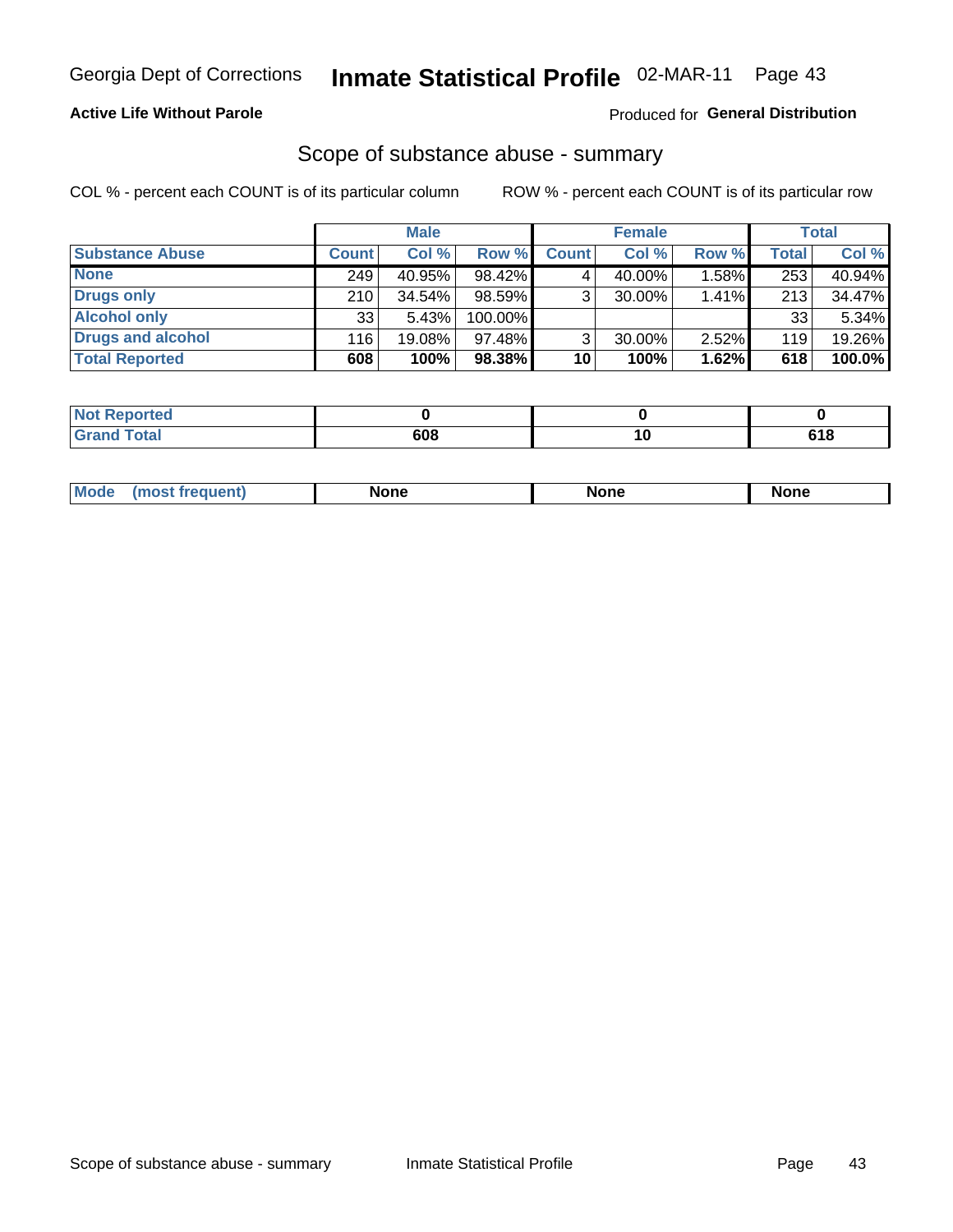Georgia Dept of Corrections **Inmate Statistical Profile** 02-MAR-11

**Active Life Without Parole**

Produced for **General Distribution**

## Scope of substance abuse - summary

COL % - percent each COUNT is of its particular column

ROW % - percent each COUNT is of its particular row

| | Male | | | Female | | | Total | |
|---|---|---|---|---|---|---|---|---|
| **Substance Abuse** | **Count** | **Col %** | **Row %** | **Count** | **Col %** | **Row %** | **Total** | **Col %** |
| **None** | 249 | 40.95% | 98.42% | 4 | 40.00% | 1.58% | 253 | 40.94% |
| **Drugs only** | 210 | 34.54% | 98.59% | 3 | 30.00% | 1.41% | 213 | 34.47% |
| **Alcohol only** | 33 | 5.43% | 100.00% | | | | 33 | 5.34% |
| **Drugs and alcohol** | 116 | 19.08% | 97.48% | 3 | 30.00% | 2.52% | 119 | 19.26% |
| **Total Reported** | **608** | **100%** | **98.38%** | **10** | **100%** | **1.62%** | **618** | **100.0%** |

| | Male | Female | Total |
|---|---|---|---|
| **Not Reported** | **0** | **0** | **0** |
| **Grand Total** | **608** | **10** | **618** |

| | Male | Female | Total |
|---|---|---|---|
| **Mode (most frequent)** | **None** | **None** | **None** |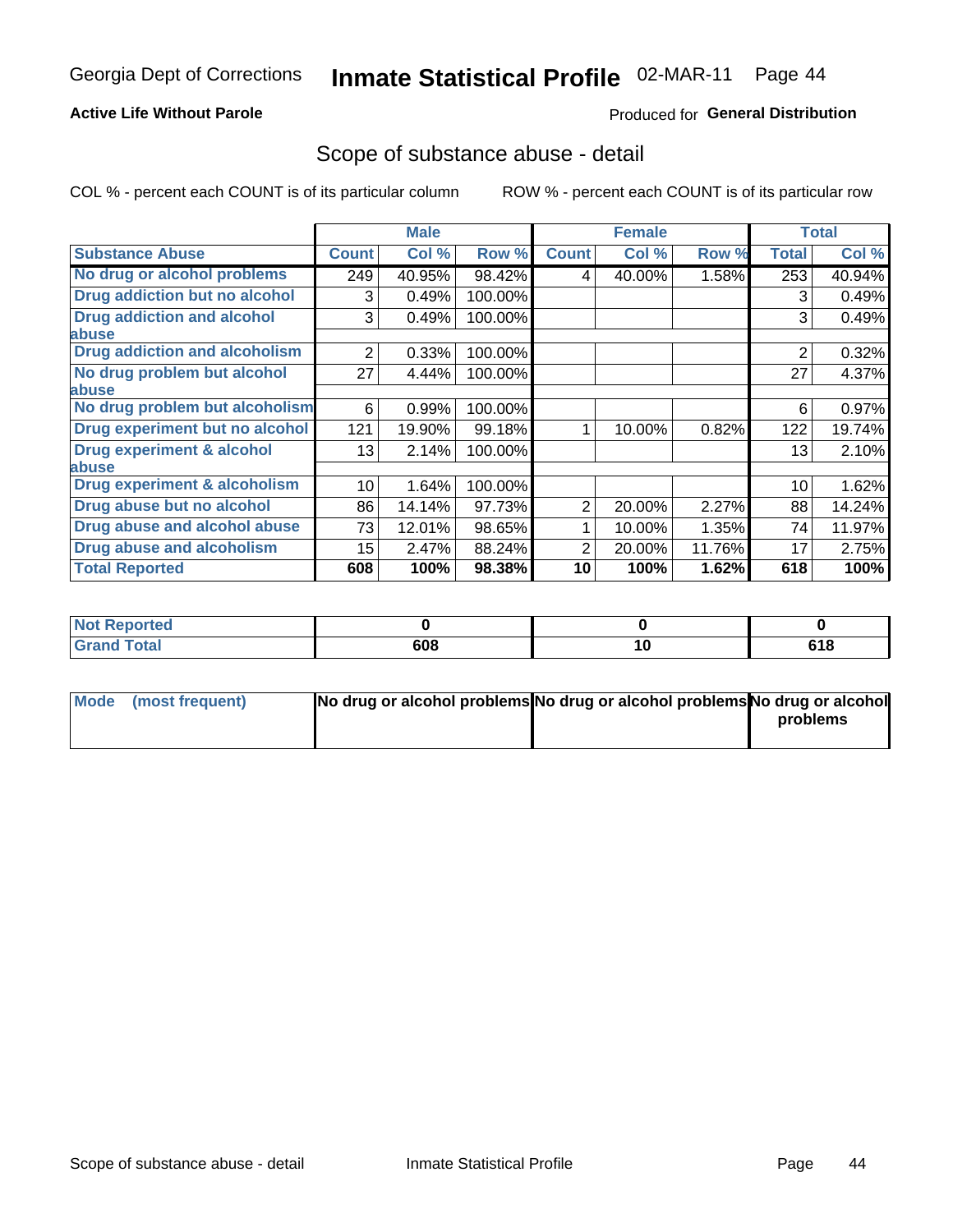Georgia Dept of Corrections **Inmate Statistical Profile** 02-MAR-11

**Active Life Without Parole**

Produced for **General Distribution**

## Scope of substance abuse - detail

COL % - percent each COUNT is of its particular column ROW % - percent each COUNT is of its particular row

| | Male | | | Female | | | Total | |
|---|---|---|---|---|---|---|---|---|
| **Substance Abuse** | **Count** | **Col %** | **Row %** | **Count** | **Col %** | **Row %** | **Total** | **Col %** |
| **No drug or alcohol problems** | 249 | 40.95% | 98.42% | 4 | 40.00% | 1.58% | 253 | 40.94% |
| **Drug addiction but no alcohol** | 3 | 0.49% | 100.00% | | | | 3 | 0.49% |
| **Drug addiction and alcohol abuse** | 3 | 0.49% | 100.00% | | | | 3 | 0.49% |
| **Drug addiction and alcoholism** | 2 | 0.33% | 100.00% | | | | 2 | 0.32% |
| **No drug problem but alcohol abuse** | 27 | 4.44% | 100.00% | | | | 27 | 4.37% |
| **No drug problem but alcoholism** | 6 | 0.99% | 100.00% | | | | 6 | 0.97% |
| **Drug experiment but no alcohol** | 121 | 19.90% | 99.18% | 1 | 10.00% | 0.82% | 122 | 19.74% |
| **Drug experiment & alcohol abuse** | 13 | 2.14% | 100.00% | | | | 13 | 2.10% |
| **Drug experiment & alcoholism** | 10 | 1.64% | 100.00% | | | | 10 | 1.62% |
| **Drug abuse but no alcohol** | 86 | 14.14% | 97.73% | 2 | 20.00% | 2.27% | 88 | 14.24% |
| **Drug abuse and alcohol abuse** | 73 | 12.01% | 98.65% | 1 | 10.00% | 1.35% | 74 | 11.97% |
| **Drug abuse and alcoholism** | 15 | 2.47% | 88.24% | 2 | 20.00% | 11.76% | 17 | 2.75% |
| **Total Reported** | **608** | **100%** | **98.38%** | **10** | **100%** | **1.62%** | **618** | **100%** |

| | Male | Female | Total |
|---|---|---|---|
| **Not Reported** | **0** | **0** | **0** |
| **Grand Total** | **608** | **10** | **618** |

| | Male | Female | Total |
|---|---|---|---|
| **Mode (most frequent)** | **No drug or alcohol problems** | **No drug or alcohol problems** | **No drug or alcohol problems** |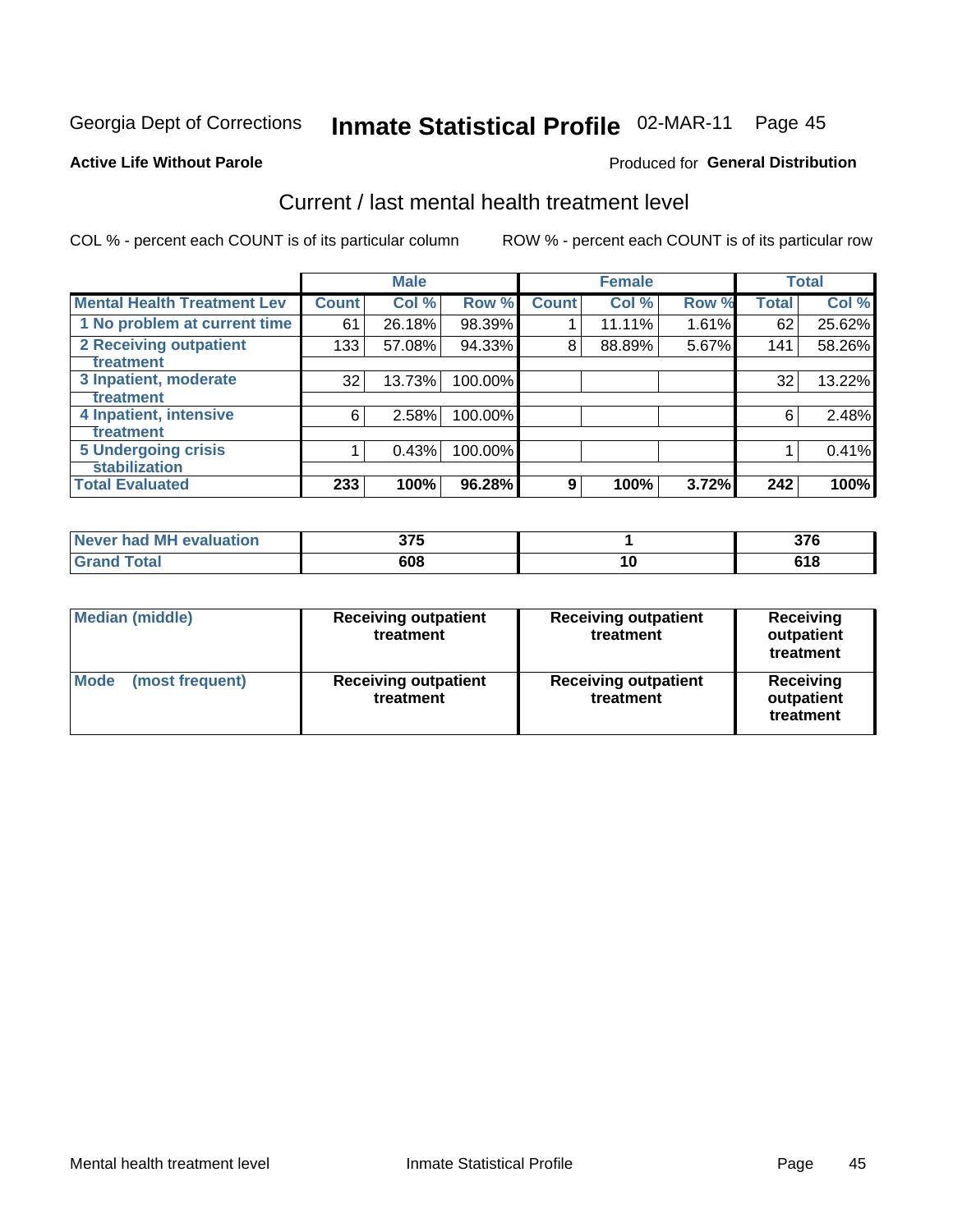Georgia Dept of Corrections **Inmate Statistical Profile** 02-MAR-11

**Active Life Without Parole**

Produced for **General Distribution**

## Current / last mental health treatment level

COL % - percent each COUNT is of its particular column

ROW % - percent each COUNT is of its particular row

| | Male | | | Female | | | Total | |
|---|---|---|---|---|---|---|---|---|
| **Mental Health Treatment Lev** | **Count** | **Col %** | **Row %** | **Count** | **Col %** | **Row %** | **Total** | **Col %** |
| 1 No problem at current time | 61 | 26.18% | 98.39% | 1 | 11.11% | 1.61% | 62 | 25.62% |
| 2 Receiving outpatient treatment | 133 | 57.08% | 94.33% | 8 | 88.89% | 5.67% | 141 | 58.26% |
| 3 Inpatient, moderate treatment | 32 | 13.73% | 100.00% | | | | 32 | 13.22% |
| 4 Inpatient, intensive treatment | 6 | 2.58% | 100.00% | | | | 6 | 2.48% |
| 5 Undergoing crisis stabilization | 1 | 0.43% | 100.00% | | | | 1 | 0.41% |
| **Total Evaluated** | **233** | **100%** | **96.28%** | **9** | **100%** | **3.72%** | **242** | **100%** |

| | Male | Female | Total |
|---|---|---|---|
| Never had MH evaluation | 375 | 1 | 376 |
| Grand Total | 608 | 10 | 618 |

| | Male | Female | Total |
|---|---|---|---|
| Median (middle) | Receiving outpatient treatment | Receiving outpatient treatment | Receiving outpatient treatment |
| Mode (most frequent) | Receiving outpatient treatment | Receiving outpatient treatment | Receiving outpatient treatment |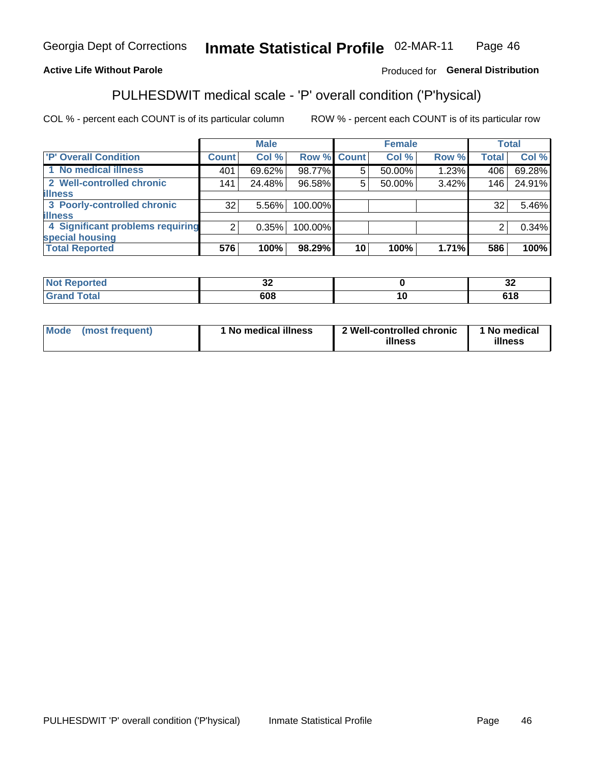Georgia Dept of Corrections **Inmate Statistical Profile** 02-MAR-11

**Active Life Without Parole**

Produced for **General Distribution**

## PULHESDWIT medical scale - 'P' overall condition ('P'hysical)

COL % - percent each COUNT is of its particular column

ROW % - percent each COUNT is of its particular row

| | Male | | | Female | | | Total | |
|---|---|---|---|---|---|---|---|---|
| 'P' Overall Condition | Count | Col % | Row % | Count | Col % | Row % | Total | Col % |
| 1 No medical illness | 401 | 69.62% | 98.77% | 5 | 50.00% | 1.23% | 406 | 69.28% |
| 2 Well-controlled chronic illness | 141 | 24.48% | 96.58% | 5 | 50.00% | 3.42% | 146 | 24.91% |
| 3 Poorly-controlled chronic illness | 32 | 5.56% | 100.00% | | | | 32 | 5.46% |
| 4 Significant problems requiring special housing | 2 | 0.35% | 100.00% | | | | 2 | 0.34% |
| **Total Reported** | **576** | **100%** | **98.29%** | **10** | **100%** | **1.71%** | **586** | **100%** |

| | Male | Female | Total |
|---|---|---|---|
| Not Reported | 32 | 0 | 32 |
| Grand Total | 608 | 10 | 618 |

| | Male | Female | Total |
|---|---|---|---|
| Mode (most frequent) | 1 No medical illness | 2 Well-controlled chronic illness | 1 No medical illness |

PULHESDWIT 'P' overall condition ('P'hysical) Inmate Statistical Profile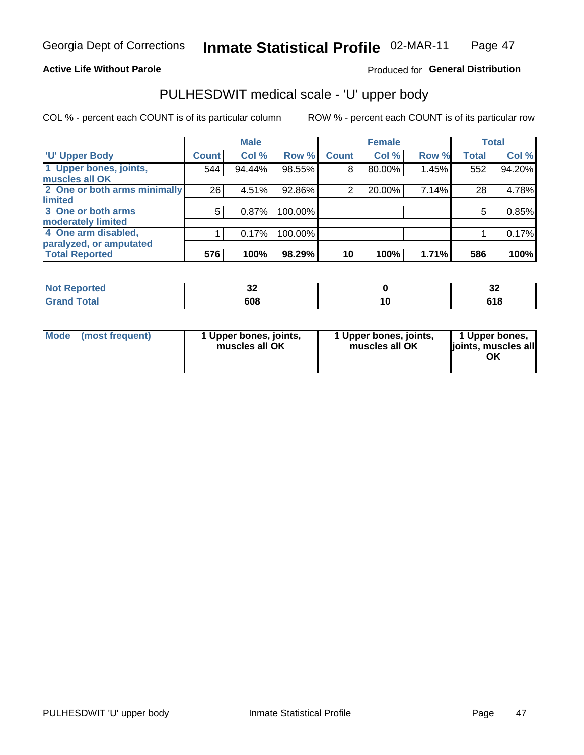Georgia Dept of Corrections **Inmate Statistical Profile** 02-MAR-11

**Active Life Without Parole**

Produced for **General Distribution**

## PULHESDWIT medical scale - 'U' upper body

COL % - percent each COUNT is of its particular column ROW % - percent each COUNT is of its particular row

| | Male | | | Female | | | Total | |
|---|---|---|---|---|---|---|---|---|
| 'U' Upper Body | Count | Col % | Row % | Count | Col % | Row % | Total | Col % |
| 1 Upper bones, joints, muscles all OK | 544 | 94.44% | 98.55% | 8 | 80.00% | 1.45% | 552 | 94.20% |
| 2 One or both arms minimally limited | 26 | 4.51% | 92.86% | 2 | 20.00% | 7.14% | 28 | 4.78% |
| 3 One or both arms moderately limited | 5 | 0.87% | 100.00% | | | | 5 | 0.85% |
| 4 One arm disabled, paralyzed, or amputated | 1 | 0.17% | 100.00% | | | | 1 | 0.17% |
| **Total Reported** | **576** | **100%** | **98.29%** | **10** | **100%** | **1.71%** | **586** | **100%** |

| | Male | Female | Total |
|---|---|---|---|
| Not Reported | 32 | 0 | 32 |
| Grand Total | 608 | 10 | 618 |

| | Male | Female | Total |
|---|---|---|---|
| Mode (most frequent) | 1 Upper bones, joints, muscles all OK | 1 Upper bones, joints, muscles all OK | 1 Upper bones, joints, muscles all OK |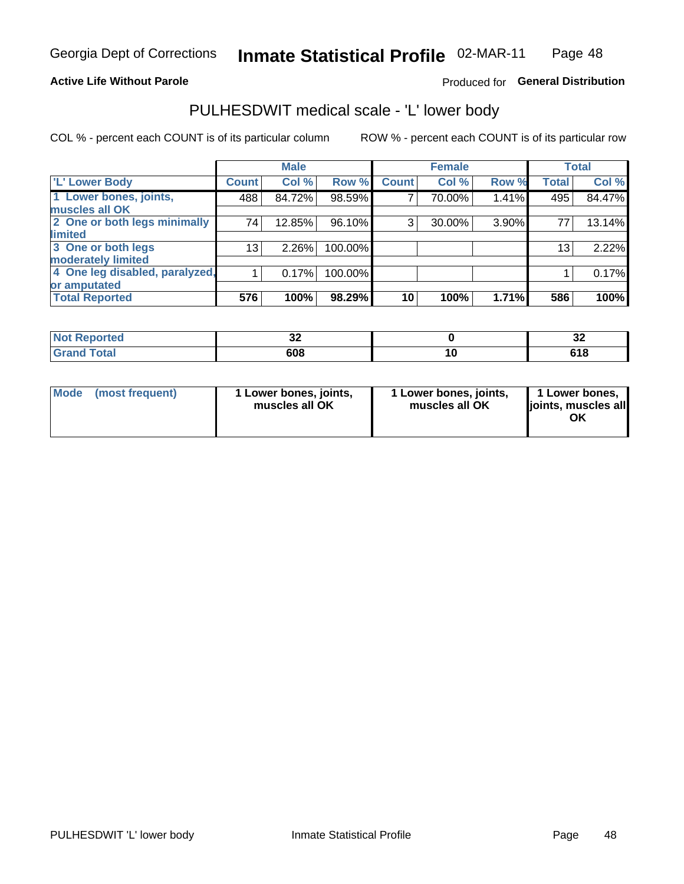Georgia Dept of Corrections **Inmate Statistical Profile** 02-MAR-11

**Active Life Without Parole**

Produced for **General Distribution**

# PULHESDWIT medical scale - 'L' lower body

COL % - percent each COUNT is of its particular column

ROW % - percent each COUNT is of its particular row

| | Male | | | Female | | | Total | |
|---|---|---|---|---|---|---|---|---|
| 'L' Lower Body | Count | Col % | Row % | Count | Col % | Row % | Total | Col % |
| 1 Lower bones, joints, muscles all OK | 488 | 84.72% | 98.59% | 7 | 70.00% | 1.41% | 495 | 84.47% |
| 2 One or both legs minimally limited | 74 | 12.85% | 96.10% | 3 | 30.00% | 3.90% | 77 | 13.14% |
| 3 One or both legs moderately limited | 13 | 2.26% | 100.00% | | | | 13 | 2.22% |
| 4 One leg disabled, paralyzed, or amputated | 1 | 0.17% | 100.00% | | | | 1 | 0.17% |
| **Total Reported** | **576** | **100%** | **98.29%** | **10** | **100%** | **1.71%** | **586** | **100%** |

| | Male | Female | Total |
|---|---|---|---|
| Not Reported | 32 | 0 | 32 |
| Grand Total | 608 | 10 | 618 |

| | Male | Female | Total |
|---|---|---|---|
| Mode (most frequent) | 1 Lower bones, joints, muscles all OK | 1 Lower bones, joints, muscles all OK | 1 Lower bones, joints, muscles all OK |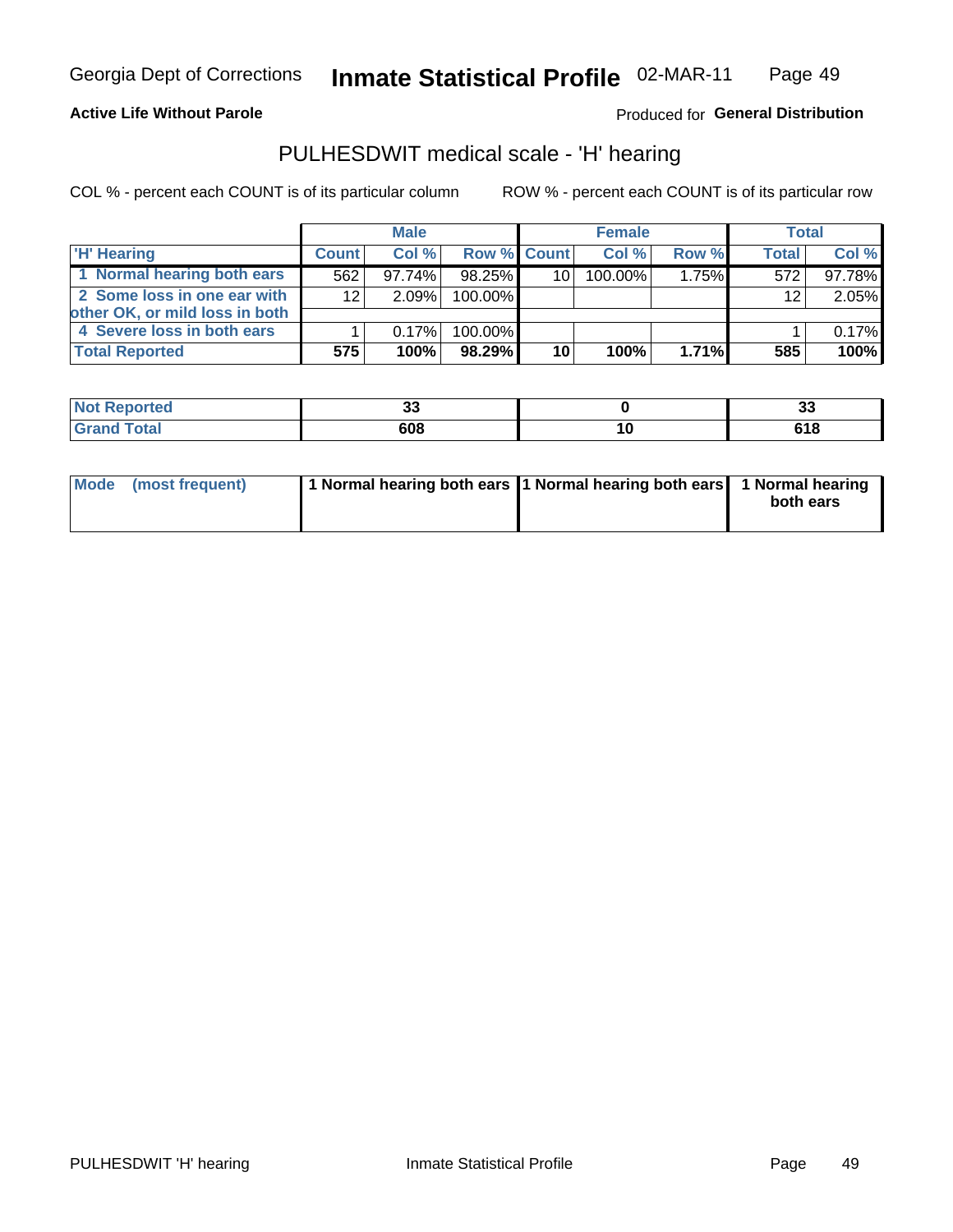Georgia Dept of Corrections **Inmate Statistical Profile** 02-MAR-11

**Active Life Without Parole**

Produced for **General Distribution**

## PULHESDWIT medical scale - 'H' hearing

COL % - percent each COUNT is of its particular column

ROW % - percent each COUNT is of its particular row

| | Male | | | Female | | | Total | |
|---|---|---|---|---|---|---|---|---|
| 'H' Hearing | Count | Col % | Row % | Count | Col % | Row % | Total | Col % |
| 1 Normal hearing both ears | 562 | 97.74% | 98.25% | 10 | 100.00% | 1.75% | 572 | 97.78% |
| 2 Some loss in one ear with other OK, or mild loss in both | 12 | 2.09% | 100.00% | | | | 12 | 2.05% |
| 4 Severe loss in both ears | 1 | 0.17% | 100.00% | | | | 1 | 0.17% |
| **Total Reported** | **575** | **100%** | **98.29%** | **10** | **100%** | **1.71%** | **585** | **100%** |

| | Male | Female | Total |
|---|---|---|---|
| Not Reported | 33 | 0 | 33 |
| Grand Total | 608 | 10 | 618 |

| | Male | Female | Total |
|---|---|---|---|
| Mode (most frequent) | 1 Normal hearing both ears | 1 Normal hearing both ears | 1 Normal hearing both ears |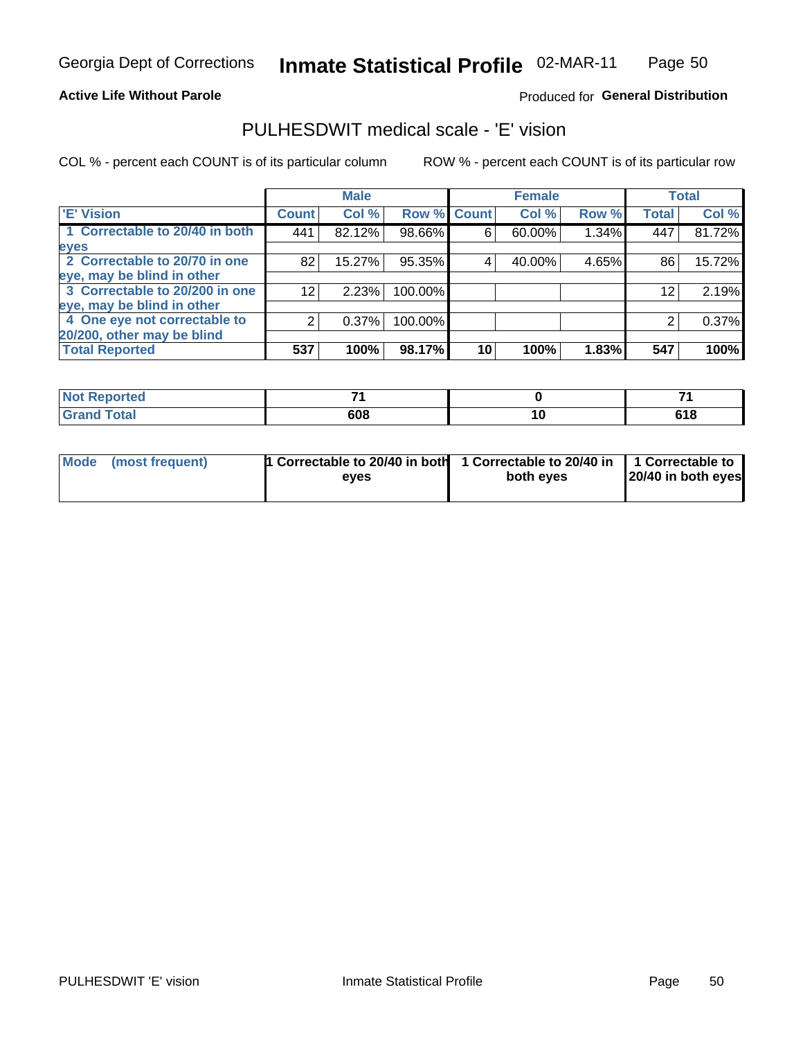Georgia Dept of Corrections **Inmate Statistical Profile** 02-MAR-11

**Active Life Without Parole**

Produced for **General Distribution**

## PULHESDWIT medical scale - 'E' vision

COL % - percent each COUNT is of its particular column

ROW % - percent each COUNT is of its particular row

| | Male | | | Female | | | Total | |
|---|---|---|---|---|---|---|---|---|
| 'E' Vision | Count | Col % | Row % | Count | Col % | Row % | Total | Col % |
| 1 Correctable to 20/40 in both eyes | 441 | 82.12% | 98.66% | 6 | 60.00% | 1.34% | 447 | 81.72% |
| 2 Correctable to 20/70 in one eye, may be blind in other | 82 | 15.27% | 95.35% | 4 | 40.00% | 4.65% | 86 | 15.72% |
| 3 Correctable to 20/200 in one eye, may be blind in other | 12 | 2.23% | 100.00% | | | | 12 | 2.19% |
| 4 One eye not correctable to 20/200, other may be blind | 2 | 0.37% | 100.00% | | | | 2 | 0.37% |
| **Total Reported** | **537** | **100%** | **98.17%** | **10** | **100%** | **1.83%** | **547** | **100%** |

| | Male | Female | Total |
|---|---|---|---|
| Not Reported | 71 | 0 | 71 |
| Grand Total | 608 | 10 | 618 |

| | Male | Female | Total |
|---|---|---|---|
| Mode (most frequent) | 1 Correctable to 20/40 in both eyes | 1 Correctable to 20/40 in both eyes | 1 Correctable to 20/40 in both eyes |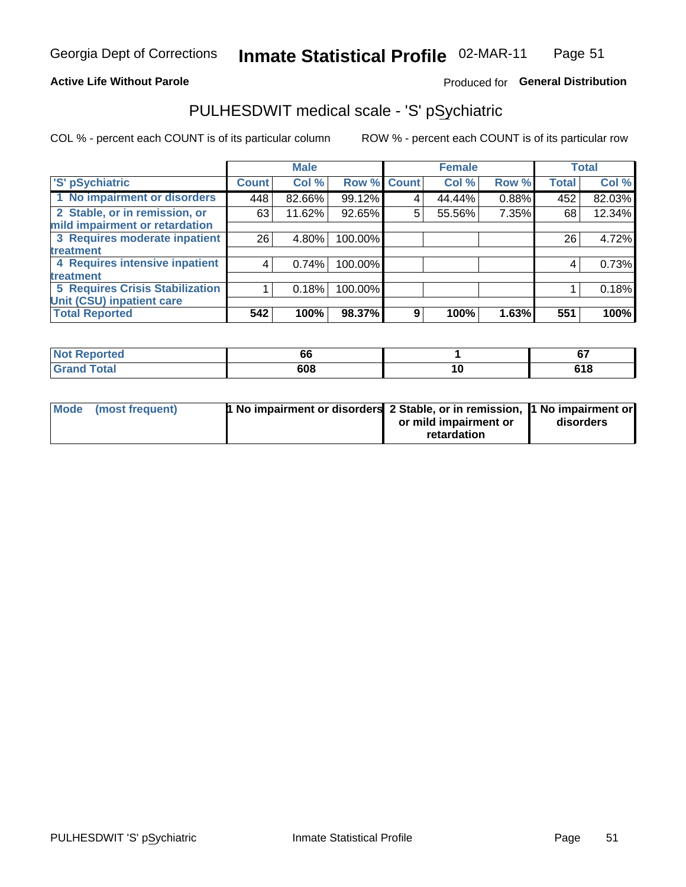Georgia Dept of Corrections **Inmate Statistical Profile** 02-MAR-11

**Active Life Without Parole**

Produced for **General Distribution**

## PULHESDWIT medical scale - 'S' pSychiatric

COL % - percent each COUNT is of its particular column

ROW % - percent each COUNT is of its particular row

| | Male | | | Female | | | Total | |
|---|---|---|---|---|---|---|---|---|
| 'S' pSychiatric | Count | Col % | Row % | Count | Col % | Row % | Total | Col % |
| 1 No impairment or disorders | 448 | 82.66% | 99.12% | 4 | 44.44% | 0.88% | 452 | 82.03% |
| 2 Stable, or in remission, or mild impairment or retardation | 63 | 11.62% | 92.65% | 5 | 55.56% | 7.35% | 68 | 12.34% |
| 3 Requires moderate inpatient treatment | 26 | 4.80% | 100.00% | | | | 26 | 4.72% |
| 4 Requires intensive inpatient treatment | 4 | 0.74% | 100.00% | | | | 4 | 0.73% |
| 5 Requires Crisis Stabilization Unit (CSU) inpatient care | 1 | 0.18% | 100.00% | | | | 1 | 0.18% |
| **Total Reported** | **542** | **100%** | **98.37%** | **9** | **100%** | **1.63%** | **551** | **100%** |

| | Male | Female | Total |
|---|---|---|---|
| Not Reported | 66 | 1 | 67 |
| Grand Total | 608 | 10 | 618 |

| | Male | Female | Total |
|---|---|---|---|
| Mode (most frequent) | 1 No impairment or disorders | 2 Stable, or in remission, or mild impairment or retardation | 1 No impairment or disorders |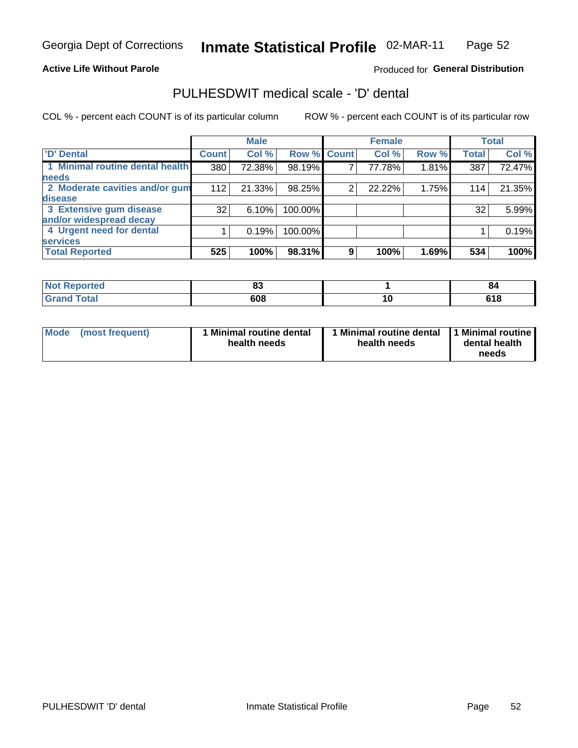Georgia Dept of Corrections **Inmate Statistical Profile** 02-MAR-11

**Active Life Without Parole**

Produced for **General Distribution**

## PULHESDWIT medical scale - 'D' dental

COL % - percent each COUNT is of its particular column    ROW % - percent each COUNT is of its particular row

| | Male | | | Female | | | Total | |
|---|---|---|---|---|---|---|---|---|
| 'D' Dental | Count | Col % | Row % | Count | Col % | Row % | Total | Col % |
| 1 Minimal routine dental health needs | 380 | 72.38% | 98.19% | 7 | 77.78% | 1.81% | 387 | 72.47% |
| 2 Moderate cavities and/or gum disease | 112 | 21.33% | 98.25% | 2 | 22.22% | 1.75% | 114 | 21.35% |
| 3 Extensive gum disease and/or widespread decay | 32 | 6.10% | 100.00% | | | | 32 | 5.99% |
| 4 Urgent need for dental services | 1 | 0.19% | 100.00% | | | | 1 | 0.19% |
| **Total Reported** | **525** | **100%** | **98.31%** | **9** | **100%** | **1.69%** | **534** | **100%** |

| | Male | Female | Total |
|---|---|---|---|
| Not Reported | 83 | 1 | 84 |
| Grand Total | 608 | 10 | 618 |

| | Male | Female | Total |
|---|---|---|---|
| Mode (most frequent) | 1 Minimal routine dental health needs | 1 Minimal routine dental health needs | 1 Minimal routine dental health needs |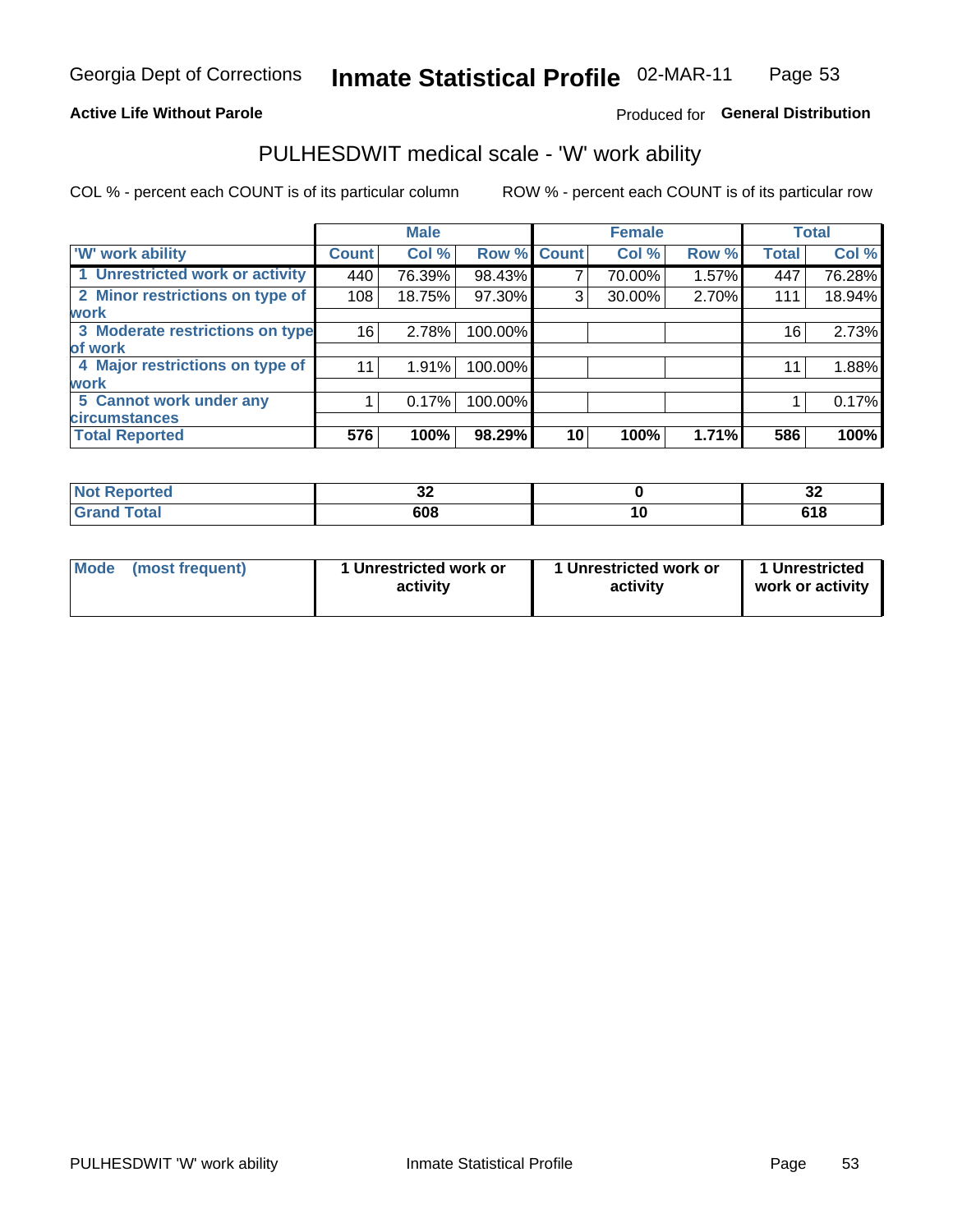Georgia Dept of Corrections **Inmate Statistical Profile** 02-MAR-11

**Active Life Without Parole**

Produced for **General Distribution**

## PULHESDWIT medical scale - 'W' work ability

COL % - percent each COUNT is of its particular column ROW % - percent each COUNT is of its particular row

| | Male | | | Female | | | Total | |
|---|---|---|---|---|---|---|---|---|
| 'W' work ability | Count | Col % | Row % | Count | Col % | Row % | Total | Col % |
| 1 Unrestricted work or activity | 440 | 76.39% | 98.43% | 7 | 70.00% | 1.57% | 447 | 76.28% |
| 2 Minor restrictions on type of work | 108 | 18.75% | 97.30% | 3 | 30.00% | 2.70% | 111 | 18.94% |
| 3 Moderate restrictions on type of work | 16 | 2.78% | 100.00% | | | | 16 | 2.73% |
| 4 Major restrictions on type of work | 11 | 1.91% | 100.00% | | | | 11 | 1.88% |
| 5 Cannot work under any circumstances | 1 | 0.17% | 100.00% | | | | 1 | 0.17% |
| **Total Reported** | **576** | **100%** | **98.29%** | **10** | **100%** | **1.71%** | **586** | **100%** |

| | Male | Female | Total |
|---|---|---|---|
| Not Reported | 32 | 0 | 32 |
| Grand Total | 608 | 10 | 618 |

| | Male | Female | Total |
|---|---|---|---|
| Mode (most frequent) | 1 Unrestricted work or activity | 1 Unrestricted work or activity | 1 Unrestricted work or activity |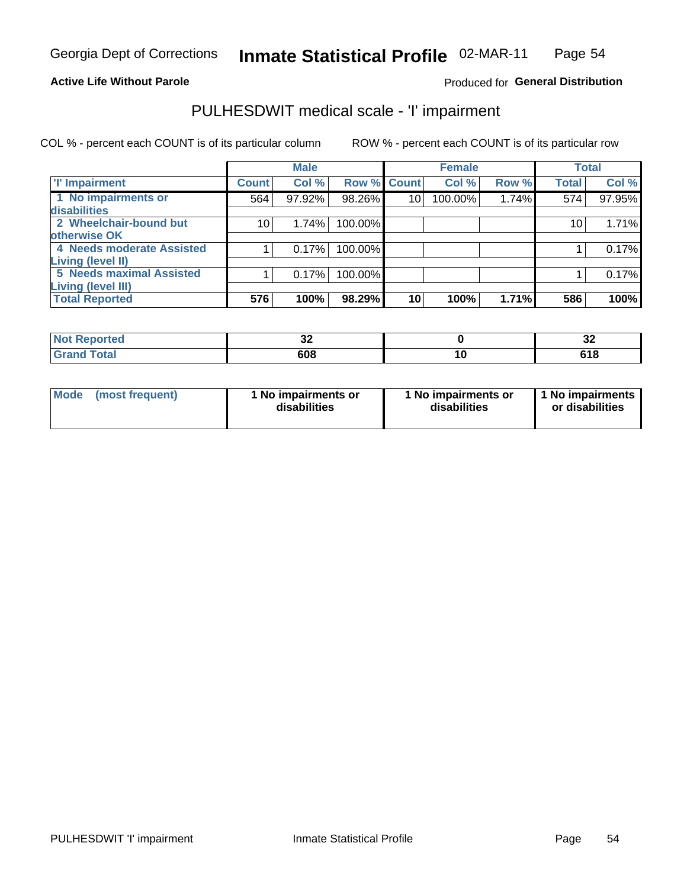Georgia Dept of Corrections **Inmate Statistical Profile** 02-MAR-11

**Active Life Without Parole**

Produced for **General Distribution**

## PULHESDWIT medical scale - 'I' impairment

COL % - percent each COUNT is of its particular column

ROW % - percent each COUNT is of its particular row

| | Male | | | Female | | | Total | |
|---|---|---|---|---|---|---|---|---|
| 'I' Impairment | Count | Col % | Row % | Count | Col % | Row % | Total | Col % |
| 1 No impairments or disabilities | 564 | 97.92% | 98.26% | 10 | 100.00% | 1.74% | 574 | 97.95% |
| 2 Wheelchair-bound but otherwise OK | 10 | 1.74% | 100.00% | | | | 10 | 1.71% |
| 4 Needs moderate Assisted Living (level II) | 1 | 0.17% | 100.00% | | | | 1 | 0.17% |
| 5 Needs maximal Assisted Living (level III) | 1 | 0.17% | 100.00% | | | | 1 | 0.17% |
| **Total Reported** | **576** | **100%** | **98.29%** | **10** | **100%** | **1.71%** | **586** | **100%** |

| | Male | Female | Total |
|---|---|---|---|
| Not Reported | 32 | 0 | 32 |
| Grand Total | 608 | 10 | 618 |

| | Male | Female | Total |
|---|---|---|---|
| Mode (most frequent) | 1 No impairments or disabilities | 1 No impairments or disabilities | 1 No impairments or disabilities |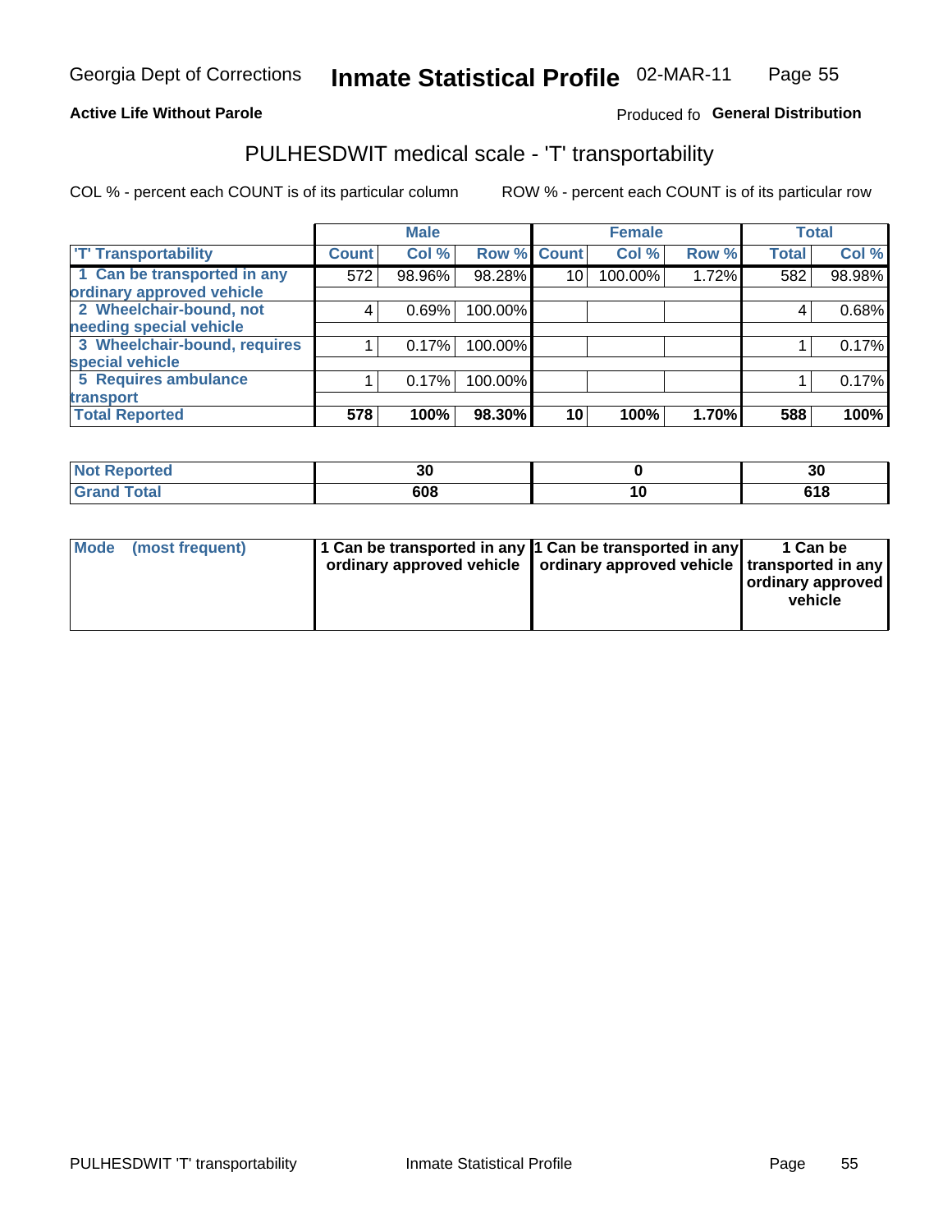Georgia Dept of Corrections **Inmate Statistical Profile** 02-MAR-11

**Active Life Without Parole**

Produced fo **General Distribution**

## PULHESDWIT medical scale - 'T' transportability

COL % - percent each COUNT is of its particular column

ROW % - percent each COUNT is of its particular row

| | Male | | | Female | | | Total | |
|---|---|---|---|---|---|---|---|---|
| 'T' Transportability | Count | Col % | Row % | Count | Col % | Row % | Total | Col % |
| 1 Can be transported in any ordinary approved vehicle | 572 | 98.96% | 98.28% | 10 | 100.00% | 1.72% | 582 | 98.98% |
| 2 Wheelchair-bound, not needing special vehicle | 4 | 0.69% | 100.00% | | | | 4 | 0.68% |
| 3 Wheelchair-bound, requires special vehicle | 1 | 0.17% | 100.00% | | | | 1 | 0.17% |
| 5 Requires ambulance transport | 1 | 0.17% | 100.00% | | | | 1 | 0.17% |
| **Total Reported** | **578** | **100%** | **98.30%** | **10** | **100%** | **1.70%** | **588** | **100%** |

| | Male | Female | Total |
|---|---|---|---|
| Not Reported | 30 | 0 | 30 |
| Grand Total | 608 | 10 | 618 |

| | Male | Female | Total |
|---|---|---|---|
| Mode (most frequent) | 1 Can be transported in any ordinary approved vehicle | 1 Can be transported in any ordinary approved vehicle | 1 Can be transported in any ordinary approved vehicle |

PULHESDWIT 'T' transportability Inmate Statistical Profile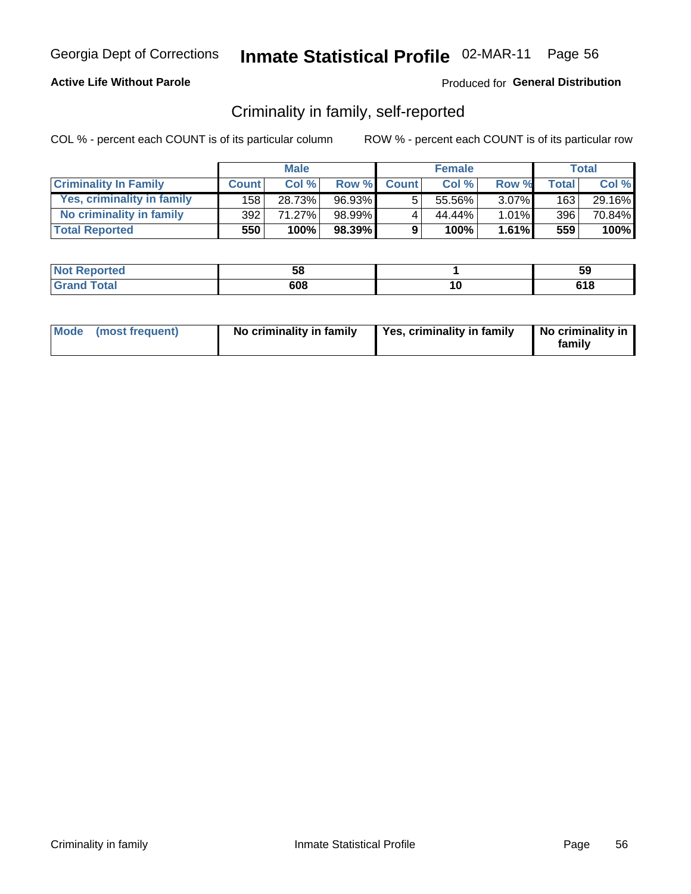Georgia Dept of Corrections **Inmate Statistical Profile** 02-MAR-11

**Active Life Without Parole**

Produced for **General Distribution**

## Criminality in family, self-reported

COL % - percent each COUNT is of its particular column

ROW % - percent each COUNT is of its particular row

| | Male | | | Female | | | Total | |
|---|---|---|---|---|---|---|---|---|
| **Criminality In Family** | **Count** | **Col %** | **Row %** | **Count** | **Col %** | **Row %** | **Total** | **Col %** |
| Yes, criminality in family | 158 | 28.73% | 96.93% | 5 | 55.56% | 3.07% | 163 | 29.16% |
| No criminality in family | 392 | 71.27% | 98.99% | 4 | 44.44% | 1.01% | 396 | 70.84% |
| **Total Reported** | **550** | **100%** | **98.39%** | **9** | **100%** | **1.61%** | **559** | **100%** |

| | Male | Female | Total |
|---|---|---|---|
| **Not Reported** | **58** | **1** | **59** |
| **Grand Total** | **608** | **10** | **618** |

| | Male | Female | Total |
|---|---|---|---|
| **Mode (most frequent)** | **No criminality in family** | **Yes, criminality in family** | **No criminality in family** |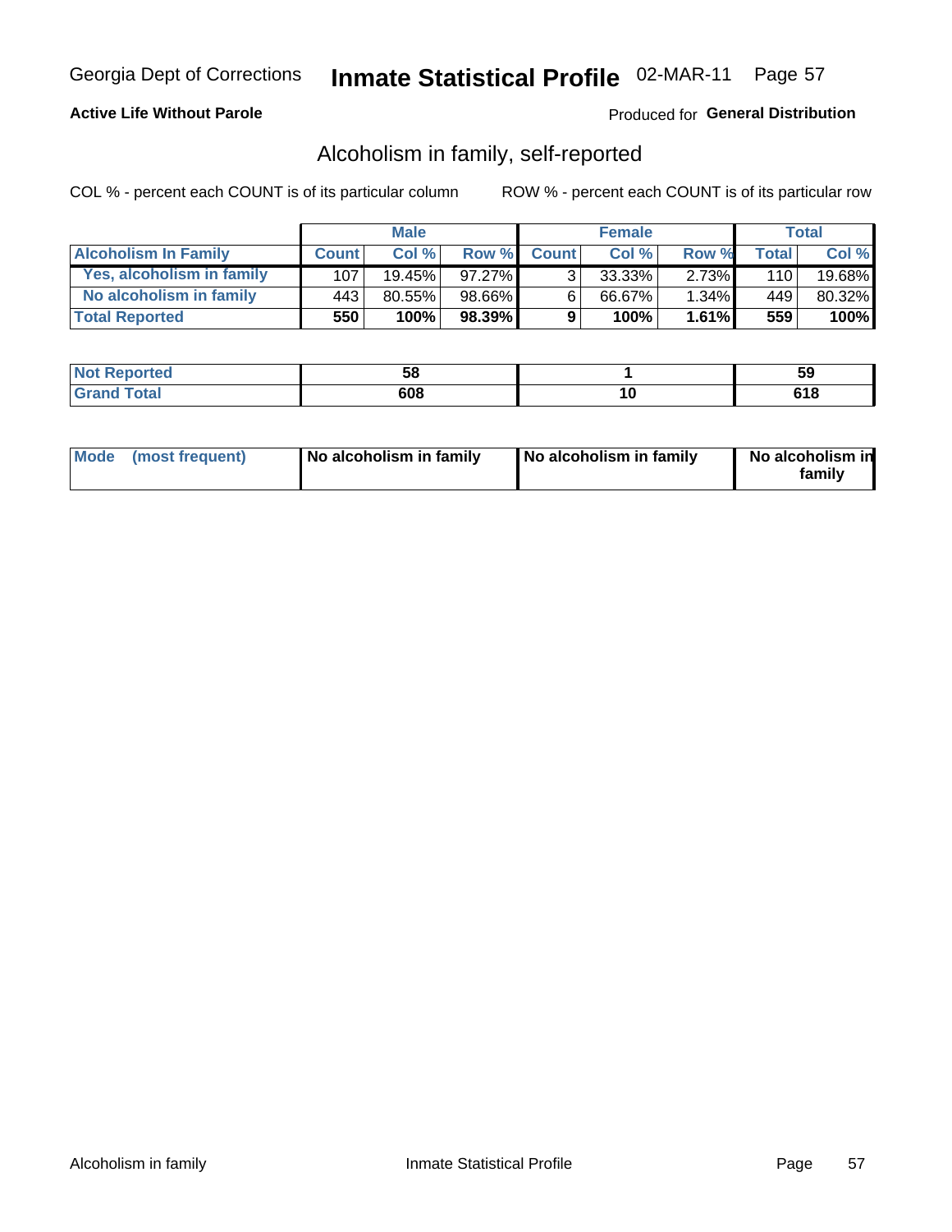Georgia Dept of Corrections **Inmate Statistical Profile** 02-MAR-11

**Active Life Without Parole**

Produced for **General Distribution**

## Alcoholism in family, self-reported

COL % - percent each COUNT is of its particular column

ROW % - percent each COUNT is of its particular row

| | Male | | | Female | | | Total | |
|---|---|---|---|---|---|---|---|---|
| **Alcoholism In Family** | **Count** | **Col %** | **Row %** | **Count** | **Col %** | **Row %** | **Total** | **Col %** |
| **Yes, alcoholism in family** | 107 | 19.45% | 97.27% | 3 | 33.33% | 2.73% | 110 | 19.68% |
| **No alcoholism in family** | 443 | 80.55% | 98.66% | 6 | 66.67% | 1.34% | 449 | 80.32% |
| **Total Reported** | **550** | **100%** | **98.39%** | **9** | **100%** | **1.61%** | **559** | **100%** |

| | Male | Female | Total |
|---|---|---|---|
| **Not Reported** | **58** | **1** | **59** |
| **Grand Total** | **608** | **10** | **618** |

| | Male | Female | Total |
|---|---|---|---|
| **Mode (most frequent)** | **No alcoholism in family** | **No alcoholism in family** | **No alcoholism in family** |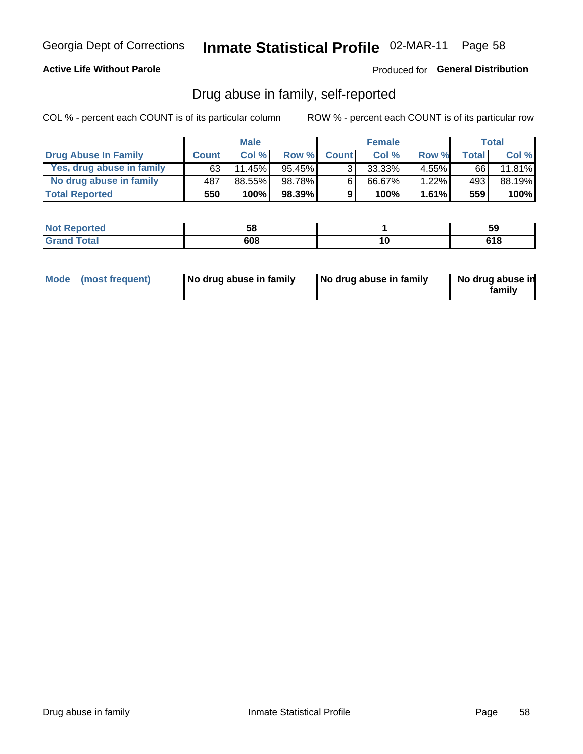Georgia Dept of Corrections **Inmate Statistical Profile** 02-MAR-11

**Active Life Without Parole**

Produced for **General Distribution**

## Drug abuse in family, self-reported

COL % - percent each COUNT is of its particular column

ROW % - percent each COUNT is of its particular row

| | Male | | | Female | | | Total | |
|---|---|---|---|---|---|---|---|---|
| **Drug Abuse In Family** | **Count** | **Col %** | **Row %** | **Count** | **Col %** | **Row %** | **Total** | **Col %** |
| Yes, drug abuse in family | 63 | 11.45% | 95.45% | 3 | 33.33% | 4.55% | 66 | 11.81% |
| No drug abuse in family | 487 | 88.55% | 98.78% | 6 | 66.67% | 1.22% | 493 | 88.19% |
| **Total Reported** | **550** | **100%** | **98.39%** | **9** | **100%** | **1.61%** | **559** | **100%** |

| | Male | Female | Total |
|---|---|---|---|
| **Not Reported** | **58** | **1** | **59** |
| **Grand Total** | **608** | **10** | **618** |

| | Male | Female | Total |
|---|---|---|---|
| **Mode (most frequent)** | **No drug abuse in family** | **No drug abuse in family** | **No drug abuse in family** |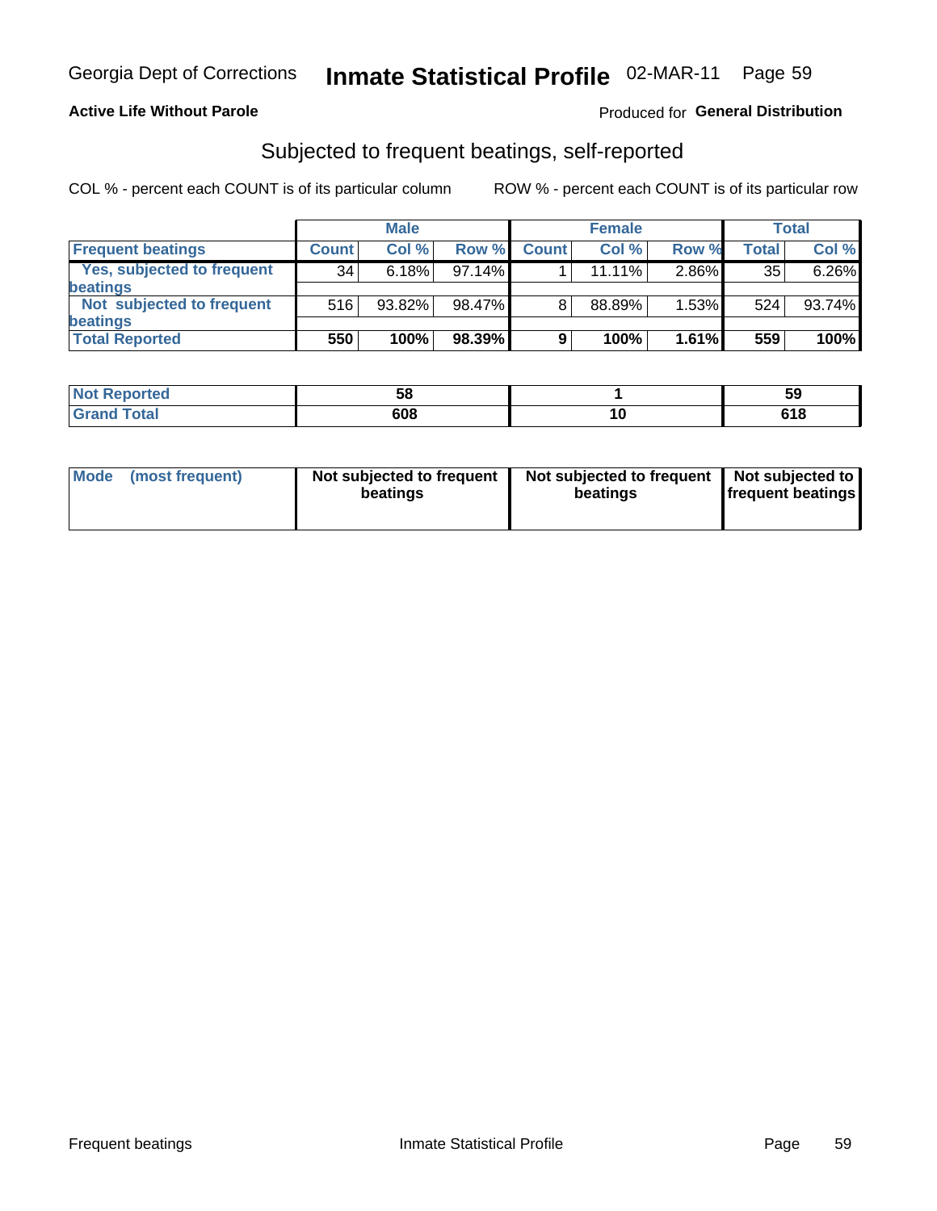Georgia Dept of Corrections **Inmate Statistical Profile** 02-MAR-11

**Active Life Without Parole**

Produced for **General Distribution**

## Subjected to frequent beatings, self-reported

COL % - percent each COUNT is of its particular column ROW % - percent each COUNT is of its particular row

| | Male | | | Female | | | Total | |
|---|---|---|---|---|---|---|---|---|
| **Frequent beatings** | **Count** | **Col %** | **Row %** | **Count** | **Col %** | **Row %** | **Total** | **Col %** |
| **Yes, subjected to frequent beatings** | 34 | 6.18% | 97.14% | 1 | 11.11% | 2.86% | 35 | 6.26% |
| **Not subjected to frequent beatings** | 516 | 93.82% | 98.47% | 8 | 88.89% | 1.53% | 524 | 93.74% |
| **Total Reported** | **550** | **100%** | **98.39%** | **9** | **100%** | **1.61%** | **559** | **100%** |

| | Male | Female | Total |
|---|---|---|---|
| **Not Reported** | **58** | **1** | **59** |
| **Grand Total** | **608** | **10** | **618** |

| | Male | Female | Total |
|---|---|---|---|
| **Mode (most frequent)** | **Not subjected to frequent beatings** | **Not subjected to frequent beatings** | **Not subjected to frequent beatings** |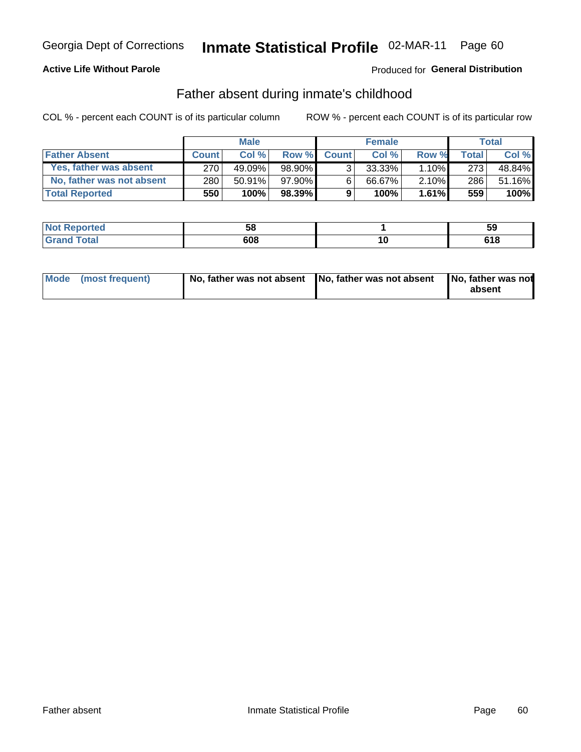Georgia Dept of Corrections **Inmate Statistical Profile** 02-MAR-11 Page 60

**Active Life Without Parole**

Produced for **General Distribution**

## Father absent during inmate's childhood

COL % - percent each COUNT is of its particular column ROW % - percent each COUNT is of its particular row

| | Male | | | Female | | | Total | |
|---|---|---|---|---|---|---|---|---|
| **Father Absent** | **Count** | **Col %** | **Row %** | **Count** | **Col %** | **Row %** | **Total** | **Col %** |
| **Yes, father was absent** | 270 | 49.09% | 98.90% | 3 | 33.33% | 1.10% | 273 | 48.84% |
| **No, father was not absent** | 280 | 50.91% | 97.90% | 6 | 66.67% | 2.10% | 286 | 51.16% |
| **Total Reported** | **550** | **100%** | **98.39%** | **9** | **100%** | **1.61%** | **559** | **100%** |

| | Male | Female | Total |
|---|---|---|---|
| **Not Reported** | **58** | **1** | **59** |
| **Grand Total** | **608** | **10** | **618** |

| | Male | Female | Total |
|---|---|---|---|
| **Mode (most frequent)** | **No, father was not absent** | **No, father was not absent** | **No, father was not absent** |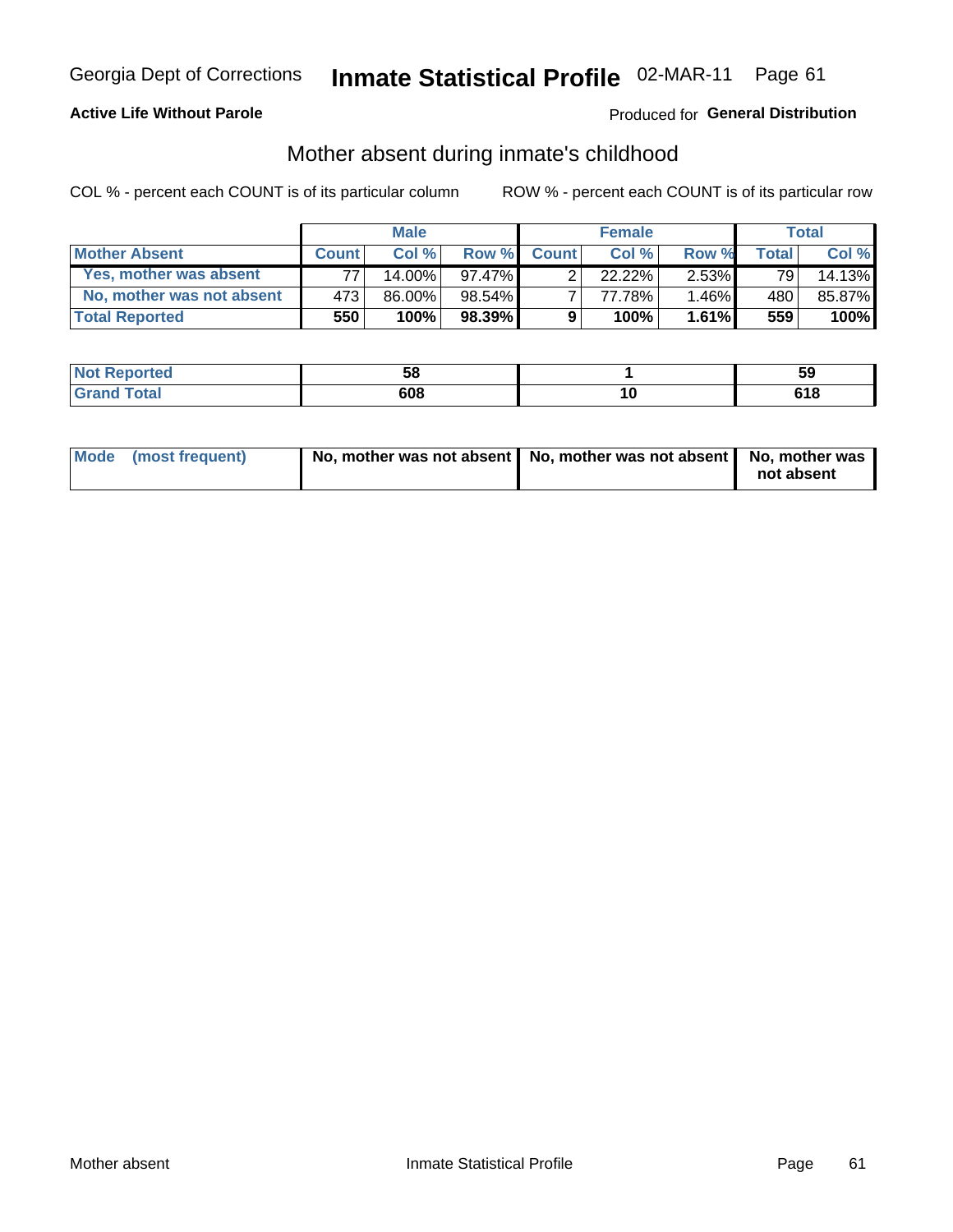Georgia Dept of Corrections **Inmate Statistical Profile** 02-MAR-11

**Active Life Without Parole**

Produced for **General Distribution**

## Mother absent during inmate's childhood

COL % - percent each COUNT is of its particular column

ROW % - percent each COUNT is of its particular row

| | Male | | | Female | | | Total | |
|---|---|---|---|---|---|---|---|---|
| **Mother Absent** | **Count** | **Col %** | **Row %** | **Count** | **Col %** | **Row %** | **Total** | **Col %** |
| **Yes, mother was absent** | 77 | 14.00% | 97.47% | 2 | 22.22% | 2.53% | 79 | 14.13% |
| **No, mother was not absent** | 473 | 86.00% | 98.54% | 7 | 77.78% | 1.46% | 480 | 85.87% |
| **Total Reported** | **550** | **100%** | **98.39%** | **9** | **100%** | **1.61%** | **559** | **100%** |

| | Male | Female | Total |
|---|---|---|---|
| **Not Reported** | **58** | **1** | **59** |
| **Grand Total** | **608** | **10** | **618** |

| | Male | Female | Total |
|---|---|---|---|
| **Mode (most frequent)** | **No, mother was not absent** | **No, mother was not absent** | **No, mother was not absent** |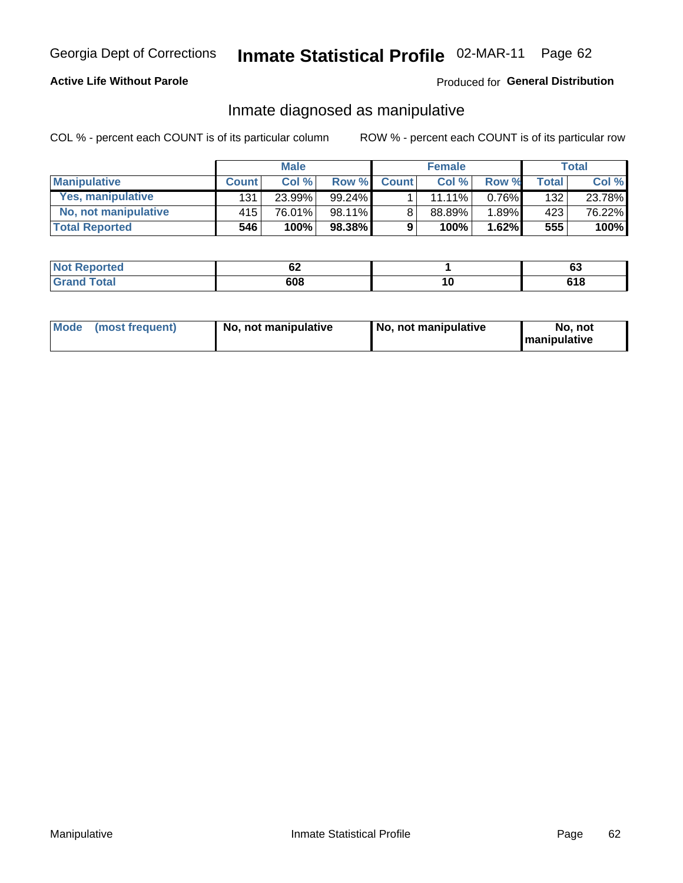Georgia Dept of Corrections **Inmate Statistical Profile** 02-MAR-11

**Active Life Without Parole**

Produced for **General Distribution**

## Inmate diagnosed as manipulative

COL % - percent each COUNT is of its particular column

ROW % - percent each COUNT is of its particular row

| | Male | | | Female | | | Total | |
|---|---|---|---|---|---|---|---|---|
| **Manipulative** | **Count** | **Col %** | **Row %** | **Count** | **Col %** | **Row %** | **Total** | **Col %** |
| **Yes, manipulative** | 131 | 23.99% | 99.24% | 1 | 11.11% | 0.76% | 132 | 23.78% |
| **No, not manipulative** | 415 | 76.01% | 98.11% | 8 | 88.89% | 1.89% | 423 | 76.22% |
| **Total Reported** | **546** | **100%** | **98.38%** | **9** | **100%** | **1.62%** | **555** | **100%** |

| | Male | Female | Total |
|---|---|---|---|
| **Not Reported** | **62** | **1** | **63** |
| **Grand Total** | **608** | **10** | **618** |

| | Male | Female | Total |
|---|---|---|---|
| **Mode (most frequent)** | **No, not manipulative** | **No, not manipulative** | **No, not manipulative** |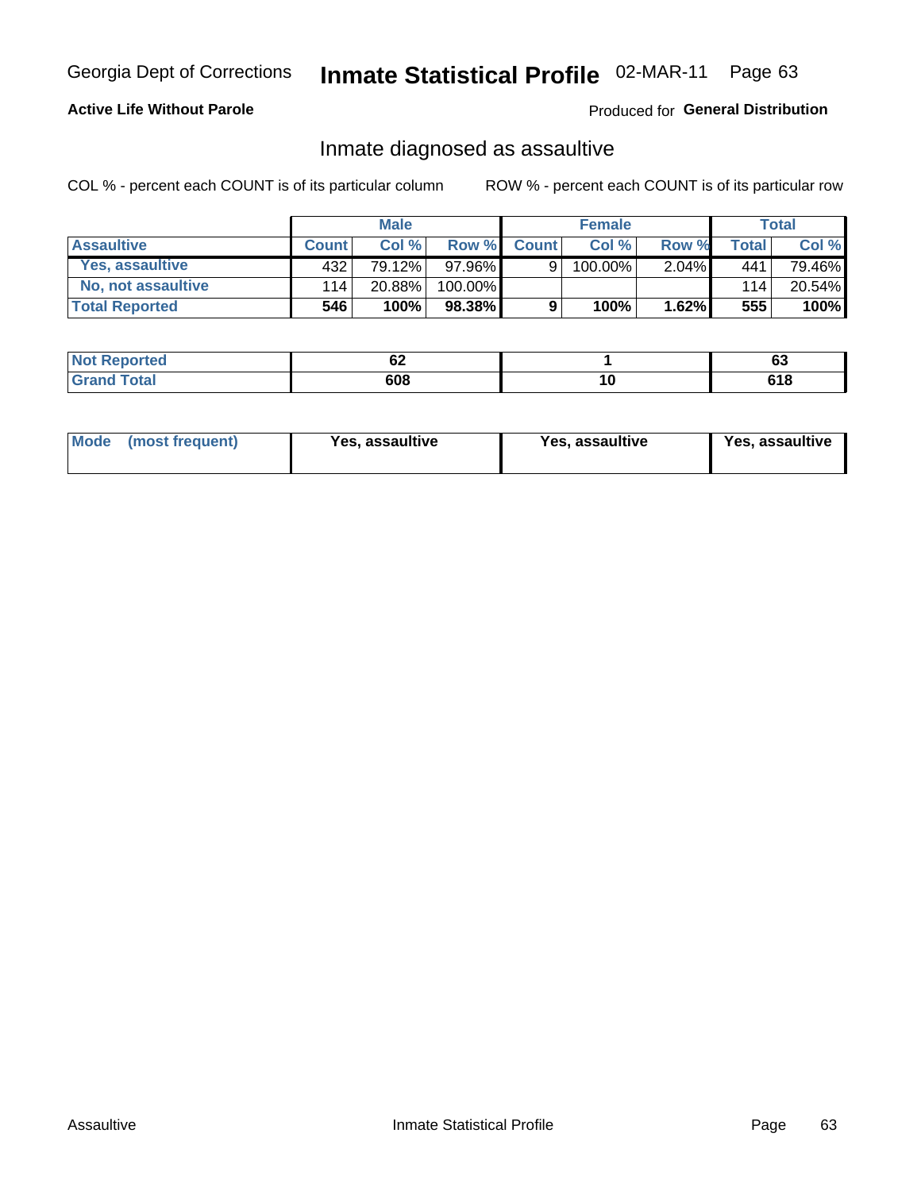Georgia Dept of Corrections **Inmate Statistical Profile** 02-MAR-11

**Active Life Without Parole**

Produced for **General Distribution**

## Inmate diagnosed as assaultive

COL % - percent each COUNT is of its particular column

ROW % - percent each COUNT is of its particular row

| | Male | | | Female | | | Total | |
|---|---|---|---|---|---|---|---|---|
| **Assaultive** | **Count** | **Col %** | **Row %** | **Count** | **Col %** | **Row %** | **Total** | **Col %** |
| Yes, assaultive | 432 | 79.12% | 97.96% | 9 | 100.00% | 2.04% | 441 | 79.46% |
| No, not assaultive | 114 | 20.88% | 100.00% | | | | 114 | 20.54% |
| **Total Reported** | **546** | **100%** | **98.38%** | **9** | **100%** | **1.62%** | **555** | **100%** |

| | Male | Female | Total |
|---|---|---|---|
| **Not Reported** | **62** | **1** | **63** |
| **Grand Total** | **608** | **10** | **618** |

| | Male | Female | Total |
|---|---|---|---|
| **Mode (most frequent)** | **Yes, assaultive** | **Yes, assaultive** | **Yes, assaultive** |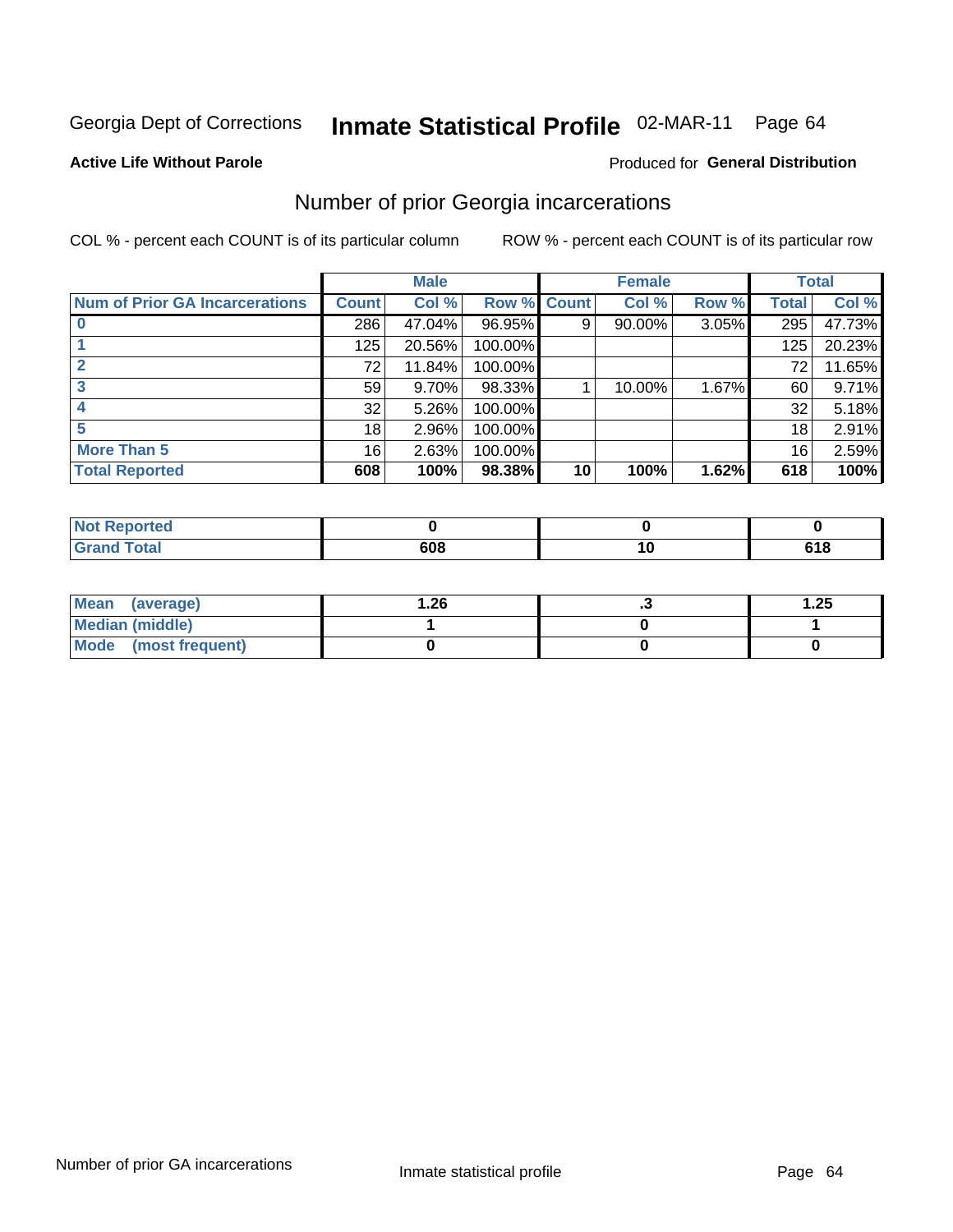Georgia Dept of Corrections **Inmate Statistical Profile** 02-MAR-11 Page 64

**Active Life Without Parole**

Produced for **General Distribution**

## Number of prior Georgia incarcerations

COL % - percent each COUNT is of its particular column ROW % - percent each COUNT is of its particular row

| | Male | | | Female | | | Total | |
|---|---|---|---|---|---|---|---|---|
| **Num of Prior GA Incarcerations** | **Count** | **Col %** | **Row %** | **Count** | **Col %** | **Row %** | **Total** | **Col %** |
| **0** | 286 | 47.04% | 96.95% | 9 | 90.00% | 3.05% | 295 | 47.73% |
| **1** | 125 | 20.56% | 100.00% | | | | 125 | 20.23% |
| **2** | 72 | 11.84% | 100.00% | | | | 72 | 11.65% |
| **3** | 59 | 9.70% | 98.33% | 1 | 10.00% | 1.67% | 60 | 9.71% |
| **4** | 32 | 5.26% | 100.00% | | | | 32 | 5.18% |
| **5** | 18 | 2.96% | 100.00% | | | | 18 | 2.91% |
| **More Than 5** | 16 | 2.63% | 100.00% | | | | 16 | 2.59% |
| **Total Reported** | **608** | **100%** | **98.38%** | **10** | **100%** | **1.62%** | **618** | **100%** |

| | Male | Female | Total |
|---|---|---|---|
| **Not Reported** | **0** | **0** | **0** |
| **Grand Total** | **608** | **10** | **618** |

| | Male | Female | Total |
|---|---|---|---|
| **Mean (average)** | **1.26** | **.3** | **1.25** |
| **Median (middle)** | **1** | **0** | **1** |
| **Mode (most frequent)** | **0** | **0** | **0** |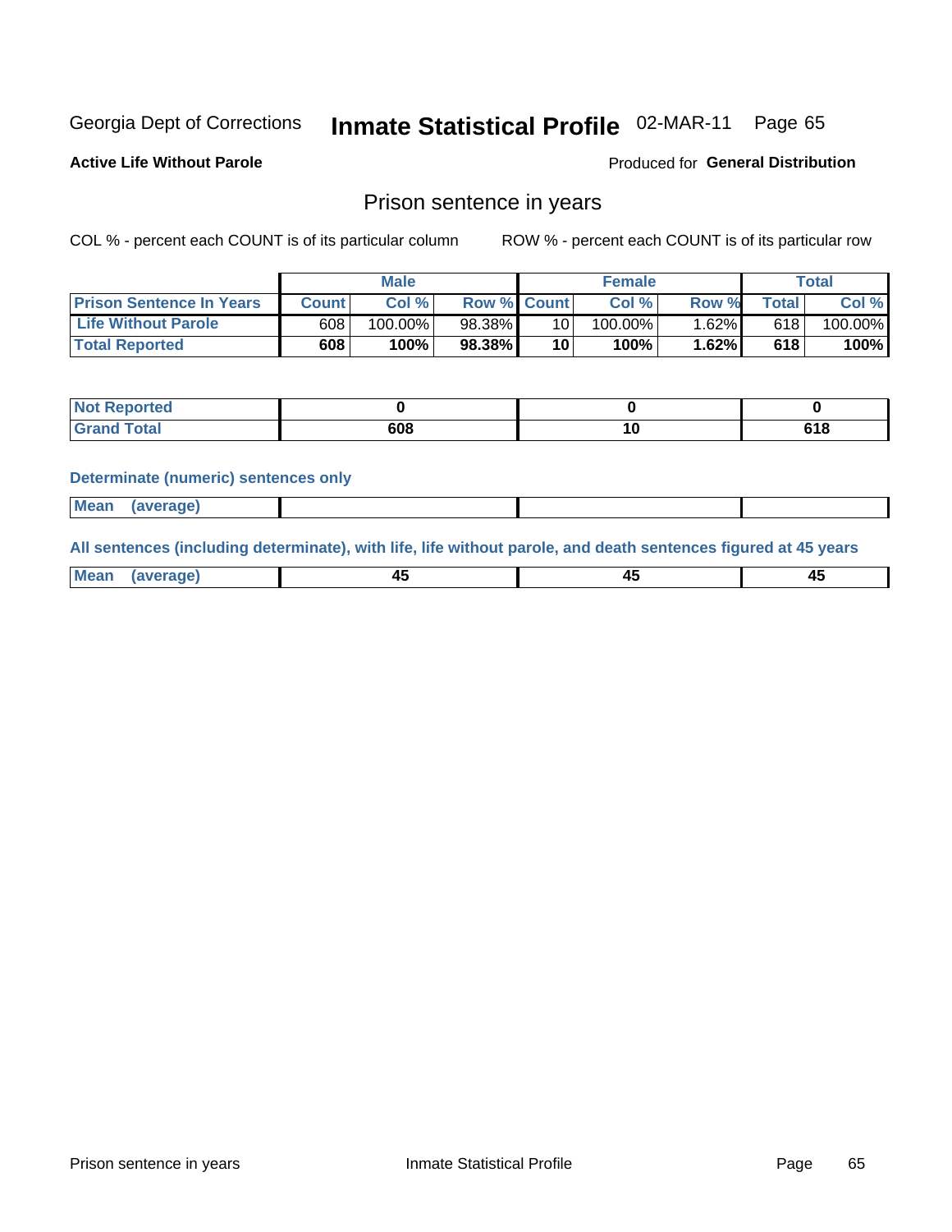Georgia Dept of Corrections **Inmate Statistical Profile** 02-MAR-11 Page 65

**Active Life Without Parole**

Produced for **General Distribution**

## Prison sentence in years

COL % - percent each COUNT is of its particular column

ROW % - percent each COUNT is of its particular row

| | Male | | | Female | | | Total | |
|---|---|---|---|---|---|---|---|---|
| **Prison Sentence In Years** | **Count** | **Col %** | **Row %** | **Count** | **Col %** | **Row %** | **Total** | **Col %** |
| **Life Without Parole** | 608 | 100.00% | 98.38% | 10 | 100.00% | 1.62% | 618 | 100.00% |
| **Total Reported** | **608** | **100%** | **98.38%** | **10** | **100%** | **1.62%** | **618** | **100%** |

| | Male | Female | Total |
|---|---|---|---|
| **Not Reported** | **0** | **0** | **0** |
| **Grand Total** | **608** | **10** | **618** |

**Determinate (numeric) sentences only**

| | Male | Female | Total |
|---|---|---|---|
| **Mean (average)** | | | |

**All sentences (including determinate), with life, life without parole, and death sentences figured at 45 years**

| | Male | Female | Total |
|---|---|---|---|
| **Mean (average)** | **45** | **45** | **45** |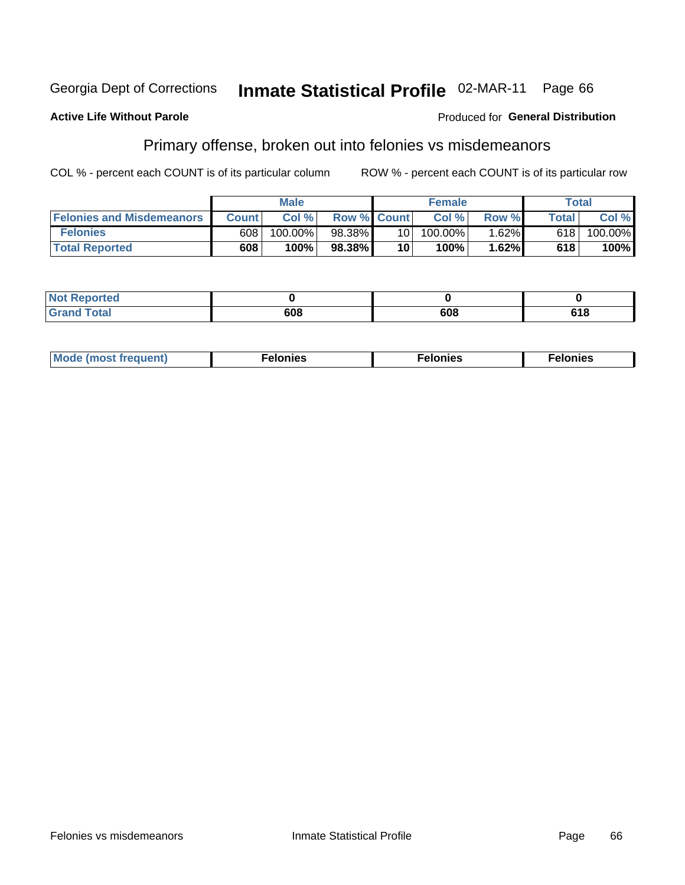Georgia Dept of Corrections **Inmate Statistical Profile** 02-MAR-11 Page 66

**Active Life Without Parole**

Produced for **General Distribution**

## Primary offense, broken out into felonies vs misdemeanors

COL % - percent each COUNT is of its particular column

ROW % - percent each COUNT is of its particular row

| | Male | | | Female | | | Total | |
|---|---|---|---|---|---|---|---|---|
| **Felonies and Misdemeanors** | **Count** | **Col %** | **Row %** | **Count** | **Col %** | **Row %** | **Total** | **Col %** |
| **Felonies** | 608 | 100.00% | 98.38% | 10 | 100.00% | 1.62% | 618 | 100.00% |
| **Total Reported** | **608** | **100%** | **98.38%** | **10** | **100%** | **1.62%** | **618** | **100%** |

| | Male | Female | Total |
|---|---|---|---|
| **Not Reported** | **0** | **0** | **0** |
| **Grand Total** | **608** | **608** | **618** |

| | Male | Female | Total |
|---|---|---|---|
| **Mode (most frequent)** | **Felonies** | **Felonies** | **Felonies** |

Felonies vs misdemeanors

Inmate Statistical Profile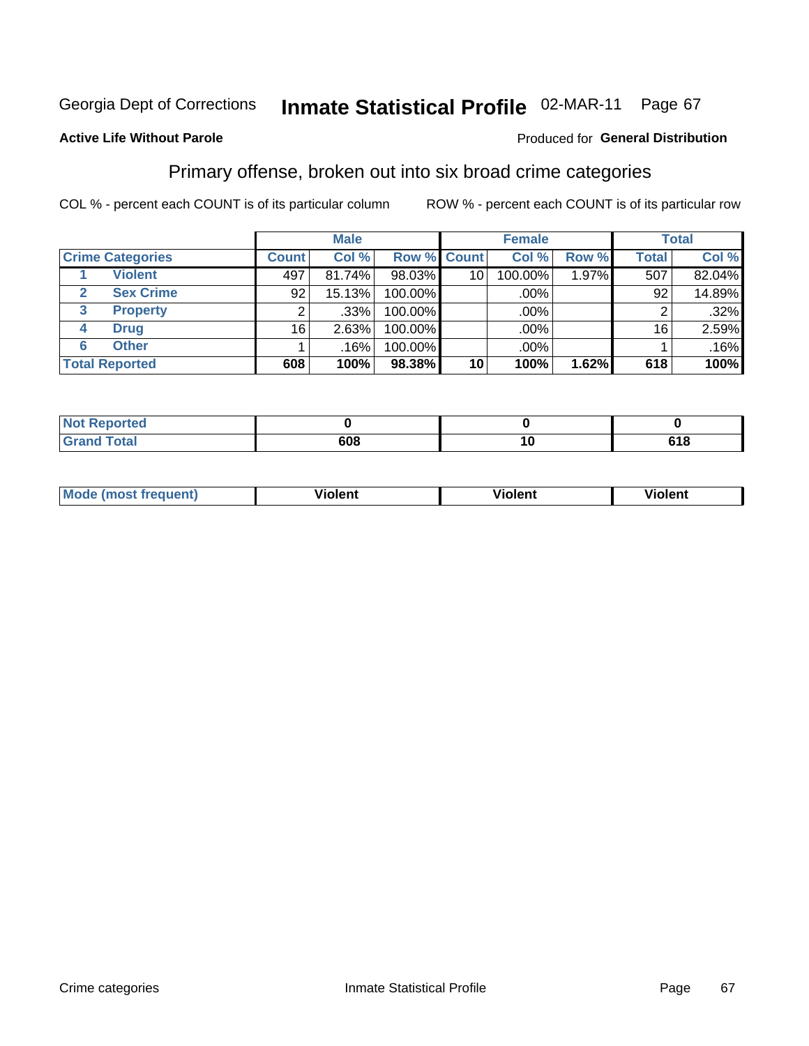Georgia Dept of Corrections **Inmate Statistical Profile** 02-MAR-11 Page 67

**Active Life Without Parole**

Produced for **General Distribution**

## Primary offense, broken out into six broad crime categories

COL % - percent each COUNT is of its particular column

ROW % - percent each COUNT is of its particular row

| | | Male | | | Female | | | Total | |
|---|---|---|---|---|---|---|---|---|---|
| **Crime Categories** | | **Count** | **Col %** | **Row %** | **Count** | **Col %** | **Row %** | **Total** | **Col %** |
| 1 | **Violent** | 497 | 81.74% | 98.03% | 10 | 100.00% | 1.97% | 507 | 82.04% |
| 2 | **Sex Crime** | 92 | 15.13% | 100.00% | | .00% | | 92 | 14.89% |
| 3 | **Property** | 2 | .33% | 100.00% | | .00% | | 2 | .32% |
| 4 | **Drug** | 16 | 2.63% | 100.00% | | .00% | | 16 | 2.59% |
| 6 | **Other** | 1 | .16% | 100.00% | | .00% | | 1 | .16% |
| **Total Reported** | | **608** | **100%** | **98.38%** | **10** | **100%** | **1.62%** | **618** | **100%** |

| | Male | Female | Total |
|---|---|---|---|
| **Not Reported** | **0** | **0** | **0** |
| **Grand Total** | **608** | **10** | **618** |

| | Male | Female | Total |
|---|---|---|---|
| **Mode (most frequent)** | **Violent** | **Violent** | **Violent** |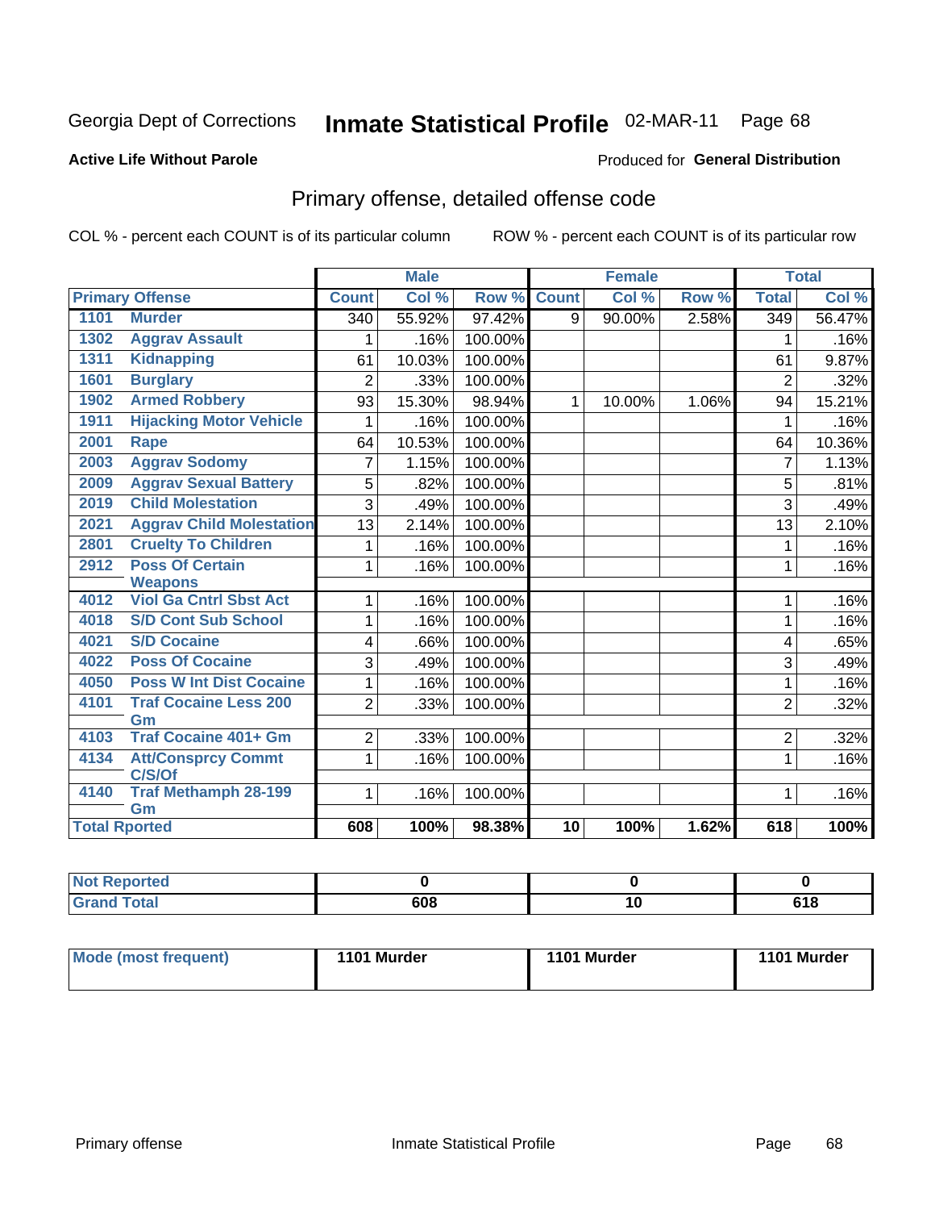Georgia Dept of Corrections **Inmate Statistical Profile** 02-MAR-11 Page 68

**Active Life Without Parole**

Produced for **General Distribution**

## Primary offense, detailed offense code

COL % - percent each COUNT is of its particular column

ROW % - percent each COUNT is of its particular row

| Primary Offense | | Male | | | Female | | | Total | |
|---|---|---|---|---|---|---|---|---|---|
| | | Count | Col % | Row % | Count | Col % | Row % | Total | Col % |
| 1101 | Murder | 340 | 55.92% | 97.42% | 9 | 90.00% | 2.58% | 349 | 56.47% |
| 1302 | Aggrav Assault | 1 | .16% | 100.00% | | | | 1 | .16% |
| 1311 | Kidnapping | 61 | 10.03% | 100.00% | | | | 61 | 9.87% |
| 1601 | Burglary | 2 | .33% | 100.00% | | | | 2 | .32% |
| 1902 | Armed Robbery | 93 | 15.30% | 98.94% | 1 | 10.00% | 1.06% | 94 | 15.21% |
| 1911 | Hijacking Motor Vehicle | 1 | .16% | 100.00% | | | | 1 | .16% |
| 2001 | Rape | 64 | 10.53% | 100.00% | | | | 64 | 10.36% |
| 2003 | Aggrav Sodomy | 7 | 1.15% | 100.00% | | | | 7 | 1.13% |
| 2009 | Aggrav Sexual Battery | 5 | .82% | 100.00% | | | | 5 | .81% |
| 2019 | Child Molestation | 3 | .49% | 100.00% | | | | 3 | .49% |
| 2021 | Aggrav Child Molestation | 13 | 2.14% | 100.00% | | | | 13 | 2.10% |
| 2801 | Cruelty To Children | 1 | .16% | 100.00% | | | | 1 | .16% |
| 2912 | Poss Of Certain Weapons | 1 | .16% | 100.00% | | | | 1 | .16% |
| 4012 | Viol Ga Cntrl Sbst Act | 1 | .16% | 100.00% | | | | 1 | .16% |
| 4018 | S/D Cont Sub School | 1 | .16% | 100.00% | | | | 1 | .16% |
| 4021 | S/D Cocaine | 4 | .66% | 100.00% | | | | 4 | .65% |
| 4022 | Poss Of Cocaine | 3 | .49% | 100.00% | | | | 3 | .49% |
| 4050 | Poss W Int Dist Cocaine | 1 | .16% | 100.00% | | | | 1 | .16% |
| 4101 | Traf Cocaine Less 200 Gm | 2 | .33% | 100.00% | | | | 2 | .32% |
| 4103 | Traf Cocaine 401+ Gm | 2 | .33% | 100.00% | | | | 2 | .32% |
| 4134 | Att/Consprcy Commt C/S/Of | 1 | .16% | 100.00% | | | | 1 | .16% |
| 4140 | Traf Methamph 28-199 Gm | 1 | .16% | 100.00% | | | | 1 | .16% |
| **Total Rported** | | **608** | **100%** | **98.38%** | **10** | **100%** | **1.62%** | **618** | **100%** |

| | Male | Female | Total |
|---|---|---|---|
| Not Reported | 0 | 0 | 0 |
| Grand Total | 608 | 10 | 618 |

| | Male | Female | Total |
|---|---|---|---|
| Mode (most frequent) | 1101 Murder | 1101 Murder | 1101 Murder |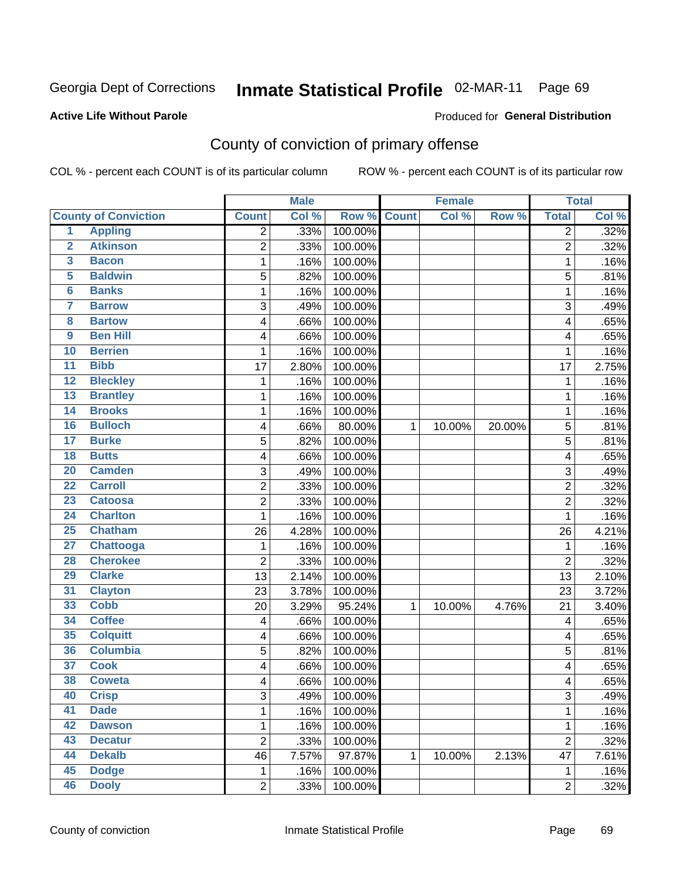Georgia Dept of Corrections **Inmate Statistical Profile** 02-MAR-11

**Active Life Without Parole**

Produced for **General Distribution**

## County of conviction of primary offense

COL % - percent each COUNT is of its particular column ROW % - percent each COUNT is of its particular row

| | | Male | | | Female | | | Total | |
|---|---|---|---|---|---|---|---|---|---|
| **County of Conviction** | | **Count** | **Col %** | **Row %** | **Count** | **Col %** | **Row %** | **Total** | **Col %** |
| 1 | Appling | 2 | .33% | 100.00% | | | | 2 | .32% |
| 2 | Atkinson | 2 | .33% | 100.00% | | | | 2 | .32% |
| 3 | Bacon | 1 | .16% | 100.00% | | | | 1 | .16% |
| 5 | Baldwin | 5 | .82% | 100.00% | | | | 5 | .81% |
| 6 | Banks | 1 | .16% | 100.00% | | | | 1 | .16% |
| 7 | Barrow | 3 | .49% | 100.00% | | | | 3 | .49% |
| 8 | Bartow | 4 | .66% | 100.00% | | | | 4 | .65% |
| 9 | Ben Hill | 4 | .66% | 100.00% | | | | 4 | .65% |
| 10 | Berrien | 1 | .16% | 100.00% | | | | 1 | .16% |
| 11 | Bibb | 17 | 2.80% | 100.00% | | | | 17 | 2.75% |
| 12 | Bleckley | 1 | .16% | 100.00% | | | | 1 | .16% |
| 13 | Brantley | 1 | .16% | 100.00% | | | | 1 | .16% |
| 14 | Brooks | 1 | .16% | 100.00% | | | | 1 | .16% |
| 16 | Bulloch | 4 | .66% | 80.00% | 1 | 10.00% | 20.00% | 5 | .81% |
| 17 | Burke | 5 | .82% | 100.00% | | | | 5 | .81% |
| 18 | Butts | 4 | .66% | 100.00% | | | | 4 | .65% |
| 20 | Camden | 3 | .49% | 100.00% | | | | 3 | .49% |
| 22 | Carroll | 2 | .33% | 100.00% | | | | 2 | .32% |
| 23 | Catoosa | 2 | .33% | 100.00% | | | | 2 | .32% |
| 24 | Charlton | 1 | .16% | 100.00% | | | | 1 | .16% |
| 25 | Chatham | 26 | 4.28% | 100.00% | | | | 26 | 4.21% |
| 27 | Chattooga | 1 | .16% | 100.00% | | | | 1 | .16% |
| 28 | Cherokee | 2 | .33% | 100.00% | | | | 2 | .32% |
| 29 | Clarke | 13 | 2.14% | 100.00% | | | | 13 | 2.10% |
| 31 | Clayton | 23 | 3.78% | 100.00% | | | | 23 | 3.72% |
| 33 | Cobb | 20 | 3.29% | 95.24% | 1 | 10.00% | 4.76% | 21 | 3.40% |
| 34 | Coffee | 4 | .66% | 100.00% | | | | 4 | .65% |
| 35 | Colquitt | 4 | .66% | 100.00% | | | | 4 | .65% |
| 36 | Columbia | 5 | .82% | 100.00% | | | | 5 | .81% |
| 37 | Cook | 4 | .66% | 100.00% | | | | 4 | .65% |
| 38 | Coweta | 4 | .66% | 100.00% | | | | 4 | .65% |
| 40 | Crisp | 3 | .49% | 100.00% | | | | 3 | .49% |
| 41 | Dade | 1 | .16% | 100.00% | | | | 1 | .16% |
| 42 | Dawson | 1 | .16% | 100.00% | | | | 1 | .16% |
| 43 | Decatur | 2 | .33% | 100.00% | | | | 2 | .32% |
| 44 | Dekalb | 46 | 7.57% | 97.87% | 1 | 10.00% | 2.13% | 47 | 7.61% |
| 45 | Dodge | 1 | .16% | 100.00% | | | | 1 | .16% |
| 46 | Dooly | 2 | .33% | 100.00% | | | | 2 | .32% |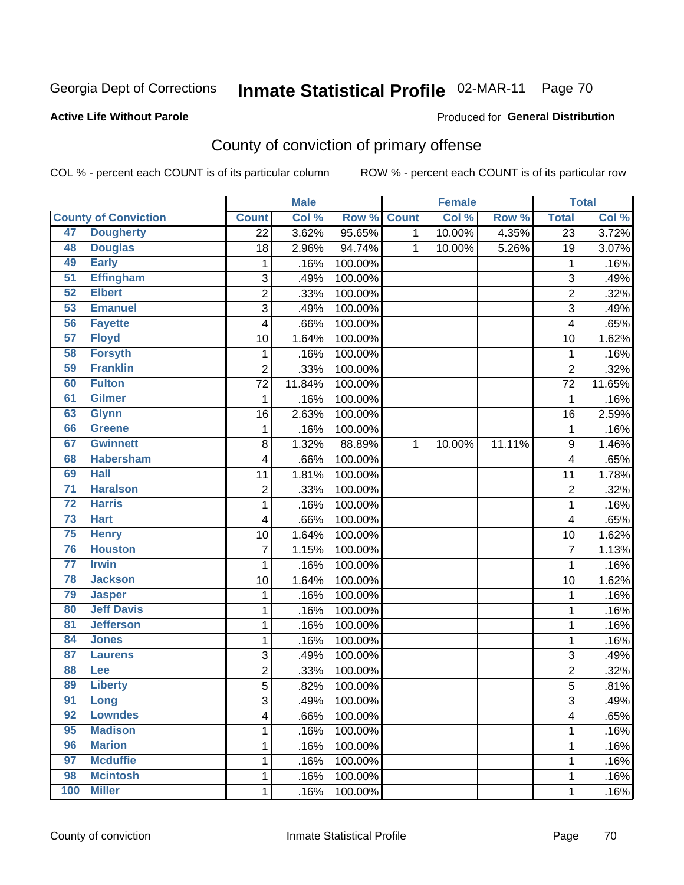Georgia Dept of Corrections **Inmate Statistical Profile** 02-MAR-11

**Active Life Without Parole**

Produced for **General Distribution**

## County of conviction of primary offense

COL % - percent each COUNT is of its particular column

ROW % - percent each COUNT is of its particular row

| | | Male | | | Female | | | Total | |
|---|---|---|---|---|---|---|---|---|---|
| County of Conviction | | Count | Col % | Row % | Count | Col % | Row % | Total | Col % |
| 47 | Dougherty | 22 | 3.62% | 95.65% | 1 | 10.00% | 4.35% | 23 | 3.72% |
| 48 | Douglas | 18 | 2.96% | 94.74% | 1 | 10.00% | 5.26% | 19 | 3.07% |
| 49 | Early | 1 | .16% | 100.00% | | | | 1 | .16% |
| 51 | Effingham | 3 | .49% | 100.00% | | | | 3 | .49% |
| 52 | Elbert | 2 | .33% | 100.00% | | | | 2 | .32% |
| 53 | Emanuel | 3 | .49% | 100.00% | | | | 3 | .49% |
| 56 | Fayette | 4 | .66% | 100.00% | | | | 4 | .65% |
| 57 | Floyd | 10 | 1.64% | 100.00% | | | | 10 | 1.62% |
| 58 | Forsyth | 1 | .16% | 100.00% | | | | 1 | .16% |
| 59 | Franklin | 2 | .33% | 100.00% | | | | 2 | .32% |
| 60 | Fulton | 72 | 11.84% | 100.00% | | | | 72 | 11.65% |
| 61 | Gilmer | 1 | .16% | 100.00% | | | | 1 | .16% |
| 63 | Glynn | 16 | 2.63% | 100.00% | | | | 16 | 2.59% |
| 66 | Greene | 1 | .16% | 100.00% | | | | 1 | .16% |
| 67 | Gwinnett | 8 | 1.32% | 88.89% | 1 | 10.00% | 11.11% | 9 | 1.46% |
| 68 | Habersham | 4 | .66% | 100.00% | | | | 4 | .65% |
| 69 | Hall | 11 | 1.81% | 100.00% | | | | 11 | 1.78% |
| 71 | Haralson | 2 | .33% | 100.00% | | | | 2 | .32% |
| 72 | Harris | 1 | .16% | 100.00% | | | | 1 | .16% |
| 73 | Hart | 4 | .66% | 100.00% | | | | 4 | .65% |
| 75 | Henry | 10 | 1.64% | 100.00% | | | | 10 | 1.62% |
| 76 | Houston | 7 | 1.15% | 100.00% | | | | 7 | 1.13% |
| 77 | Irwin | 1 | .16% | 100.00% | | | | 1 | .16% |
| 78 | Jackson | 10 | 1.64% | 100.00% | | | | 10 | 1.62% |
| 79 | Jasper | 1 | .16% | 100.00% | | | | 1 | .16% |
| 80 | Jeff Davis | 1 | .16% | 100.00% | | | | 1 | .16% |
| 81 | Jefferson | 1 | .16% | 100.00% | | | | 1 | .16% |
| 84 | Jones | 1 | .16% | 100.00% | | | | 1 | .16% |
| 87 | Laurens | 3 | .49% | 100.00% | | | | 3 | .49% |
| 88 | Lee | 2 | .33% | 100.00% | | | | 2 | .32% |
| 89 | Liberty | 5 | .82% | 100.00% | | | | 5 | .81% |
| 91 | Long | 3 | .49% | 100.00% | | | | 3 | .49% |
| 92 | Lowndes | 4 | .66% | 100.00% | | | | 4 | .65% |
| 95 | Madison | 1 | .16% | 100.00% | | | | 1 | .16% |
| 96 | Marion | 1 | .16% | 100.00% | | | | 1 | .16% |
| 97 | Mcduffie | 1 | .16% | 100.00% | | | | 1 | .16% |
| 98 | Mcintosh | 1 | .16% | 100.00% | | | | 1 | .16% |
| 100 | Miller | 1 | .16% | 100.00% | | | | 1 | .16% |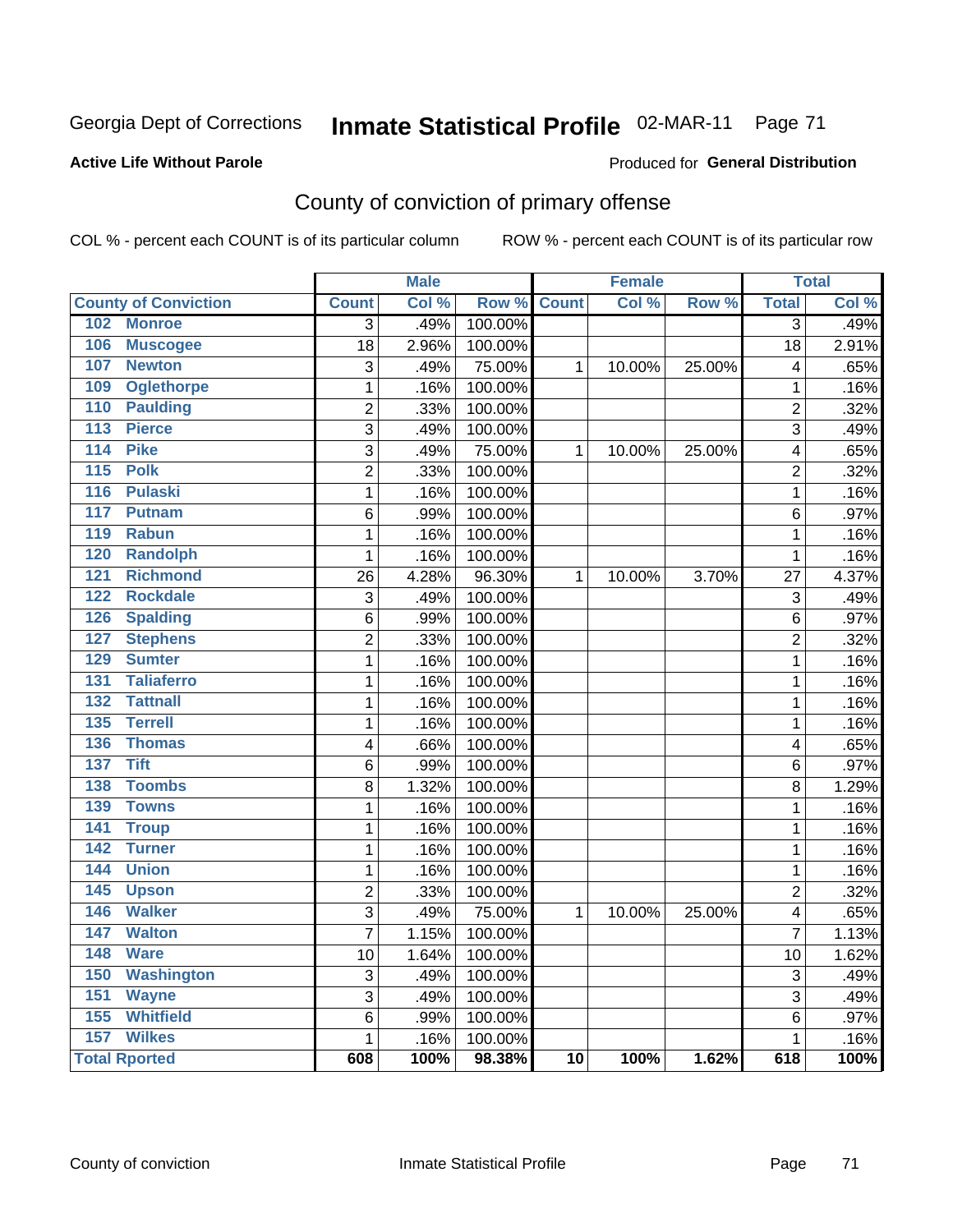Georgia Dept of Corrections **Inmate Statistical Profile** 02-MAR-11 Page 71

**Active Life Without Parole**

Produced for **General Distribution**

## County of conviction of primary offense

COL % - percent each COUNT is of its particular column ROW % - percent each COUNT is of its particular row

| | Male | | | Female | | | Total | |
|---|---|---|---|---|---|---|---|---|
| **County of Conviction** | **Count** | **Col %** | **Row %** | **Count** | **Col %** | **Row %** | **Total** | **Col %** |
| 102 Monroe | 3 | .49% | 100.00% | | | | 3 | .49% |
| 106 Muscogee | 18 | 2.96% | 100.00% | | | | 18 | 2.91% |
| 107 Newton | 3 | .49% | 75.00% | 1 | 10.00% | 25.00% | 4 | .65% |
| 109 Oglethorpe | 1 | .16% | 100.00% | | | | 1 | .16% |
| 110 Paulding | 2 | .33% | 100.00% | | | | 2 | .32% |
| 113 Pierce | 3 | .49% | 100.00% | | | | 3 | .49% |
| 114 Pike | 3 | .49% | 75.00% | 1 | 10.00% | 25.00% | 4 | .65% |
| 115 Polk | 2 | .33% | 100.00% | | | | 2 | .32% |
| 116 Pulaski | 1 | .16% | 100.00% | | | | 1 | .16% |
| 117 Putnam | 6 | .99% | 100.00% | | | | 6 | .97% |
| 119 Rabun | 1 | .16% | 100.00% | | | | 1 | .16% |
| 120 Randolph | 1 | .16% | 100.00% | | | | 1 | .16% |
| 121 Richmond | 26 | 4.28% | 96.30% | 1 | 10.00% | 3.70% | 27 | 4.37% |
| 122 Rockdale | 3 | .49% | 100.00% | | | | 3 | .49% |
| 126 Spalding | 6 | .99% | 100.00% | | | | 6 | .97% |
| 127 Stephens | 2 | .33% | 100.00% | | | | 2 | .32% |
| 129 Sumter | 1 | .16% | 100.00% | | | | 1 | .16% |
| 131 Taliaferro | 1 | .16% | 100.00% | | | | 1 | .16% |
| 132 Tattnall | 1 | .16% | 100.00% | | | | 1 | .16% |
| 135 Terrell | 1 | .16% | 100.00% | | | | 1 | .16% |
| 136 Thomas | 4 | .66% | 100.00% | | | | 4 | .65% |
| 137 Tift | 6 | .99% | 100.00% | | | | 6 | .97% |
| 138 Toombs | 8 | 1.32% | 100.00% | | | | 8 | 1.29% |
| 139 Towns | 1 | .16% | 100.00% | | | | 1 | .16% |
| 141 Troup | 1 | .16% | 100.00% | | | | 1 | .16% |
| 142 Turner | 1 | .16% | 100.00% | | | | 1 | .16% |
| 144 Union | 1 | .16% | 100.00% | | | | 1 | .16% |
| 145 Upson | 2 | .33% | 100.00% | | | | 2 | .32% |
| 146 Walker | 3 | .49% | 75.00% | 1 | 10.00% | 25.00% | 4 | .65% |
| 147 Walton | 7 | 1.15% | 100.00% | | | | 7 | 1.13% |
| 148 Ware | 10 | 1.64% | 100.00% | | | | 10 | 1.62% |
| 150 Washington | 3 | .49% | 100.00% | | | | 3 | .49% |
| 151 Wayne | 3 | .49% | 100.00% | | | | 3 | .49% |
| 155 Whitfield | 6 | .99% | 100.00% | | | | 6 | .97% |
| 157 Wilkes | 1 | .16% | 100.00% | | | | 1 | .16% |
| **Total Rported** | **608** | **100%** | **98.38%** | **10** | **100%** | **1.62%** | **618** | **100%** |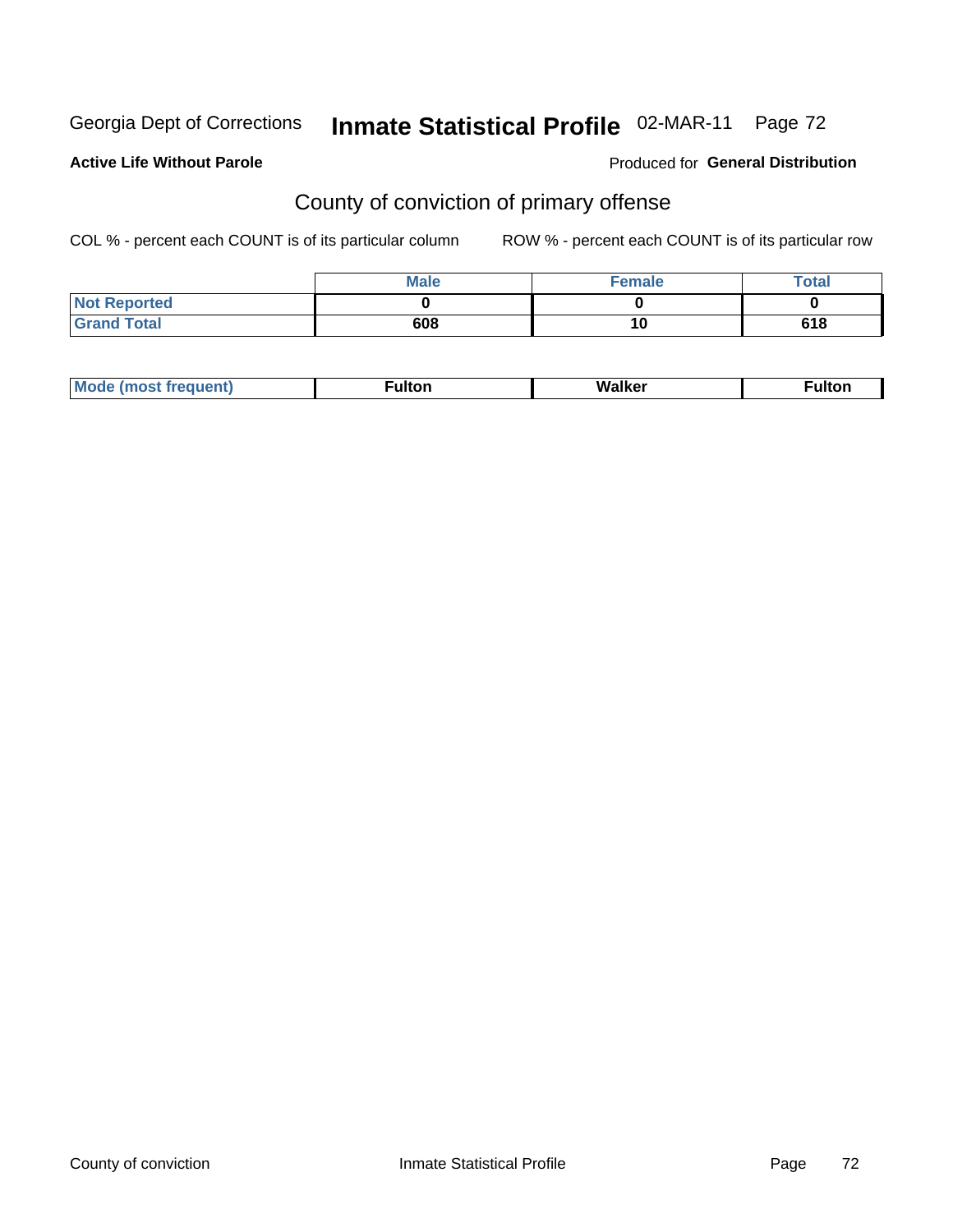Georgia Dept of Corrections **Inmate Statistical Profile** 02-MAR-11 Page 72

**Active Life Without Parole**

Produced for **General Distribution**

## County of conviction of primary offense

COL % - percent each COUNT is of its particular column ROW % - percent each COUNT is of its particular row

| | Male | Female | Total |
|---|---|---|---|
| Not Reported | 0 | 0 | 0 |
| Grand Total | 608 | 10 | 618 |

| Mode (most frequent) | Fulton | Walker | Fulton |
|---|---|---|---|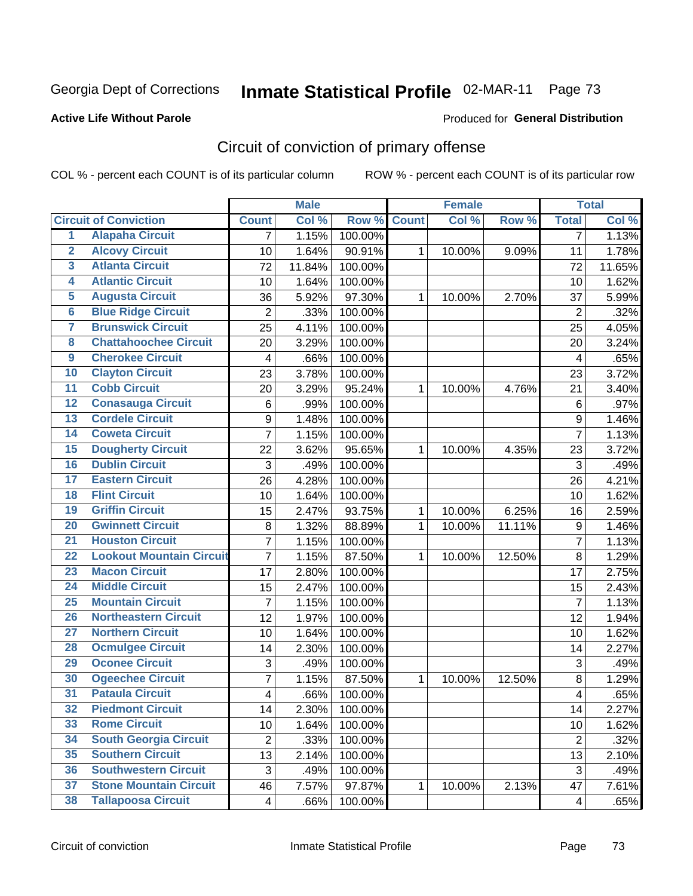Georgia Dept of Corrections **Inmate Statistical Profile** 02-MAR-11 Page 73

**Active Life Without Parole**

Produced for **General Distribution**

## Circuit of conviction of primary offense

COL % - percent each COUNT is of its particular column ROW % - percent each COUNT is of its particular row

| | | Male | | | Female | | | Total | |
|---|---|---|---|---|---|---|---|---|---|
| **Circuit of Conviction** | | **Count** | **Col %** | **Row %** | **Count** | **Col %** | **Row %** | **Total** | **Col %** |
| 1 | Alapaha Circuit | 7 | 1.15% | 100.00% | | | | 7 | 1.13% |
| 2 | Alcovy Circuit | 10 | 1.64% | 90.91% | 1 | 10.00% | 9.09% | 11 | 1.78% |
| 3 | Atlanta Circuit | 72 | 11.84% | 100.00% | | | | 72 | 11.65% |
| 4 | Atlantic Circuit | 10 | 1.64% | 100.00% | | | | 10 | 1.62% |
| 5 | Augusta Circuit | 36 | 5.92% | 97.30% | 1 | 10.00% | 2.70% | 37 | 5.99% |
| 6 | Blue Ridge Circuit | 2 | .33% | 100.00% | | | | 2 | .32% |
| 7 | Brunswick Circuit | 25 | 4.11% | 100.00% | | | | 25 | 4.05% |
| 8 | Chattahoochee Circuit | 20 | 3.29% | 100.00% | | | | 20 | 3.24% |
| 9 | Cherokee Circuit | 4 | .66% | 100.00% | | | | 4 | .65% |
| 10 | Clayton Circuit | 23 | 3.78% | 100.00% | | | | 23 | 3.72% |
| 11 | Cobb Circuit | 20 | 3.29% | 95.24% | 1 | 10.00% | 4.76% | 21 | 3.40% |
| 12 | Conasauga Circuit | 6 | .99% | 100.00% | | | | 6 | .97% |
| 13 | Cordele Circuit | 9 | 1.48% | 100.00% | | | | 9 | 1.46% |
| 14 | Coweta Circuit | 7 | 1.15% | 100.00% | | | | 7 | 1.13% |
| 15 | Dougherty Circuit | 22 | 3.62% | 95.65% | 1 | 10.00% | 4.35% | 23 | 3.72% |
| 16 | Dublin Circuit | 3 | .49% | 100.00% | | | | 3 | .49% |
| 17 | Eastern Circuit | 26 | 4.28% | 100.00% | | | | 26 | 4.21% |
| 18 | Flint Circuit | 10 | 1.64% | 100.00% | | | | 10 | 1.62% |
| 19 | Griffin Circuit | 15 | 2.47% | 93.75% | 1 | 10.00% | 6.25% | 16 | 2.59% |
| 20 | Gwinnett Circuit | 8 | 1.32% | 88.89% | 1 | 10.00% | 11.11% | 9 | 1.46% |
| 21 | Houston Circuit | 7 | 1.15% | 100.00% | | | | 7 | 1.13% |
| 22 | Lookout Mountain Circuit | 7 | 1.15% | 87.50% | 1 | 10.00% | 12.50% | 8 | 1.29% |
| 23 | Macon Circuit | 17 | 2.80% | 100.00% | | | | 17 | 2.75% |
| 24 | Middle Circuit | 15 | 2.47% | 100.00% | | | | 15 | 2.43% |
| 25 | Mountain Circuit | 7 | 1.15% | 100.00% | | | | 7 | 1.13% |
| 26 | Northeastern Circuit | 12 | 1.97% | 100.00% | | | | 12 | 1.94% |
| 27 | Northern Circuit | 10 | 1.64% | 100.00% | | | | 10 | 1.62% |
| 28 | Ocmulgee Circuit | 14 | 2.30% | 100.00% | | | | 14 | 2.27% |
| 29 | Oconee Circuit | 3 | .49% | 100.00% | | | | 3 | .49% |
| 30 | Ogeechee Circuit | 7 | 1.15% | 87.50% | 1 | 10.00% | 12.50% | 8 | 1.29% |
| 31 | Pataula Circuit | 4 | .66% | 100.00% | | | | 4 | .65% |
| 32 | Piedmont Circuit | 14 | 2.30% | 100.00% | | | | 14 | 2.27% |
| 33 | Rome Circuit | 10 | 1.64% | 100.00% | | | | 10 | 1.62% |
| 34 | South Georgia Circuit | 2 | .33% | 100.00% | | | | 2 | .32% |
| 35 | Southern Circuit | 13 | 2.14% | 100.00% | | | | 13 | 2.10% |
| 36 | Southwestern Circuit | 3 | .49% | 100.00% | | | | 3 | .49% |
| 37 | Stone Mountain Circuit | 46 | 7.57% | 97.87% | 1 | 10.00% | 2.13% | 47 | 7.61% |
| 38 | Tallapoosa Circuit | 4 | .66% | 100.00% | | | | 4 | .65% |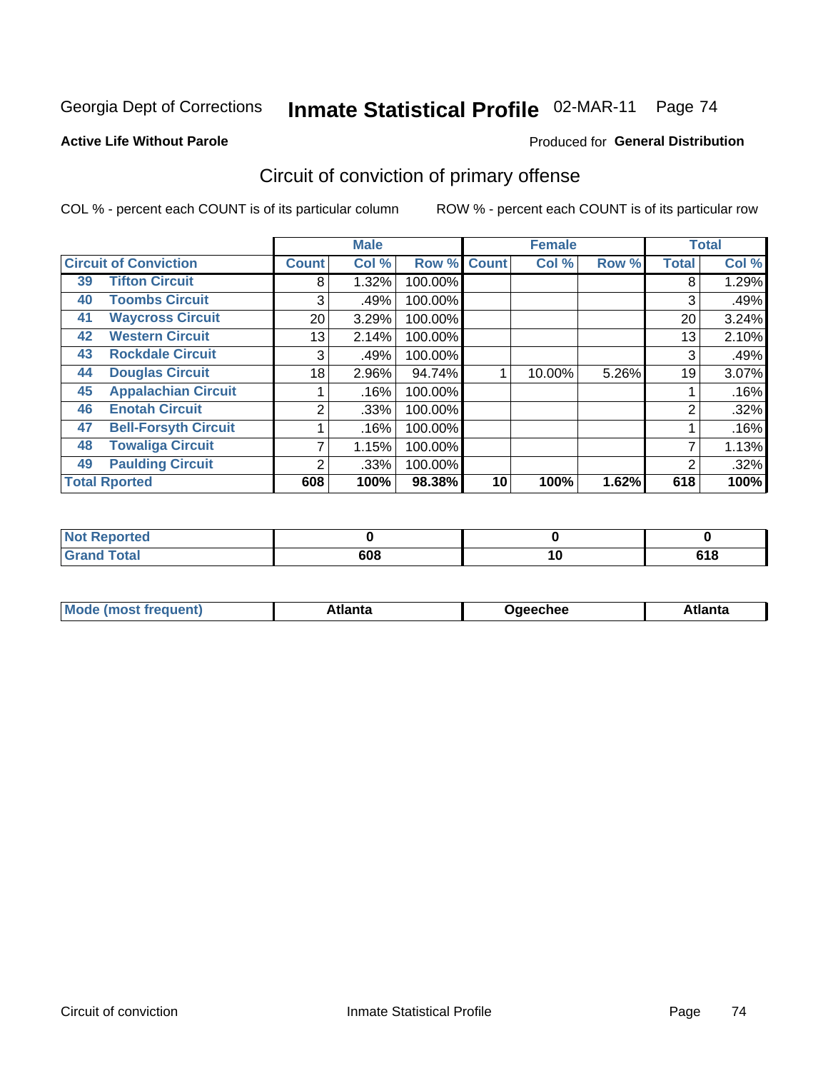Georgia Dept of Corrections **Inmate Statistical Profile** 02-MAR-11

**Active Life Without Parole**

Produced for **General Distribution**

## Circuit of conviction of primary offense

COL % - percent each COUNT is of its particular column

ROW % - percent each COUNT is of its particular row

| Circuit of Conviction | | Male | | | Female | | | Total | |
|---|---|---|---|---|---|---|---|---|---|
| | | Count | Col % | Row % | Count | Col % | Row % | Total | Col % |
| 39 | Tifton Circuit | 8 | 1.32% | 100.00% | | | | 8 | 1.29% |
| 40 | Toombs Circuit | 3 | .49% | 100.00% | | | | 3 | .49% |
| 41 | Waycross Circuit | 20 | 3.29% | 100.00% | | | | 20 | 3.24% |
| 42 | Western Circuit | 13 | 2.14% | 100.00% | | | | 13 | 2.10% |
| 43 | Rockdale Circuit | 3 | .49% | 100.00% | | | | 3 | .49% |
| 44 | Douglas Circuit | 18 | 2.96% | 94.74% | 1 | 10.00% | 5.26% | 19 | 3.07% |
| 45 | Appalachian Circuit | 1 | .16% | 100.00% | | | | 1 | .16% |
| 46 | Enotah Circuit | 2 | .33% | 100.00% | | | | 2 | .32% |
| 47 | Bell-Forsyth Circuit | 1 | .16% | 100.00% | | | | 1 | .16% |
| 48 | Towaliga Circuit | 7 | 1.15% | 100.00% | | | | 7 | 1.13% |
| 49 | Paulding Circuit | 2 | .33% | 100.00% | | | | 2 | .32% |
| **Total Rported** | | **608** | **100%** | **98.38%** | **10** | **100%** | **1.62%** | **618** | **100%** |

| | Male | Female | Total |
|---|---|---|---|
| Not Reported | 0 | 0 | 0 |
| Grand Total | 608 | 10 | 618 |

| | Male | Female | Total |
|---|---|---|---|
| Mode (most frequent) | Atlanta | Ogeechee | Atlanta |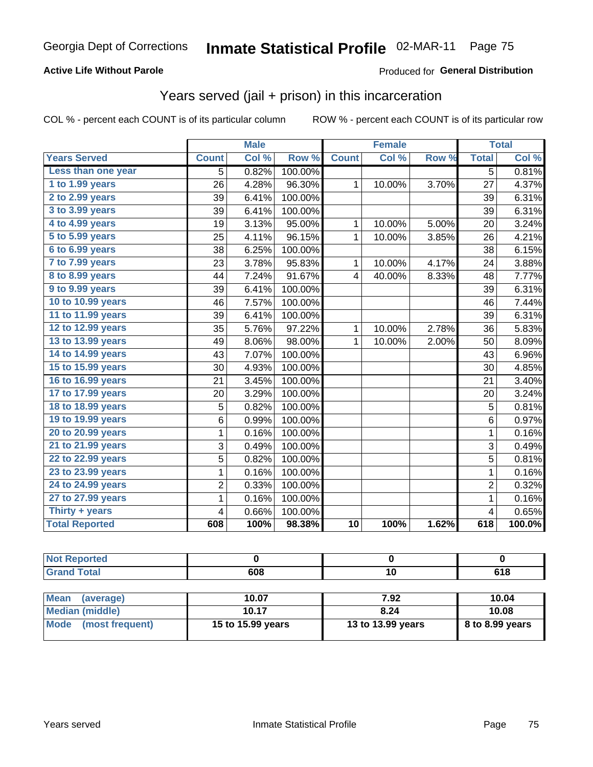Georgia Dept of Corrections **Inmate Statistical Profile** 02-MAR-11

**Active Life Without Parole**

Produced for **General Distribution**

## Years served (jail + prison) in this incarceration

COL % - percent each COUNT is of its particular column

ROW % - percent each COUNT is of its particular row

| | Male | | | Female | | | Total | |
|---|---|---|---|---|---|---|---|---|
| **Years Served** | **Count** | **Col %** | **Row %** | **Count** | **Col %** | **Row %** | **Total** | **Col %** |
| Less than one year | 5 | 0.82% | 100.00% | | | | 5 | 0.81% |
| 1 to 1.99 years | 26 | 4.28% | 96.30% | 1 | 10.00% | 3.70% | 27 | 4.37% |
| 2 to 2.99 years | 39 | 6.41% | 100.00% | | | | 39 | 6.31% |
| 3 to 3.99 years | 39 | 6.41% | 100.00% | | | | 39 | 6.31% |
| 4 to 4.99 years | 19 | 3.13% | 95.00% | 1 | 10.00% | 5.00% | 20 | 3.24% |
| 5 to 5.99 years | 25 | 4.11% | 96.15% | 1 | 10.00% | 3.85% | 26 | 4.21% |
| 6 to 6.99 years | 38 | 6.25% | 100.00% | | | | 38 | 6.15% |
| 7 to 7.99 years | 23 | 3.78% | 95.83% | 1 | 10.00% | 4.17% | 24 | 3.88% |
| 8 to 8.99 years | 44 | 7.24% | 91.67% | 4 | 40.00% | 8.33% | 48 | 7.77% |
| 9 to 9.99 years | 39 | 6.41% | 100.00% | | | | 39 | 6.31% |
| 10 to 10.99 years | 46 | 7.57% | 100.00% | | | | 46 | 7.44% |
| 11 to 11.99 years | 39 | 6.41% | 100.00% | | | | 39 | 6.31% |
| 12 to 12.99 years | 35 | 5.76% | 97.22% | 1 | 10.00% | 2.78% | 36 | 5.83% |
| 13 to 13.99 years | 49 | 8.06% | 98.00% | 1 | 10.00% | 2.00% | 50 | 8.09% |
| 14 to 14.99 years | 43 | 7.07% | 100.00% | | | | 43 | 6.96% |
| 15 to 15.99 years | 30 | 4.93% | 100.00% | | | | 30 | 4.85% |
| 16 to 16.99 years | 21 | 3.45% | 100.00% | | | | 21 | 3.40% |
| 17 to 17.99 years | 20 | 3.29% | 100.00% | | | | 20 | 3.24% |
| 18 to 18.99 years | 5 | 0.82% | 100.00% | | | | 5 | 0.81% |
| 19 to 19.99 years | 6 | 0.99% | 100.00% | | | | 6 | 0.97% |
| 20 to 20.99 years | 1 | 0.16% | 100.00% | | | | 1 | 0.16% |
| 21 to 21.99 years | 3 | 0.49% | 100.00% | | | | 3 | 0.49% |
| 22 to 22.99 years | 5 | 0.82% | 100.00% | | | | 5 | 0.81% |
| 23 to 23.99 years | 1 | 0.16% | 100.00% | | | | 1 | 0.16% |
| 24 to 24.99 years | 2 | 0.33% | 100.00% | | | | 2 | 0.32% |
| 27 to 27.99 years | 1 | 0.16% | 100.00% | | | | 1 | 0.16% |
| Thirty + years | 4 | 0.66% | 100.00% | | | | 4 | 0.65% |
| **Total Reported** | **608** | **100%** | **98.38%** | **10** | **100%** | **1.62%** | **618** | **100.0%** |

| | Male | Female | Total |
|---|---|---|---|
| Not Reported | 0 | 0 | 0 |
| Grand Total | 608 | 10 | 618 |

| | Male | Female | Total |
|---|---|---|---|
| Mean (average) | 10.07 | 7.92 | 10.04 |
| Median (middle) | 10.17 | 8.24 | 10.08 |
| Mode (most frequent) | 15 to 15.99 years | 13 to 13.99 years | 8 to 8.99 years |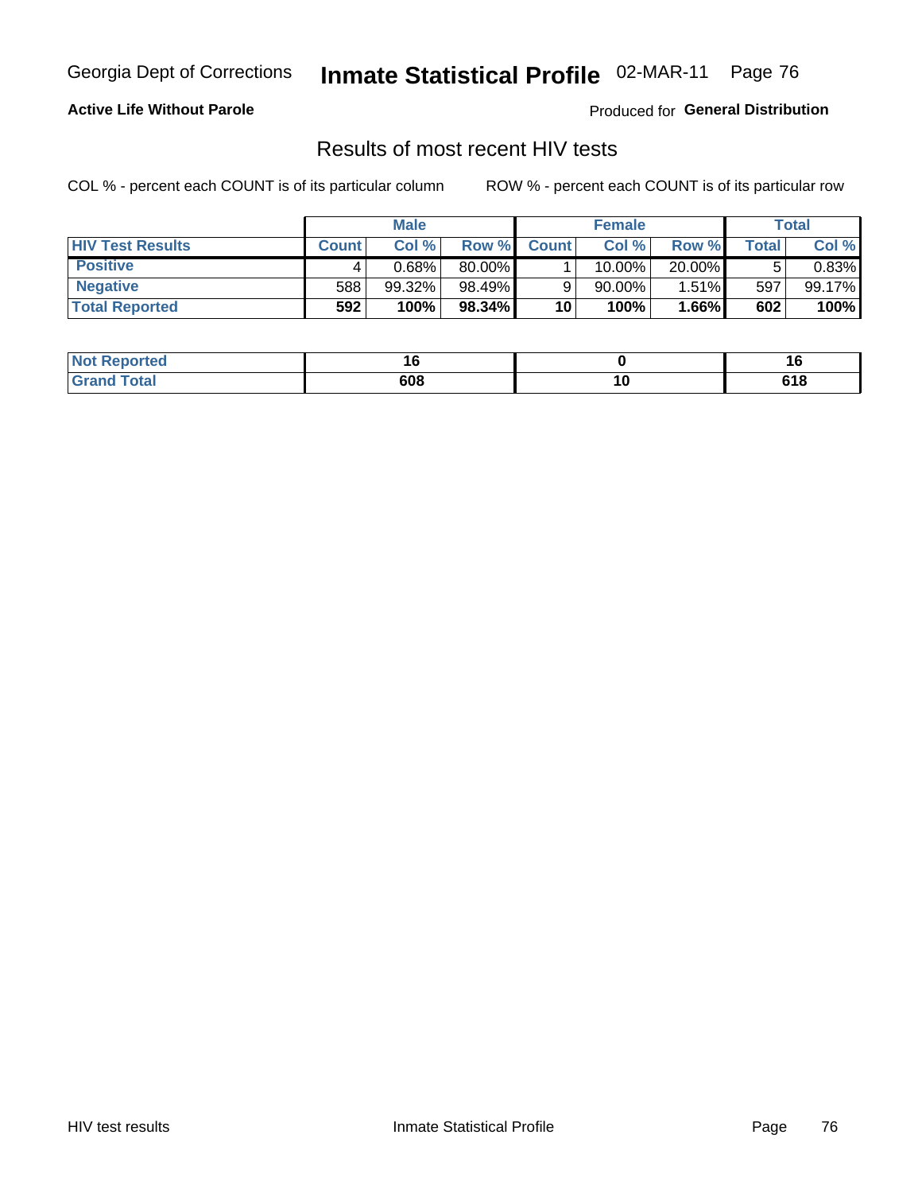Georgia Dept of Corrections **Inmate Statistical Profile** 02-MAR-11

**Active Life Without Parole**

Produced for **General Distribution**

## Results of most recent HIV tests

COL % - percent each COUNT is of its particular column

ROW % - percent each COUNT is of its particular row

| | Male | | | Female | | | Total | |
|---|---|---|---|---|---|---|---|---|
| **HIV Test Results** | **Count** | **Col %** | **Row %** | **Count** | **Col %** | **Row %** | **Total** | **Col %** |
| **Positive** | 4 | 0.68% | 80.00% | 1 | 10.00% | 20.00% | 5 | 0.83% |
| **Negative** | 588 | 99.32% | 98.49% | 9 | 90.00% | 1.51% | 597 | 99.17% |
| **Total Reported** | **592** | **100%** | **98.34%** | **10** | **100%** | **1.66%** | **602** | **100%** |

| | Male | Female | Total |
|---|---|---|---|
| **Not Reported** | **16** | **0** | **16** |
| **Grand Total** | **608** | **10** | **618** |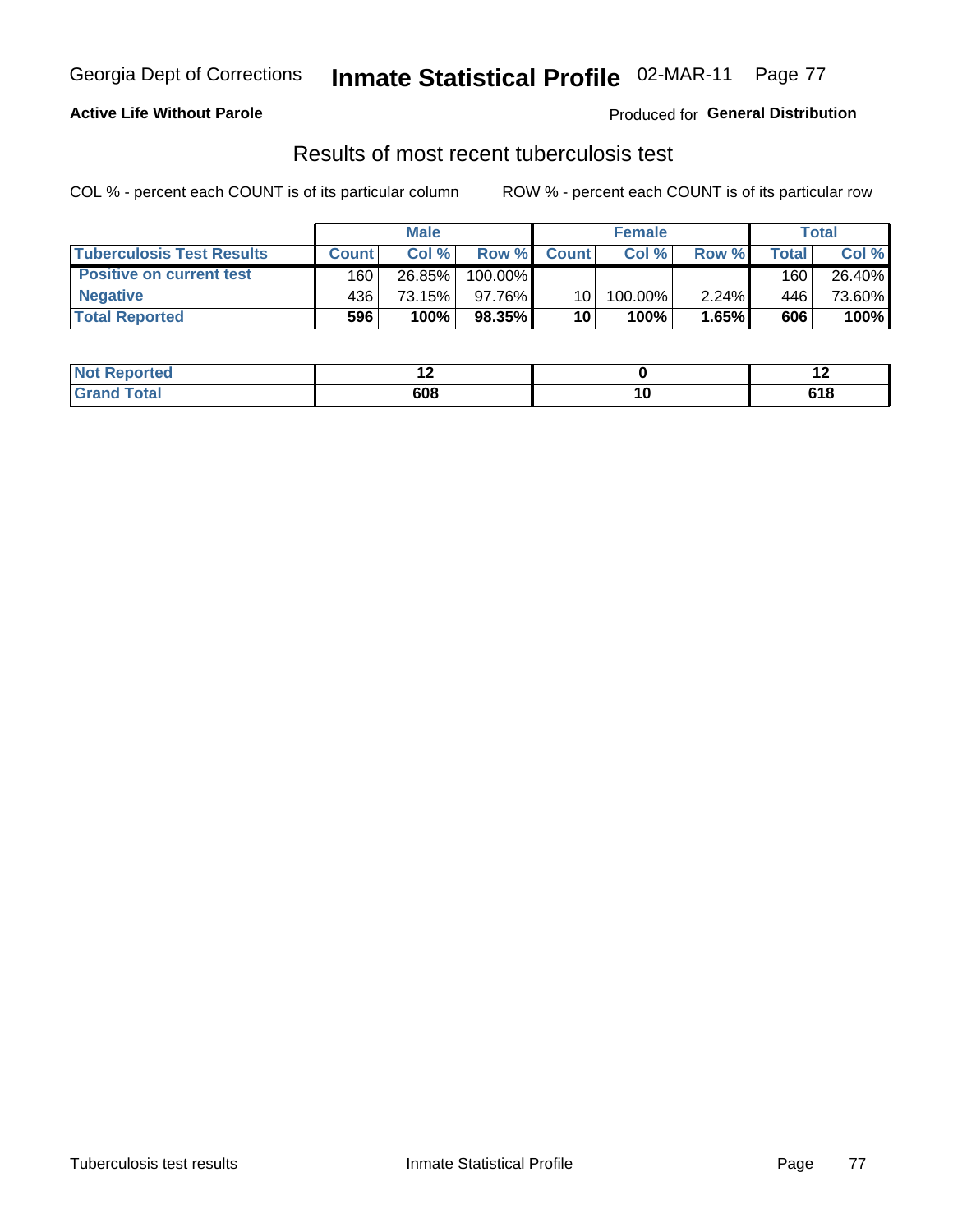Georgia Dept of Corrections **Inmate Statistical Profile** 02-MAR-11

**Active Life Without Parole**

Produced for **General Distribution**

## Results of most recent tuberculosis test

COL % - percent each COUNT is of its particular column

ROW % - percent each COUNT is of its particular row

| | Male | | | Female | | | Total | |
|---|---|---|---|---|---|---|---|---|
| **Tuberculosis Test Results** | **Count** | **Col %** | **Row %** | **Count** | **Col %** | **Row %** | **Total** | **Col %** |
| **Positive on current test** | 160 | 26.85% | 100.00% | | | | 160 | 26.40% |
| **Negative** | 436 | 73.15% | 97.76% | 10 | 100.00% | 2.24% | 446 | 73.60% |
| **Total Reported** | **596** | **100%** | **98.35%** | **10** | **100%** | **1.65%** | **606** | **100%** |

| | Male | Female | Total |
|---|---|---|---|
| **Not Reported** | **12** | **0** | **12** |
| **Grand Total** | **608** | **10** | **618** |

Tuberculosis test results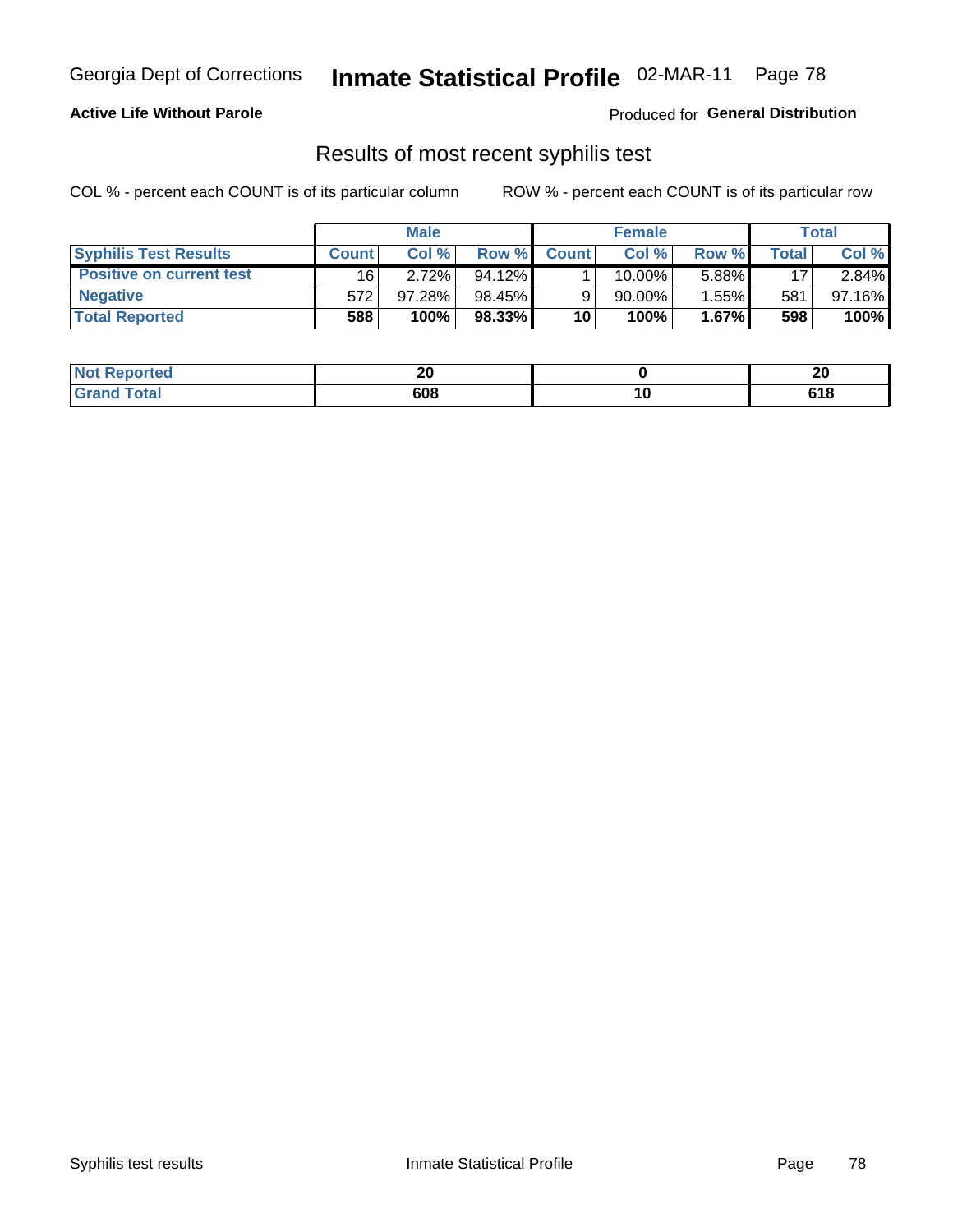Georgia Dept of Corrections **Inmate Statistical Profile** 02-MAR-11

**Active Life Without Parole**

Produced for **General Distribution**

## Results of most recent syphilis test

COL % - percent each COUNT is of its particular column        ROW % - percent each COUNT is of its particular row

| | Male | | | Female | | | Total | |
|---|---|---|---|---|---|---|---|---|
| **Syphilis Test Results** | **Count** | **Col %** | **Row %** | **Count** | **Col %** | **Row %** | **Total** | **Col %** |
| **Positive on current test** | 16 | 2.72% | 94.12% | 1 | 10.00% | 5.88% | 17 | 2.84% |
| **Negative** | 572 | 97.28% | 98.45% | 9 | 90.00% | 1.55% | 581 | 97.16% |
| **Total Reported** | **588** | **100%** | **98.33%** | **10** | **100%** | **1.67%** | **598** | **100%** |

| | Male | Female | Total |
|---|---|---|---|
| **Not Reported** | **20** | **0** | **20** |
| **Grand Total** | **608** | **10** | **618** |

Syphilis test results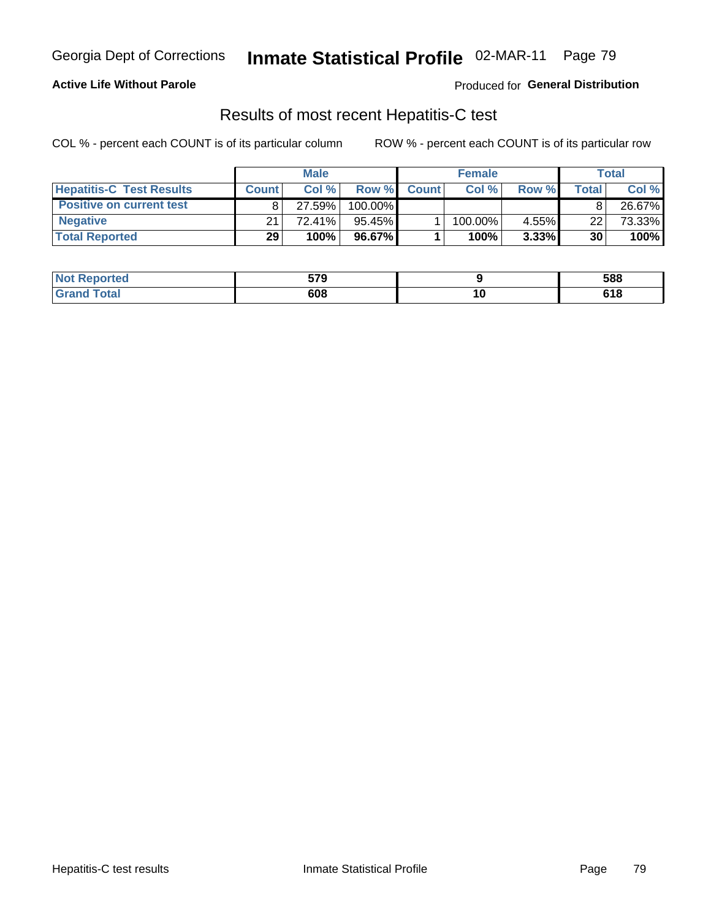Georgia Dept of Corrections **Inmate Statistical Profile** 02-MAR-11

**Active Life Without Parole**

Produced for **General Distribution**

## Results of most recent Hepatitis-C test

COL % - percent each COUNT is of its particular column ROW % - percent each COUNT is of its particular row

| | Male | | | Female | | | Total | |
|---|---|---|---|---|---|---|---|---|
| **Hepatitis-C Test Results** | **Count** | **Col %** | **Row %** | **Count** | **Col %** | **Row %** | **Total** | **Col %** |
| **Positive on current test** | 8 | 27.59% | 100.00% | | | | 8 | 26.67% |
| **Negative** | 21 | 72.41% | 95.45% | 1 | 100.00% | 4.55% | 22 | 73.33% |
| **Total Reported** | **29** | **100%** | **96.67%** | **1** | **100%** | **3.33%** | **30** | **100%** |

| | Male | Female | Total |
|---|---|---|---|
| **Not Reported** | **579** | **9** | **588** |
| **Grand Total** | **608** | **10** | **618** |